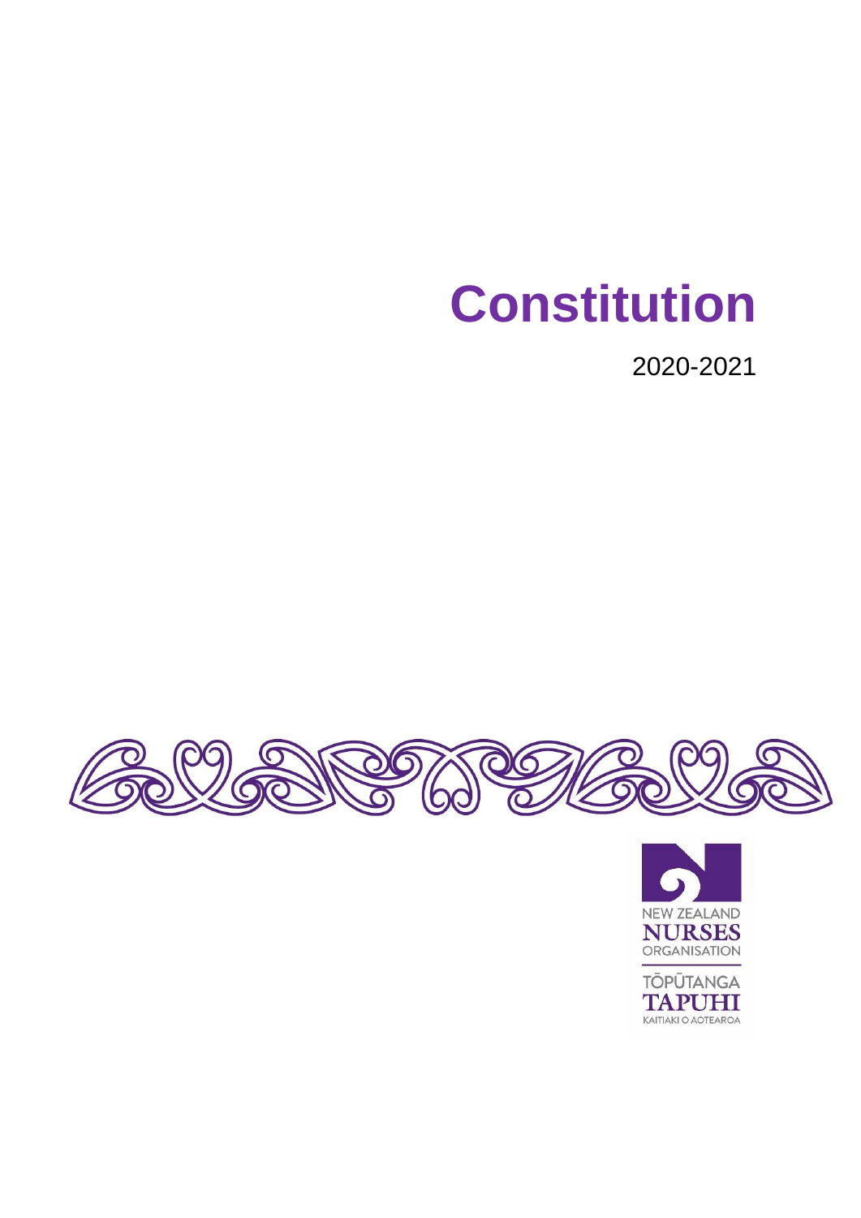# Constitution

2020-2021

NEW ZEALAND NURSES ORGANISATION

TŌPŪTANGA TAPUHI KAITIAKI O AOTEAROA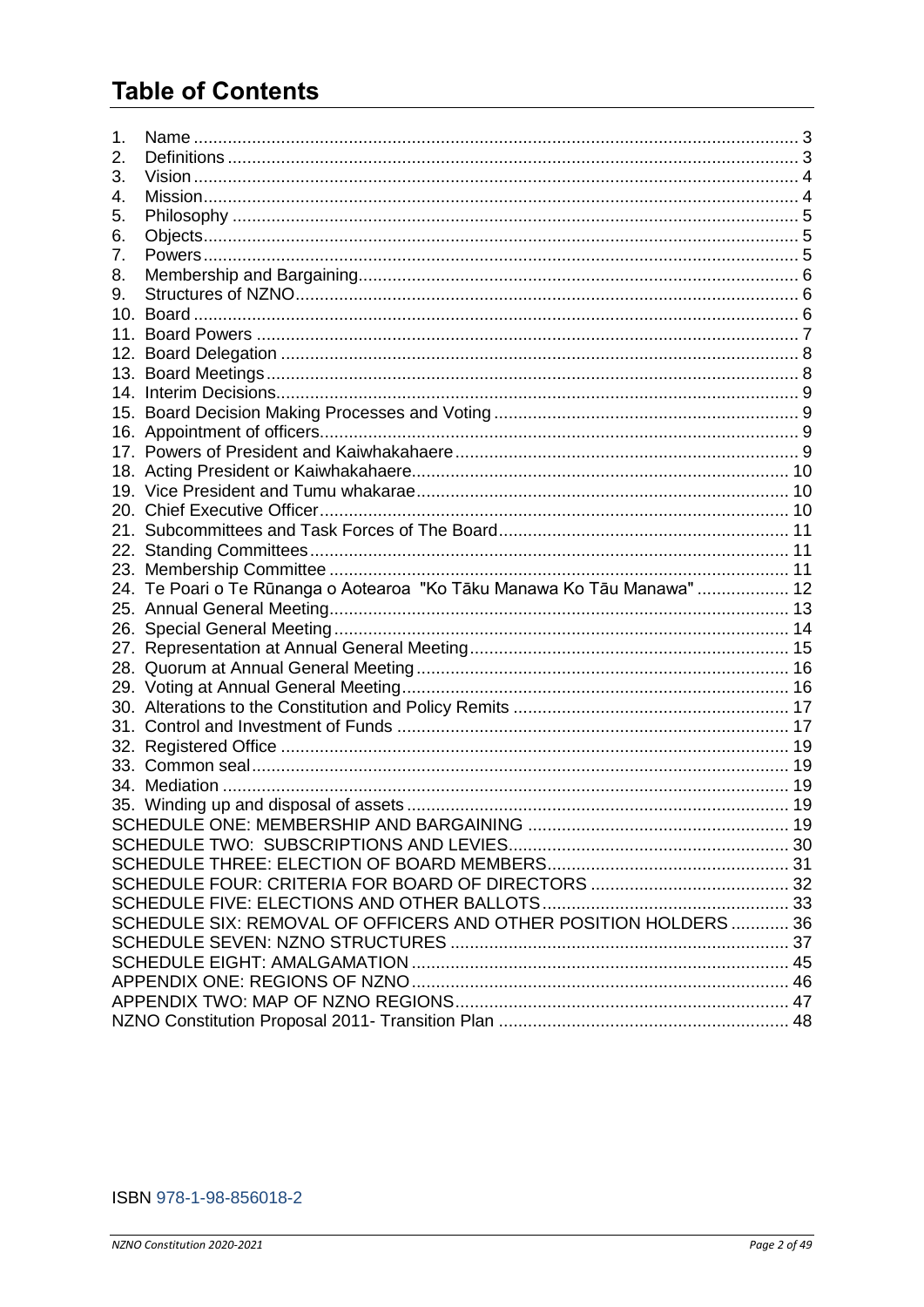# Table of Contents

1. Name ........................................................................................................... 3
2. Definitions ..................................................................................................... 3
3. Vision ............................................................................................................ 4
4. Mission........................................................................................................... 4
5. Philosophy ..................................................................................................... 5
6. Objects............................................................................................................ 5
7. Powers............................................................................................................ 5
8. Membership and Bargaining............................................................................ 6
9. Structures of NZNO......................................................................................... 6
10. Board ............................................................................................................ 6
11. Board Powers ............................................................................................... 7
12. Board Delegation .......................................................................................... 8
13. Board Meetings............................................................................................. 8
14. Interim Decisions........................................................................................... 9
15. Board Decision Making Processes and Voting .............................................. 9
16. Appointment of officers.................................................................................. 9
17. Powers of President and Kaiwhakahaere ...................................................... 9
18. Acting President or Kaiwhakahaere.............................................................. 10
19. Vice President and Tumu whakarae............................................................. 10
20. Chief Executive Officer................................................................................. 10
21. Subcommittees and Task Forces of The Board............................................ 11
22. Standing Committees................................................................................... 11
23. Membership Committee ............................................................................... 11
24. Te Poari o Te Rūnanga o Aotearoa "Ko Tāku Manawa Ko Tāu Manawa" ................... 12
25. Annual General Meeting............................................................................... 13
26. Special General Meeting.............................................................................. 14
27. Representation at Annual General Meeting.................................................. 15
28. Quorum at Annual General Meeting............................................................. 16
29. Voting at Annual General Meeting................................................................ 16
30. Alterations to the Constitution and Policy Remits ......................................... 17
31. Control and Investment of Funds ................................................................. 17
32. Registered Office ......................................................................................... 19
33. Common seal............................................................................................... 19
34. Mediation ..................................................................................................... 19
35. Winding up and disposal of assets............................................................... 19

SCHEDULE ONE: MEMBERSHIP AND BARGAINING ...................................... 19
SCHEDULE TWO: SUBSCRIPTIONS AND LEVIES.......................................... 30
SCHEDULE THREE: ELECTION OF BOARD MEMBERS.................................. 31
SCHEDULE FOUR: CRITERIA FOR BOARD OF DIRECTORS ......................... 32
SCHEDULE FIVE: ELECTIONS AND OTHER BALLOTS.................................. 33
SCHEDULE SIX: REMOVAL OF OFFICERS AND OTHER POSITION HOLDERS ............ 36
SCHEDULE SEVEN: NZNO STRUCTURES ...................................................... 37
SCHEDULE EIGHT: AMALGAMATION .............................................................. 45
APPENDIX ONE: REGIONS OF NZNO.............................................................. 46
APPENDIX TWO: MAP OF NZNO REGIONS..................................................... 47
NZNO Constitution Proposal 2011- Transition Plan ............................................ 48

ISBN 978-1-98-856018-2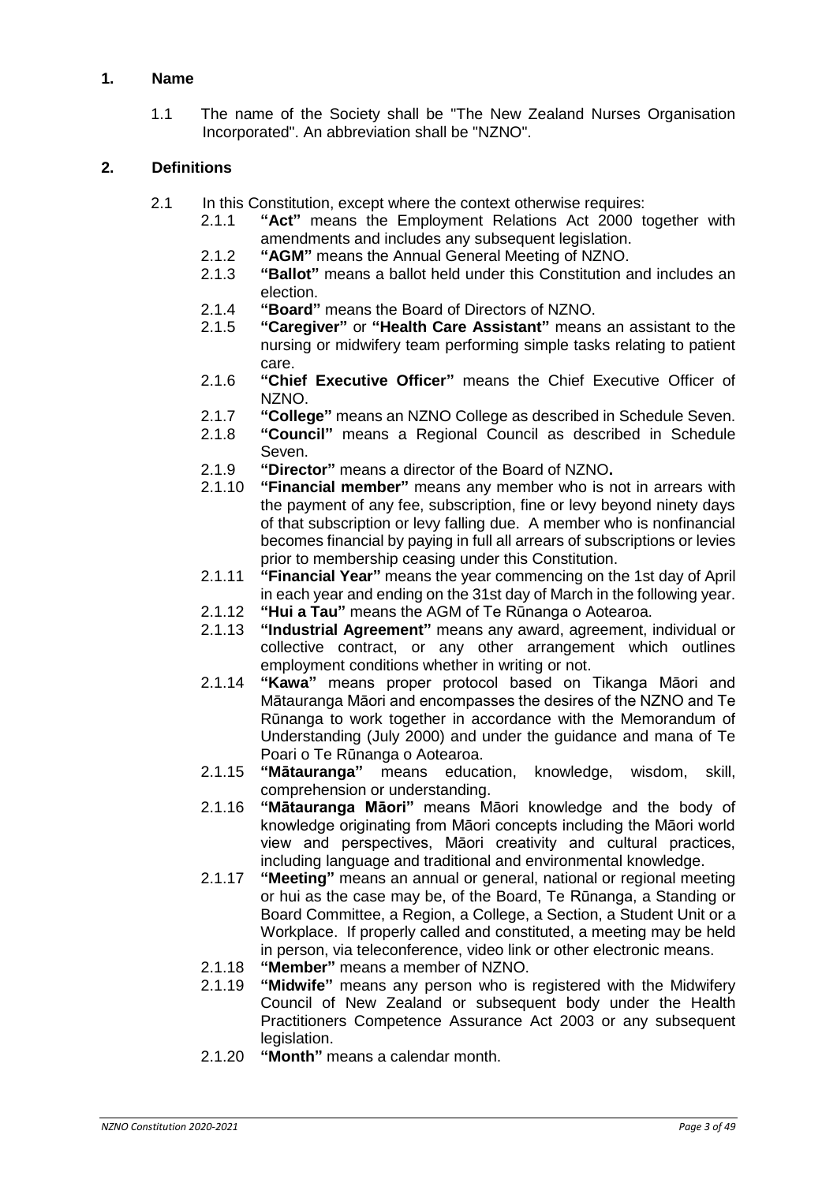## 1. Name

1.1 The name of the Society shall be "The New Zealand Nurses Organisation Incorporated". An abbreviation shall be "NZNO".

## 2. Definitions

2.1 In this Constitution, except where the context otherwise requires:

2.1.1 **"Act"** means the Employment Relations Act 2000 together with amendments and includes any subsequent legislation.

2.1.2 **"AGM"** means the Annual General Meeting of NZNO.

2.1.3 **"Ballot"** means a ballot held under this Constitution and includes an election.

2.1.4 **"Board"** means the Board of Directors of NZNO.

2.1.5 **"Caregiver"** or **"Health Care Assistant"** means an assistant to the nursing or midwifery team performing simple tasks relating to patient care.

2.1.6 **"Chief Executive Officer"** means the Chief Executive Officer of NZNO.

2.1.7 **"College"** means an NZNO College as described in Schedule Seven.

2.1.8 **"Council"** means a Regional Council as described in Schedule Seven.

2.1.9 **"Director"** means a director of the Board of NZNO**.**

2.1.10 **"Financial member"** means any member who is not in arrears with the payment of any fee, subscription, fine or levy beyond ninety days of that subscription or levy falling due. A member who is nonfinancial becomes financial by paying in full all arrears of subscriptions or levies prior to membership ceasing under this Constitution.

2.1.11 **"Financial Year"** means the year commencing on the 1st day of April in each year and ending on the 31st day of March in the following year.

2.1.12 **"Hui a Tau"** means the AGM of Te Rūnanga o Aotearoa.

2.1.13 **"Industrial Agreement"** means any award, agreement, individual or collective contract, or any other arrangement which outlines employment conditions whether in writing or not.

2.1.14 **"Kawa"** means proper protocol based on Tikanga Māori and Mātauranga Māori and encompasses the desires of the NZNO and Te Rūnanga to work together in accordance with the Memorandum of Understanding (July 2000) and under the guidance and mana of Te Poari o Te Rūnanga o Aotearoa.

2.1.15 **"Mātauranga"** means education, knowledge, wisdom, skill, comprehension or understanding.

2.1.16 **"Mātauranga Māori"** means Māori knowledge and the body of knowledge originating from Māori concepts including the Māori world view and perspectives, Māori creativity and cultural practices, including language and traditional and environmental knowledge.

2.1.17 **"Meeting"** means an annual or general, national or regional meeting or hui as the case may be, of the Board, Te Rūnanga, a Standing or Board Committee, a Region, a College, a Section, a Student Unit or a Workplace. If properly called and constituted, a meeting may be held in person, via teleconference, video link or other electronic means.

2.1.18 **"Member"** means a member of NZNO.

2.1.19 **"Midwife"** means any person who is registered with the Midwifery Council of New Zealand or subsequent body under the Health Practitioners Competence Assurance Act 2003 or any subsequent legislation.

2.1.20 **"Month"** means a calendar month.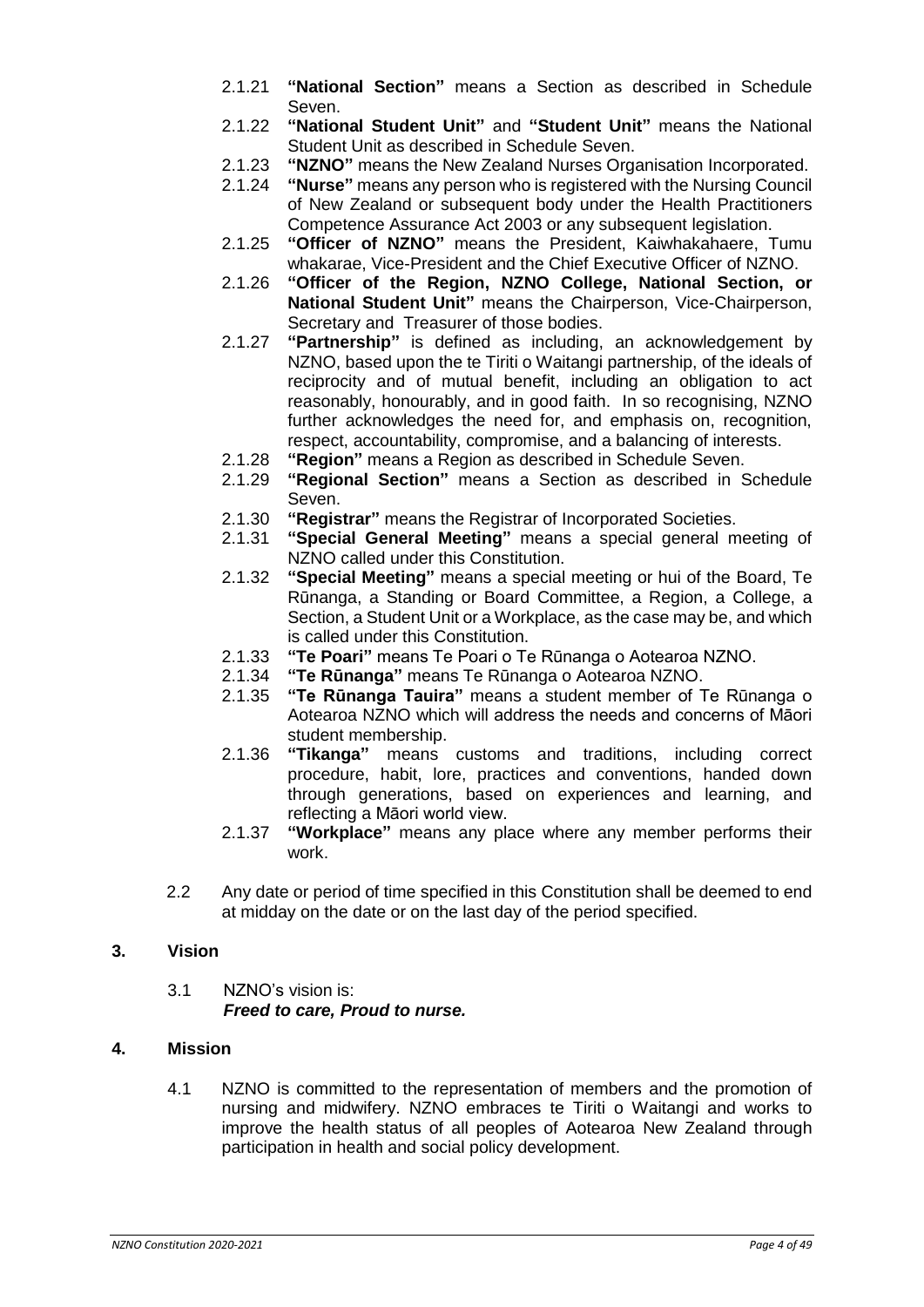2.1.21 **"National Section"** means a Section as described in Schedule Seven.

2.1.22 **"National Student Unit"** and **"Student Unit"** means the National Student Unit as described in Schedule Seven.

2.1.23 **"NZNO"** means the New Zealand Nurses Organisation Incorporated.

2.1.24 **"Nurse"** means any person who is registered with the Nursing Council of New Zealand or subsequent body under the Health Practitioners Competence Assurance Act 2003 or any subsequent legislation.

2.1.25 **"Officer of NZNO"** means the President, Kaiwhakahaere, Tumu whakarae, Vice-President and the Chief Executive Officer of NZNO.

2.1.26 **"Officer of the Region, NZNO College, National Section, or National Student Unit"** means the Chairperson, Vice-Chairperson, Secretary and Treasurer of those bodies.

2.1.27 **"Partnership"** is defined as including, an acknowledgement by NZNO, based upon the te Tiriti o Waitangi partnership, of the ideals of reciprocity and of mutual benefit, including an obligation to act reasonably, honourably, and in good faith. In so recognising, NZNO further acknowledges the need for, and emphasis on, recognition, respect, accountability, compromise, and a balancing of interests.

2.1.28 **"Region"** means a Region as described in Schedule Seven.

2.1.29 **"Regional Section"** means a Section as described in Schedule Seven.

2.1.30 **"Registrar"** means the Registrar of Incorporated Societies.

2.1.31 **"Special General Meeting"** means a special general meeting of NZNO called under this Constitution.

2.1.32 **"Special Meeting"** means a special meeting or hui of the Board, Te Rūnanga, a Standing or Board Committee, a Region, a College, a Section, a Student Unit or a Workplace, as the case may be, and which is called under this Constitution.

2.1.33 **"Te Poari"** means Te Poari o Te Rūnanga o Aotearoa NZNO.

2.1.34 **"Te Rūnanga"** means Te Rūnanga o Aotearoa NZNO.

2.1.35 **"Te Rūnanga Tauira"** means a student member of Te Rūnanga o Aotearoa NZNO which will address the needs and concerns of Māori student membership.

2.1.36 **"Tikanga"** means customs and traditions, including correct procedure, habit, lore, practices and conventions, handed down through generations, based on experiences and learning, and reflecting a Māori world view.

2.1.37 **"Workplace"** means any place where any member performs their work.

2.2 Any date or period of time specified in this Constitution shall be deemed to end at midday on the date or on the last day of the period specified.

## 3. Vision

3.1 NZNO's vision is:
***Freed to care, Proud to nurse.***

## 4. Mission

4.1 NZNO is committed to the representation of members and the promotion of nursing and midwifery. NZNO embraces te Tiriti o Waitangi and works to improve the health status of all peoples of Aotearoa New Zealand through participation in health and social policy development.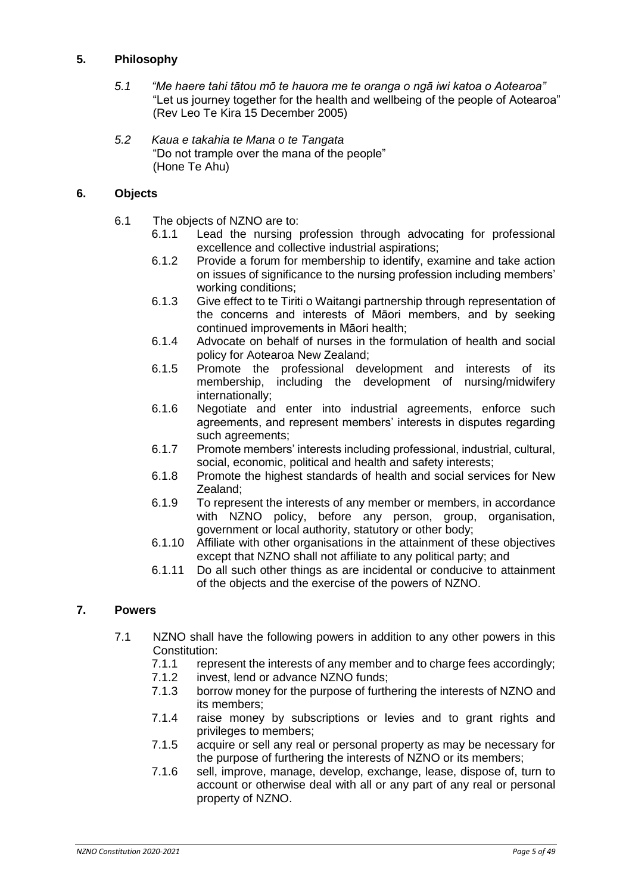## 5. Philosophy

5.1 *"Me haere tahi tātou mō te hauora me te oranga o ngā iwi katoa o Aotearoa"*
"Let us journey together for the health and wellbeing of the people of Aotearoa" (Rev Leo Te Kira 15 December 2005)

5.2 *Kaua e takahia te Mana o te Tangata*
"Do not trample over the mana of the people" (Hone Te Ahu)

## 6. Objects

6.1 The objects of NZNO are to:

6.1.1 Lead the nursing profession through advocating for professional excellence and collective industrial aspirations;

6.1.2 Provide a forum for membership to identify, examine and take action on issues of significance to the nursing profession including members' working conditions;

6.1.3 Give effect to te Tiriti o Waitangi partnership through representation of the concerns and interests of Māori members, and by seeking continued improvements in Māori health;

6.1.4 Advocate on behalf of nurses in the formulation of health and social policy for Aotearoa New Zealand;

6.1.5 Promote the professional development and interests of its membership, including the development of nursing/midwifery internationally;

6.1.6 Negotiate and enter into industrial agreements, enforce such agreements, and represent members' interests in disputes regarding such agreements;

6.1.7 Promote members' interests including professional, industrial, cultural, social, economic, political and health and safety interests;

6.1.8 Promote the highest standards of health and social services for New Zealand;

6.1.9 To represent the interests of any member or members, in accordance with NZNO policy, before any person, group, organisation, government or local authority, statutory or other body;

6.1.10 Affiliate with other organisations in the attainment of these objectives except that NZNO shall not affiliate to any political party; and

6.1.11 Do all such other things as are incidental or conducive to attainment of the objects and the exercise of the powers of NZNO.

## 7. Powers

7.1 NZNO shall have the following powers in addition to any other powers in this Constitution:

7.1.1 represent the interests of any member and to charge fees accordingly;

7.1.2 invest, lend or advance NZNO funds;

7.1.3 borrow money for the purpose of furthering the interests of NZNO and its members;

7.1.4 raise money by subscriptions or levies and to grant rights and privileges to members;

7.1.5 acquire or sell any real or personal property as may be necessary for the purpose of furthering the interests of NZNO or its members;

7.1.6 sell, improve, manage, develop, exchange, lease, dispose of, turn to account or otherwise deal with all or any part of any real or personal property of NZNO.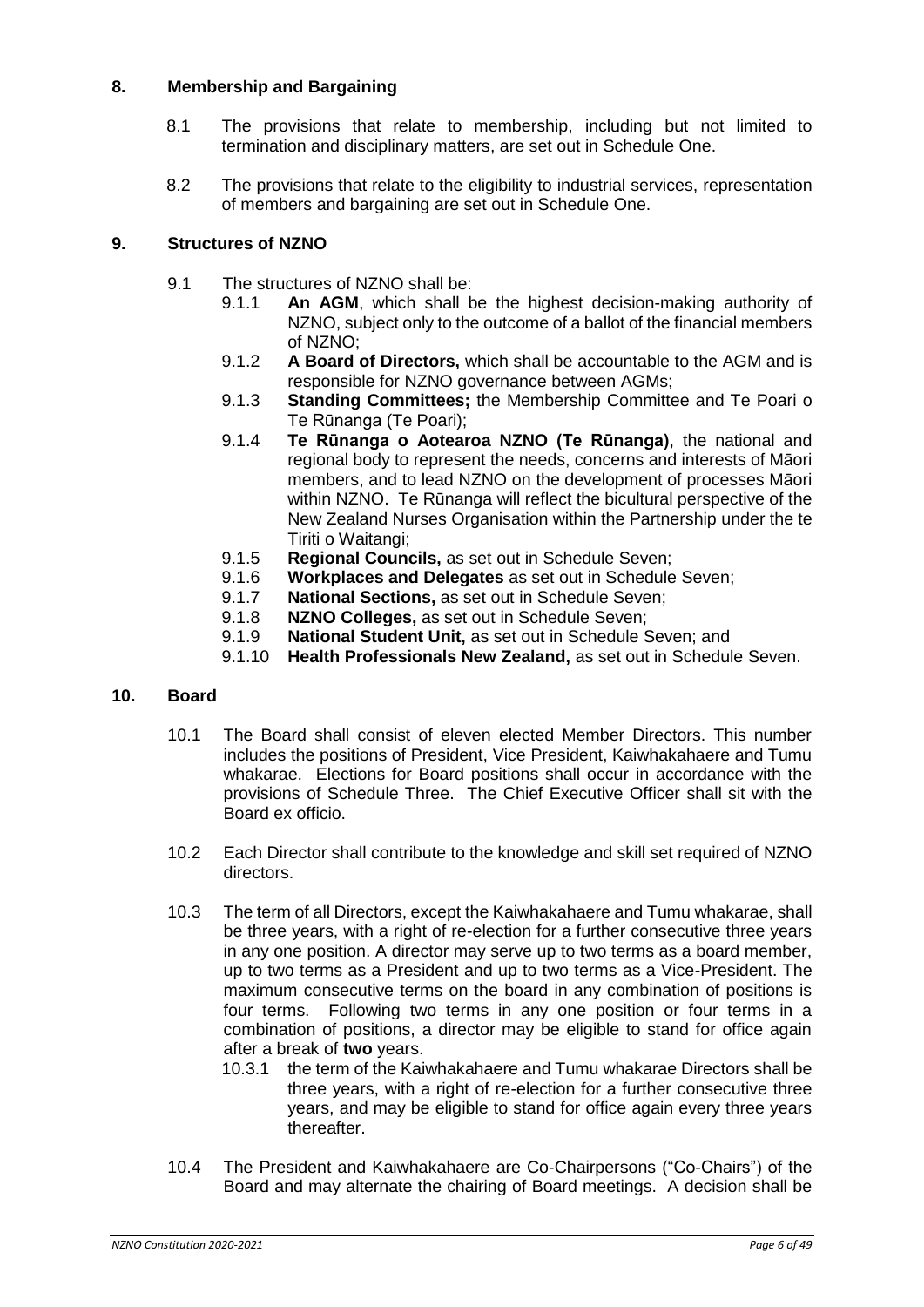## 8. Membership and Bargaining

8.1 The provisions that relate to membership, including but not limited to termination and disciplinary matters, are set out in Schedule One.

8.2 The provisions that relate to the eligibility to industrial services, representation of members and bargaining are set out in Schedule One.

## 9. Structures of NZNO

9.1 The structures of NZNO shall be:

- 9.1.1 **An AGM**, which shall be the highest decision-making authority of NZNO, subject only to the outcome of a ballot of the financial members of NZNO;
- 9.1.2 **A Board of Directors,** which shall be accountable to the AGM and is responsible for NZNO governance between AGMs;
- 9.1.3 **Standing Committees;** the Membership Committee and Te Poari o Te Rūnanga (Te Poari);
- 9.1.4 **Te Rūnanga o Aotearoa NZNO (Te Rūnanga)**, the national and regional body to represent the needs, concerns and interests of Māori members, and to lead NZNO on the development of processes Māori within NZNO. Te Rūnanga will reflect the bicultural perspective of the New Zealand Nurses Organisation within the Partnership under the te Tiriti o Waitangi;
- 9.1.5 **Regional Councils,** as set out in Schedule Seven;
- 9.1.6 **Workplaces and Delegates** as set out in Schedule Seven;
- 9.1.7 **National Sections,** as set out in Schedule Seven;
- 9.1.8 **NZNO Colleges,** as set out in Schedule Seven;
- 9.1.9 **National Student Unit,** as set out in Schedule Seven; and
- 9.1.10 **Health Professionals New Zealand,** as set out in Schedule Seven.

## 10. Board

10.1 The Board shall consist of eleven elected Member Directors. This number includes the positions of President, Vice President, Kaiwhakahaere and Tumu whakarae. Elections for Board positions shall occur in accordance with the provisions of Schedule Three. The Chief Executive Officer shall sit with the Board ex officio.

10.2 Each Director shall contribute to the knowledge and skill set required of NZNO directors.

10.3 The term of all Directors, except the Kaiwhakahaere and Tumu whakarae, shall be three years, with a right of re-election for a further consecutive three years in any one position. A director may serve up to two terms as a board member, up to two terms as a President and up to two terms as a Vice-President. The maximum consecutive terms on the board in any combination of positions is four terms. Following two terms in any one position or four terms in a combination of positions, a director may be eligible to stand for office again after a break of **two** years.

- 10.3.1 the term of the Kaiwhakahaere and Tumu whakarae Directors shall be three years, with a right of re-election for a further consecutive three years, and may be eligible to stand for office again every three years thereafter.

10.4 The President and Kaiwhakahaere are Co-Chairpersons ("Co-Chairs") of the Board and may alternate the chairing of Board meetings. A decision shall be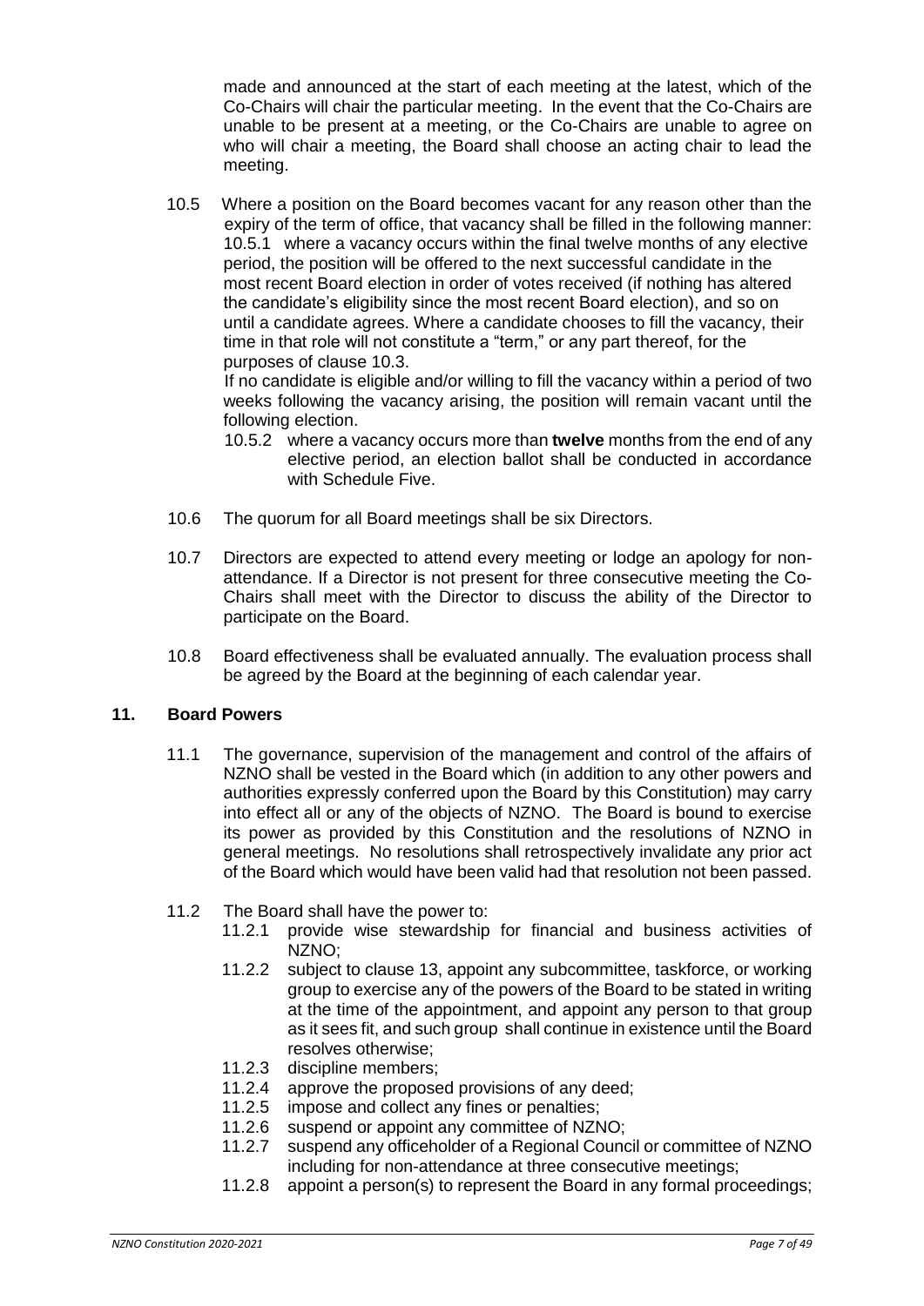made and announced at the start of each meeting at the latest, which of the Co-Chairs will chair the particular meeting. In the event that the Co-Chairs are unable to be present at a meeting, or the Co-Chairs are unable to agree on who will chair a meeting, the Board shall choose an acting chair to lead the meeting.

10.5 Where a position on the Board becomes vacant for any reason other than the expiry of the term of office, that vacancy shall be filled in the following manner:

10.5.1 where a vacancy occurs within the final twelve months of any elective period, the position will be offered to the next successful candidate in the most recent Board election in order of votes received (if nothing has altered the candidate's eligibility since the most recent Board election), and so on until a candidate agrees. Where a candidate chooses to fill the vacancy, their time in that role will not constitute a "term," or any part thereof, for the purposes of clause 10.3.

If no candidate is eligible and/or willing to fill the vacancy within a period of two weeks following the vacancy arising, the position will remain vacant until the following election.

10.5.2 where a vacancy occurs more than **twelve** months from the end of any elective period, an election ballot shall be conducted in accordance with Schedule Five.

10.6 The quorum for all Board meetings shall be six Directors.

10.7 Directors are expected to attend every meeting or lodge an apology for non-attendance. If a Director is not present for three consecutive meeting the Co-Chairs shall meet with the Director to discuss the ability of the Director to participate on the Board.

10.8 Board effectiveness shall be evaluated annually. The evaluation process shall be agreed by the Board at the beginning of each calendar year.

## 11. Board Powers

11.1 The governance, supervision of the management and control of the affairs of NZNO shall be vested in the Board which (in addition to any other powers and authorities expressly conferred upon the Board by this Constitution) may carry into effect all or any of the objects of NZNO. The Board is bound to exercise its power as provided by this Constitution and the resolutions of NZNO in general meetings. No resolutions shall retrospectively invalidate any prior act of the Board which would have been valid had that resolution not been passed.

11.2 The Board shall have the power to:

11.2.1 provide wise stewardship for financial and business activities of NZNO;

11.2.2 subject to clause 13, appoint any subcommittee, taskforce, or working group to exercise any of the powers of the Board to be stated in writing at the time of the appointment, and appoint any person to that group as it sees fit, and such group shall continue in existence until the Board resolves otherwise;

11.2.3 discipline members;

11.2.4 approve the proposed provisions of any deed;

11.2.5 impose and collect any fines or penalties;

11.2.6 suspend or appoint any committee of NZNO;

11.2.7 suspend any officeholder of a Regional Council or committee of NZNO including for non-attendance at three consecutive meetings;

11.2.8 appoint a person(s) to represent the Board in any formal proceedings;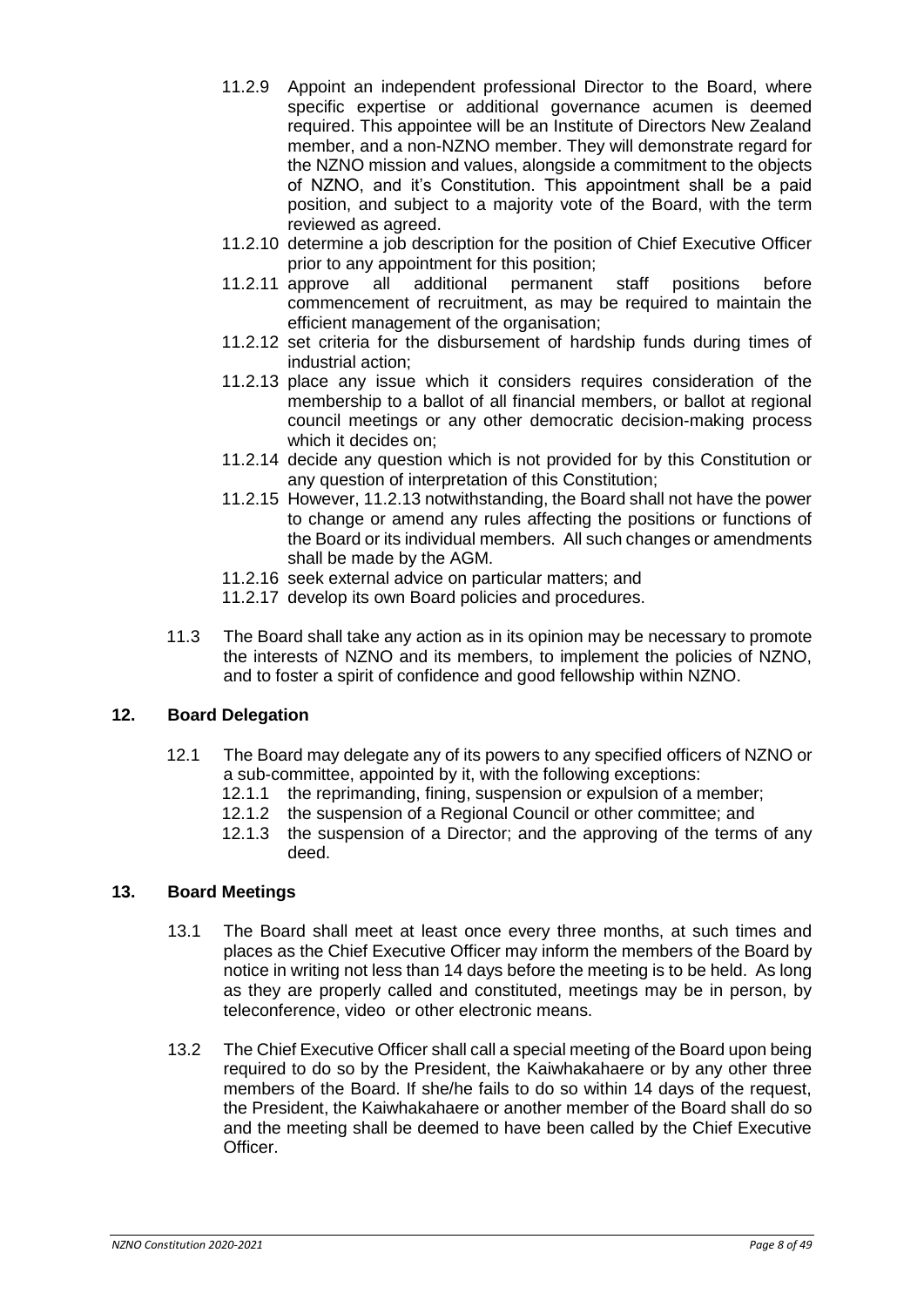11.2.9 Appoint an independent professional Director to the Board, where specific expertise or additional governance acumen is deemed required. This appointee will be an Institute of Directors New Zealand member, and a non-NZNO member. They will demonstrate regard for the NZNO mission and values, alongside a commitment to the objects of NZNO, and it's Constitution. This appointment shall be a paid position, and subject to a majority vote of the Board, with the term reviewed as agreed.

11.2.10 determine a job description for the position of Chief Executive Officer prior to any appointment for this position;

11.2.11 approve all additional permanent staff positions before commencement of recruitment, as may be required to maintain the efficient management of the organisation;

11.2.12 set criteria for the disbursement of hardship funds during times of industrial action;

11.2.13 place any issue which it considers requires consideration of the membership to a ballot of all financial members, or ballot at regional council meetings or any other democratic decision-making process which it decides on;

11.2.14 decide any question which is not provided for by this Constitution or any question of interpretation of this Constitution;

11.2.15 However, 11.2.13 notwithstanding, the Board shall not have the power to change or amend any rules affecting the positions or functions of the Board or its individual members. All such changes or amendments shall be made by the AGM.

11.2.16 seek external advice on particular matters; and

11.2.17 develop its own Board policies and procedures.

11.3 The Board shall take any action as in its opinion may be necessary to promote the interests of NZNO and its members, to implement the policies of NZNO, and to foster a spirit of confidence and good fellowship within NZNO.

## 12. Board Delegation

12.1 The Board may delegate any of its powers to any specified officers of NZNO or a sub-committee, appointed by it, with the following exceptions:

12.1.1 the reprimanding, fining, suspension or expulsion of a member;

12.1.2 the suspension of a Regional Council or other committee; and

12.1.3 the suspension of a Director; and the approving of the terms of any deed.

## 13. Board Meetings

13.1 The Board shall meet at least once every three months, at such times and places as the Chief Executive Officer may inform the members of the Board by notice in writing not less than 14 days before the meeting is to be held. As long as they are properly called and constituted, meetings may be in person, by teleconference, video or other electronic means.

13.2 The Chief Executive Officer shall call a special meeting of the Board upon being required to do so by the President, the Kaiwhakahaere or by any other three members of the Board. If she/he fails to do so within 14 days of the request, the President, the Kaiwhakahaere or another member of the Board shall do so and the meeting shall be deemed to have been called by the Chief Executive Officer.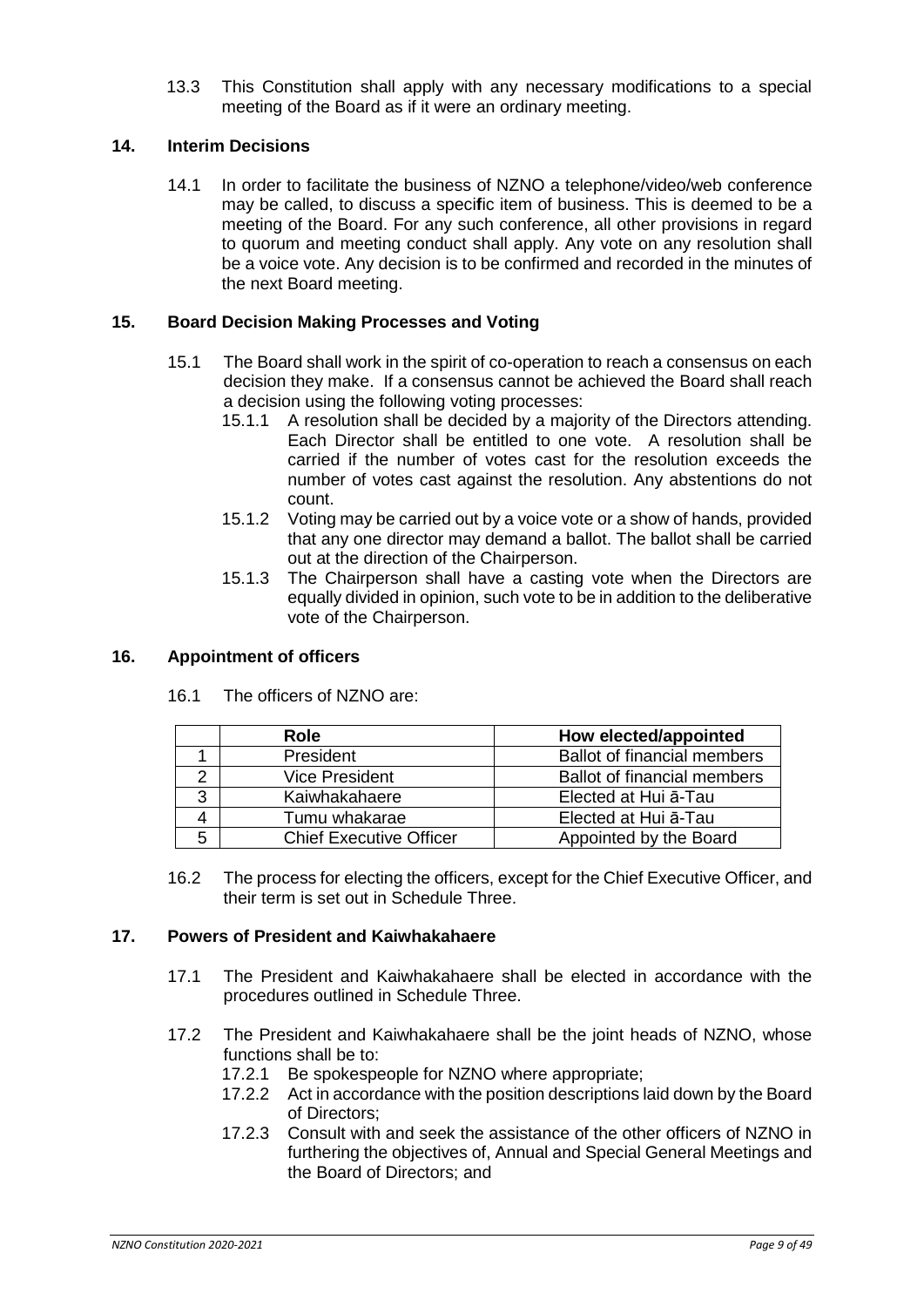13.3 This Constitution shall apply with any necessary modifications to a special meeting of the Board as if it were an ordinary meeting.

## 14. Interim Decisions

14.1 In order to facilitate the business of NZNO a telephone/video/web conference may be called, to discuss a specific item of business. This is deemed to be a meeting of the Board. For any such conference, all other provisions in regard to quorum and meeting conduct shall apply. Any vote on any resolution shall be a voice vote. Any decision is to be confirmed and recorded in the minutes of the next Board meeting.

## 15. Board Decision Making Processes and Voting

15.1 The Board shall work in the spirit of co-operation to reach a consensus on each decision they make. If a consensus cannot be achieved the Board shall reach a decision using the following voting processes:

15.1.1 A resolution shall be decided by a majority of the Directors attending. Each Director shall be entitled to one vote. A resolution shall be carried if the number of votes cast for the resolution exceeds the number of votes cast against the resolution. Any abstentions do not count.

15.1.2 Voting may be carried out by a voice vote or a show of hands, provided that any one director may demand a ballot. The ballot shall be carried out at the direction of the Chairperson.

15.1.3 The Chairperson shall have a casting vote when the Directors are equally divided in opinion, such vote to be in addition to the deliberative vote of the Chairperson.

## 16. Appointment of officers

16.1 The officers of NZNO are:

| | Role | How elected/appointed |
|---|---|---|
| 1 | President | Ballot of financial members |
| 2 | Vice President | Ballot of financial members |
| 3 | Kaiwhakahaere | Elected at Hui ā-Tau |
| 4 | Tumu whakarae | Elected at Hui ā-Tau |
| 5 | Chief Executive Officer | Appointed by the Board |

16.2 The process for electing the officers, except for the Chief Executive Officer, and their term is set out in Schedule Three.

## 17. Powers of President and Kaiwhakahaere

17.1 The President and Kaiwhakahaere shall be elected in accordance with the procedures outlined in Schedule Three.

17.2 The President and Kaiwhakahaere shall be the joint heads of NZNO, whose functions shall be to:

17.2.1 Be spokespeople for NZNO where appropriate;

17.2.2 Act in accordance with the position descriptions laid down by the Board of Directors;

17.2.3 Consult with and seek the assistance of the other officers of NZNO in furthering the objectives of, Annual and Special General Meetings and the Board of Directors; and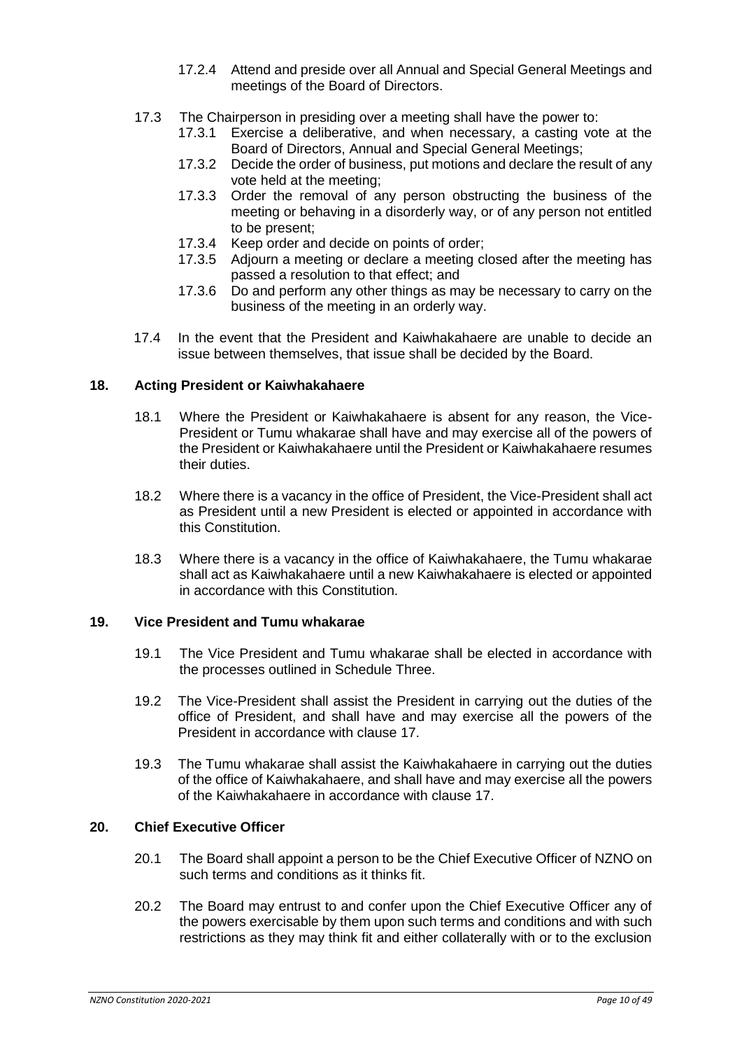17.2.4 Attend and preside over all Annual and Special General Meetings and meetings of the Board of Directors.

17.3 The Chairperson in presiding over a meeting shall have the power to:

17.3.1 Exercise a deliberative, and when necessary, a casting vote at the Board of Directors, Annual and Special General Meetings;

17.3.2 Decide the order of business, put motions and declare the result of any vote held at the meeting;

17.3.3 Order the removal of any person obstructing the business of the meeting or behaving in a disorderly way, or of any person not entitled to be present;

17.3.4 Keep order and decide on points of order;

17.3.5 Adjourn a meeting or declare a meeting closed after the meeting has passed a resolution to that effect; and

17.3.6 Do and perform any other things as may be necessary to carry on the business of the meeting in an orderly way.

17.4 In the event that the President and Kaiwhakahaere are unable to decide an issue between themselves, that issue shall be decided by the Board.

## 18. Acting President or Kaiwhakahaere

18.1 Where the President or Kaiwhakahaere is absent for any reason, the Vice-President or Tumu whakarae shall have and may exercise all of the powers of the President or Kaiwhakahaere until the President or Kaiwhakahaere resumes their duties.

18.2 Where there is a vacancy in the office of President, the Vice-President shall act as President until a new President is elected or appointed in accordance with this Constitution.

18.3 Where there is a vacancy in the office of Kaiwhakahaere, the Tumu whakarae shall act as Kaiwhakahaere until a new Kaiwhakahaere is elected or appointed in accordance with this Constitution.

## 19. Vice President and Tumu whakarae

19.1 The Vice President and Tumu whakarae shall be elected in accordance with the processes outlined in Schedule Three.

19.2 The Vice-President shall assist the President in carrying out the duties of the office of President, and shall have and may exercise all the powers of the President in accordance with clause 17.

19.3 The Tumu whakarae shall assist the Kaiwhakahaere in carrying out the duties of the office of Kaiwhakahaere, and shall have and may exercise all the powers of the Kaiwhakahaere in accordance with clause 17.

## 20. Chief Executive Officer

20.1 The Board shall appoint a person to be the Chief Executive Officer of NZNO on such terms and conditions as it thinks fit.

20.2 The Board may entrust to and confer upon the Chief Executive Officer any of the powers exercisable by them upon such terms and conditions and with such restrictions as they may think fit and either collaterally with or to the exclusion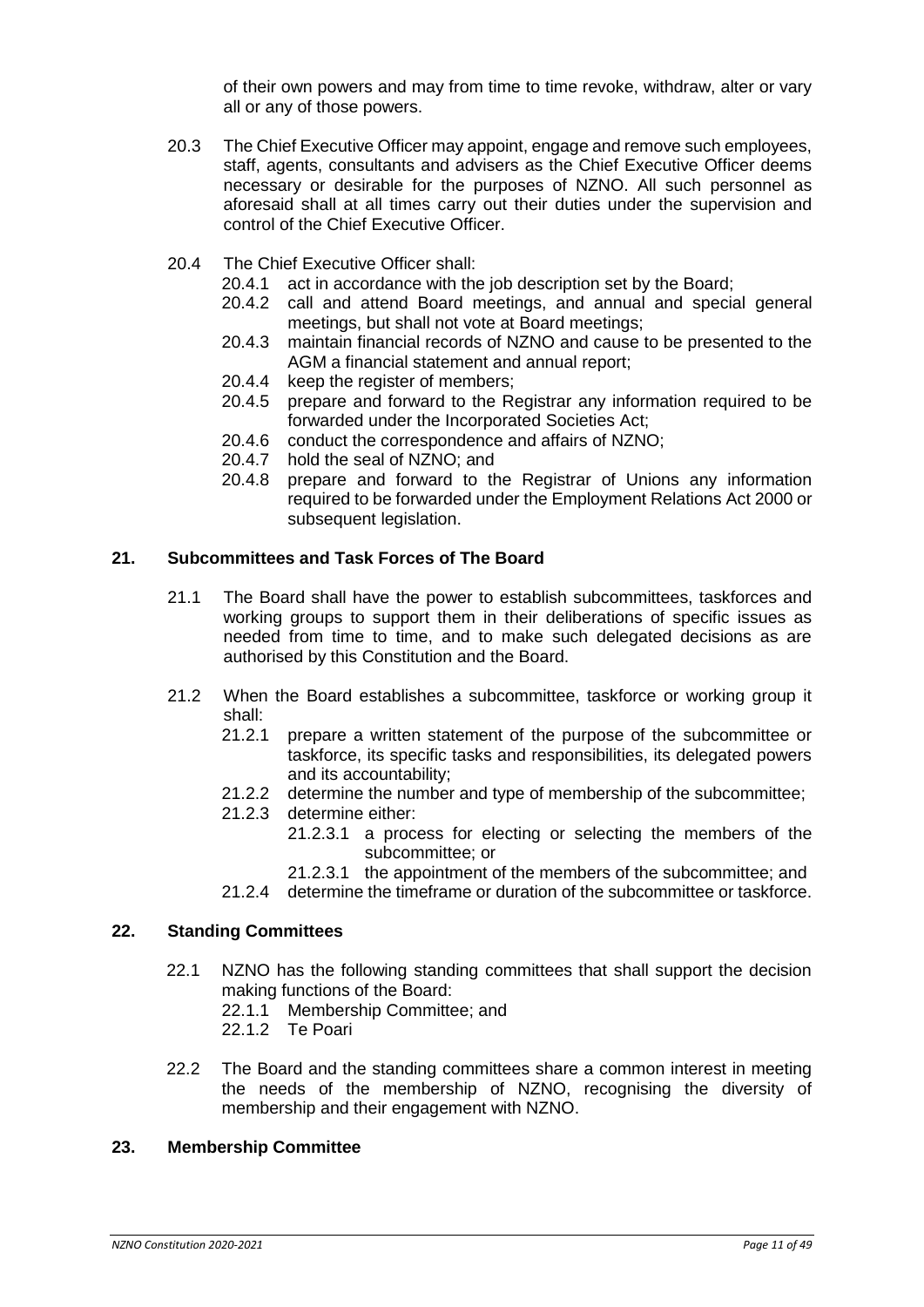of their own powers and may from time to time revoke, withdraw, alter or vary all or any of those powers.

20.3 The Chief Executive Officer may appoint, engage and remove such employees, staff, agents, consultants and advisers as the Chief Executive Officer deems necessary or desirable for the purposes of NZNO. All such personnel as aforesaid shall at all times carry out their duties under the supervision and control of the Chief Executive Officer.

20.4 The Chief Executive Officer shall:

- 20.4.1 act in accordance with the job description set by the Board;
- 20.4.2 call and attend Board meetings, and annual and special general meetings, but shall not vote at Board meetings;
- 20.4.3 maintain financial records of NZNO and cause to be presented to the AGM a financial statement and annual report;
- 20.4.4 keep the register of members;
- 20.4.5 prepare and forward to the Registrar any information required to be forwarded under the Incorporated Societies Act;
- 20.4.6 conduct the correspondence and affairs of NZNO;
- 20.4.7 hold the seal of NZNO; and
- 20.4.8 prepare and forward to the Registrar of Unions any information required to be forwarded under the Employment Relations Act 2000 or subsequent legislation.

## 21. Subcommittees and Task Forces of The Board

21.1 The Board shall have the power to establish subcommittees, taskforces and working groups to support them in their deliberations of specific issues as needed from time to time, and to make such delegated decisions as are authorised by this Constitution and the Board.

21.2 When the Board establishes a subcommittee, taskforce or working group it shall:

- 21.2.1 prepare a written statement of the purpose of the subcommittee or taskforce, its specific tasks and responsibilities, its delegated powers and its accountability;
- 21.2.2 determine the number and type of membership of the subcommittee;
- 21.2.3 determine either:
  - 21.2.3.1 a process for electing or selecting the members of the subcommittee; or
  - 21.2.3.1 the appointment of the members of the subcommittee; and
- 21.2.4 determine the timeframe or duration of the subcommittee or taskforce.

## 22. Standing Committees

22.1 NZNO has the following standing committees that shall support the decision making functions of the Board:

- 22.1.1 Membership Committee; and
- 22.1.2 Te Poari

22.2 The Board and the standing committees share a common interest in meeting the needs of the membership of NZNO, recognising the diversity of membership and their engagement with NZNO.

## 23. Membership Committee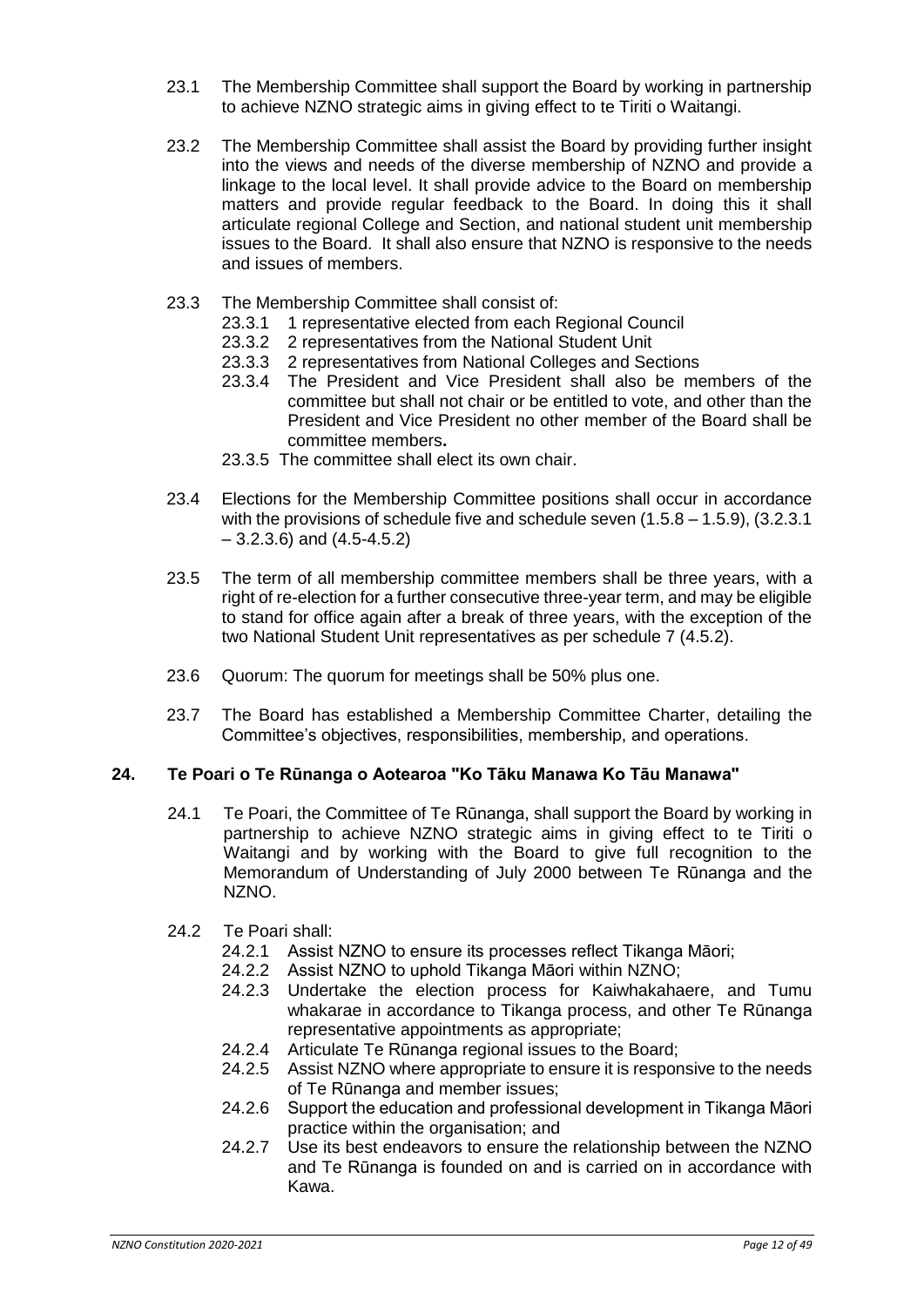23.1 The Membership Committee shall support the Board by working in partnership to achieve NZNO strategic aims in giving effect to te Tiriti o Waitangi.

23.2 The Membership Committee shall assist the Board by providing further insight into the views and needs of the diverse membership of NZNO and provide a linkage to the local level. It shall provide advice to the Board on membership matters and provide regular feedback to the Board. In doing this it shall articulate regional College and Section, and national student unit membership issues to the Board. It shall also ensure that NZNO is responsive to the needs and issues of members.

23.3 The Membership Committee shall consist of:

- 23.3.1 1 representative elected from each Regional Council
- 23.3.2 2 representatives from the National Student Unit
- 23.3.3 2 representatives from National Colleges and Sections
- 23.3.4 The President and Vice President shall also be members of the committee but shall not chair or be entitled to vote, and other than the President and Vice President no other member of the Board shall be committee members**.**
- 23.3.5 The committee shall elect its own chair.

23.4 Elections for the Membership Committee positions shall occur in accordance with the provisions of schedule five and schedule seven (1.5.8 – 1.5.9), (3.2.3.1 – 3.2.3.6) and (4.5-4.5.2)

23.5 The term of all membership committee members shall be three years, with a right of re-election for a further consecutive three-year term, and may be eligible to stand for office again after a break of three years, with the exception of the two National Student Unit representatives as per schedule 7 (4.5.2).

23.6 Quorum: The quorum for meetings shall be 50% plus one.

23.7 The Board has established a Membership Committee Charter, detailing the Committee's objectives, responsibilities, membership, and operations.

## 24. Te Poari o Te Rūnanga o Aotearoa "Ko Tāku Manawa Ko Tāu Manawa"

24.1 Te Poari, the Committee of Te Rūnanga, shall support the Board by working in partnership to achieve NZNO strategic aims in giving effect to te Tiriti o Waitangi and by working with the Board to give full recognition to the Memorandum of Understanding of July 2000 between Te Rūnanga and the NZNO.

24.2 Te Poari shall:

- 24.2.1 Assist NZNO to ensure its processes reflect Tikanga Māori;
- 24.2.2 Assist NZNO to uphold Tikanga Māori within NZNO;
- 24.2.3 Undertake the election process for Kaiwhakahaere, and Tumu whakarae in accordance to Tikanga process, and other Te Rūnanga representative appointments as appropriate;
- 24.2.4 Articulate Te Rūnanga regional issues to the Board;
- 24.2.5 Assist NZNO where appropriate to ensure it is responsive to the needs of Te Rūnanga and member issues;
- 24.2.6 Support the education and professional development in Tikanga Māori practice within the organisation; and
- 24.2.7 Use its best endeavors to ensure the relationship between the NZNO and Te Rūnanga is founded on and is carried on in accordance with Kawa.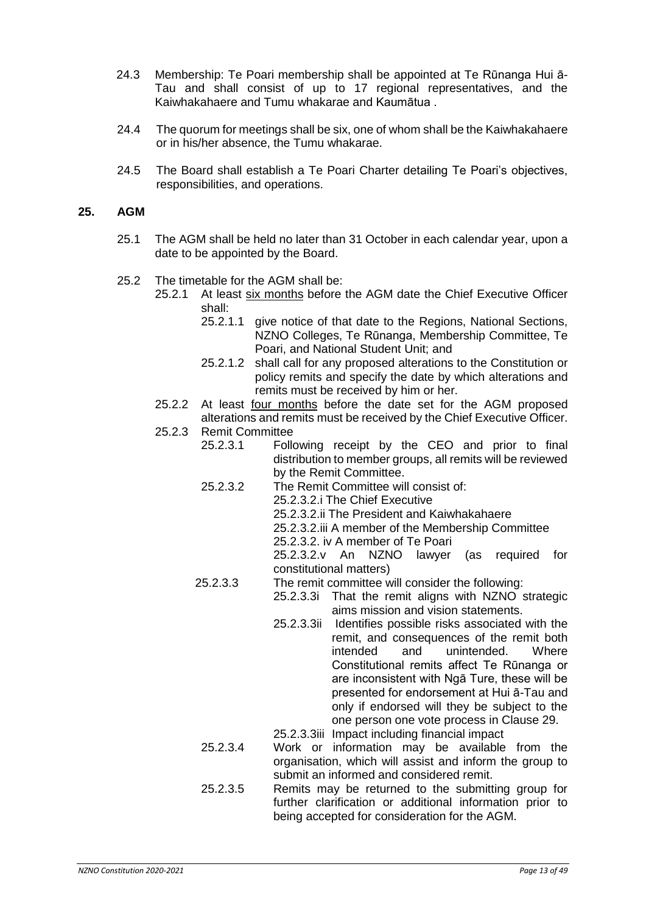24.3 Membership: Te Poari membership shall be appointed at Te Rūnanga Hui ā-Tau and shall consist of up to 17 regional representatives, and the Kaiwhakahaere and Tumu whakarae and Kaumātua .

24.4 The quorum for meetings shall be six, one of whom shall be the Kaiwhakahaere or in his/her absence, the Tumu whakarae.

24.5 The Board shall establish a Te Poari Charter detailing Te Poari's objectives, responsibilities, and operations.

## 25. AGM

25.1 The AGM shall be held no later than 31 October in each calendar year, upon a date to be appointed by the Board.

25.2 The timetable for the AGM shall be:

25.2.1 At least <u>six months</u> before the AGM date the Chief Executive Officer shall:

25.2.1.1 give notice of that date to the Regions, National Sections, NZNO Colleges, Te Rūnanga, Membership Committee, Te Poari, and National Student Unit; and

25.2.1.2 shall call for any proposed alterations to the Constitution or policy remits and specify the date by which alterations and remits must be received by him or her.

25.2.2 At least <u>four months</u> before the date set for the AGM proposed alterations and remits must be received by the Chief Executive Officer.

25.2.3 Remit Committee

25.2.3.1 Following receipt by the CEO and prior to final distribution to member groups, all remits will be reviewed by the Remit Committee.

25.2.3.2 The Remit Committee will consist of:

25.2.3.2.i The Chief Executive

25.2.3.2.ii The President and Kaiwhakahaere

25.2.3.2.iii A member of the Membership Committee

25.2.3.2. iv A member of Te Poari

25.2.3.2.v An NZNO lawyer (as required for constitutional matters)

25.2.3.3 The remit committee will consider the following:

25.2.3.3i That the remit aligns with NZNO strategic aims mission and vision statements.

25.2.3.3ii Identifies possible risks associated with the remit, and consequences of the remit both intended and unintended. Where Constitutional remits affect Te Rūnanga or are inconsistent with Ngā Ture, these will be presented for endorsement at Hui ā-Tau and only if endorsed will they be subject to the one person one vote process in Clause 29.

25.2.3.3iii Impact including financial impact

25.2.3.4 Work or information may be available from the organisation, which will assist and inform the group to submit an informed and considered remit.

25.2.3.5 Remits may be returned to the submitting group for further clarification or additional information prior to being accepted for consideration for the AGM.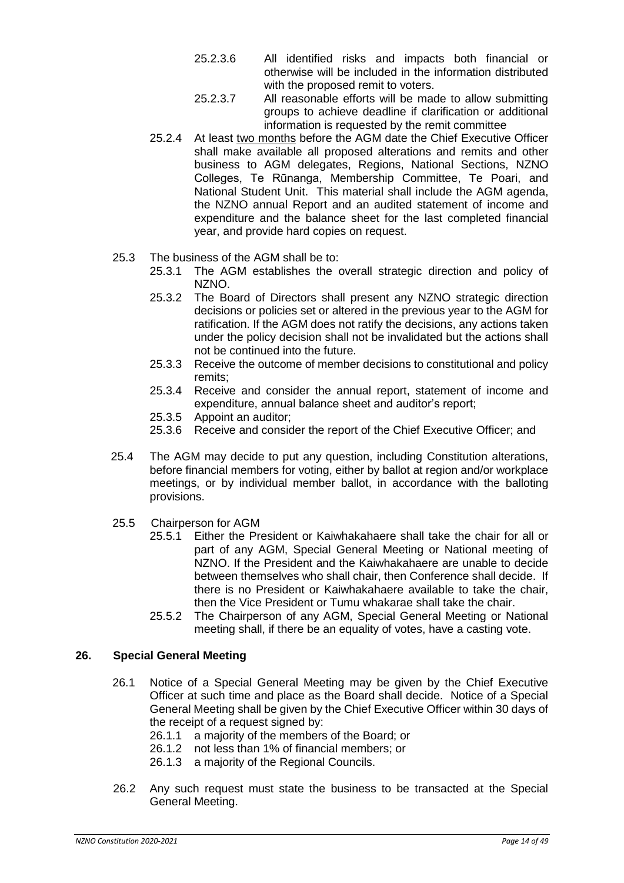25.2.3.6 All identified risks and impacts both financial or otherwise will be included in the information distributed with the proposed remit to voters.

25.2.3.7 All reasonable efforts will be made to allow submitting groups to achieve deadline if clarification or additional information is requested by the remit committee

25.2.4 At least <u>two months</u> before the AGM date the Chief Executive Officer shall make available all proposed alterations and remits and other business to AGM delegates, Regions, National Sections, NZNO Colleges, Te Rūnanga, Membership Committee, Te Poari, and National Student Unit. This material shall include the AGM agenda, the NZNO annual Report and an audited statement of income and expenditure and the balance sheet for the last completed financial year, and provide hard copies on request.

25.3 The business of the AGM shall be to:

25.3.1 The AGM establishes the overall strategic direction and policy of NZNO.

25.3.2 The Board of Directors shall present any NZNO strategic direction decisions or policies set or altered in the previous year to the AGM for ratification. If the AGM does not ratify the decisions, any actions taken under the policy decision shall not be invalidated but the actions shall not be continued into the future.

25.3.3 Receive the outcome of member decisions to constitutional and policy remits;

25.3.4 Receive and consider the annual report, statement of income and expenditure, annual balance sheet and auditor's report;

25.3.5 Appoint an auditor;

25.3.6 Receive and consider the report of the Chief Executive Officer; and

25.4 The AGM may decide to put any question, including Constitution alterations, before financial members for voting, either by ballot at region and/or workplace meetings, or by individual member ballot, in accordance with the balloting provisions.

25.5 Chairperson for AGM

25.5.1 Either the President or Kaiwhakahaere shall take the chair for all or part of any AGM, Special General Meeting or National meeting of NZNO. If the President and the Kaiwhakahaere are unable to decide between themselves who shall chair, then Conference shall decide. If there is no President or Kaiwhakahaere available to take the chair, then the Vice President or Tumu whakarae shall take the chair.

25.5.2 The Chairperson of any AGM, Special General Meeting or National meeting shall, if there be an equality of votes, have a casting vote.

## 26. Special General Meeting

26.1 Notice of a Special General Meeting may be given by the Chief Executive Officer at such time and place as the Board shall decide. Notice of a Special General Meeting shall be given by the Chief Executive Officer within 30 days of the receipt of a request signed by:

26.1.1 a majority of the members of the Board; or

26.1.2 not less than 1% of financial members; or

26.1.3 a majority of the Regional Councils.

26.2 Any such request must state the business to be transacted at the Special General Meeting.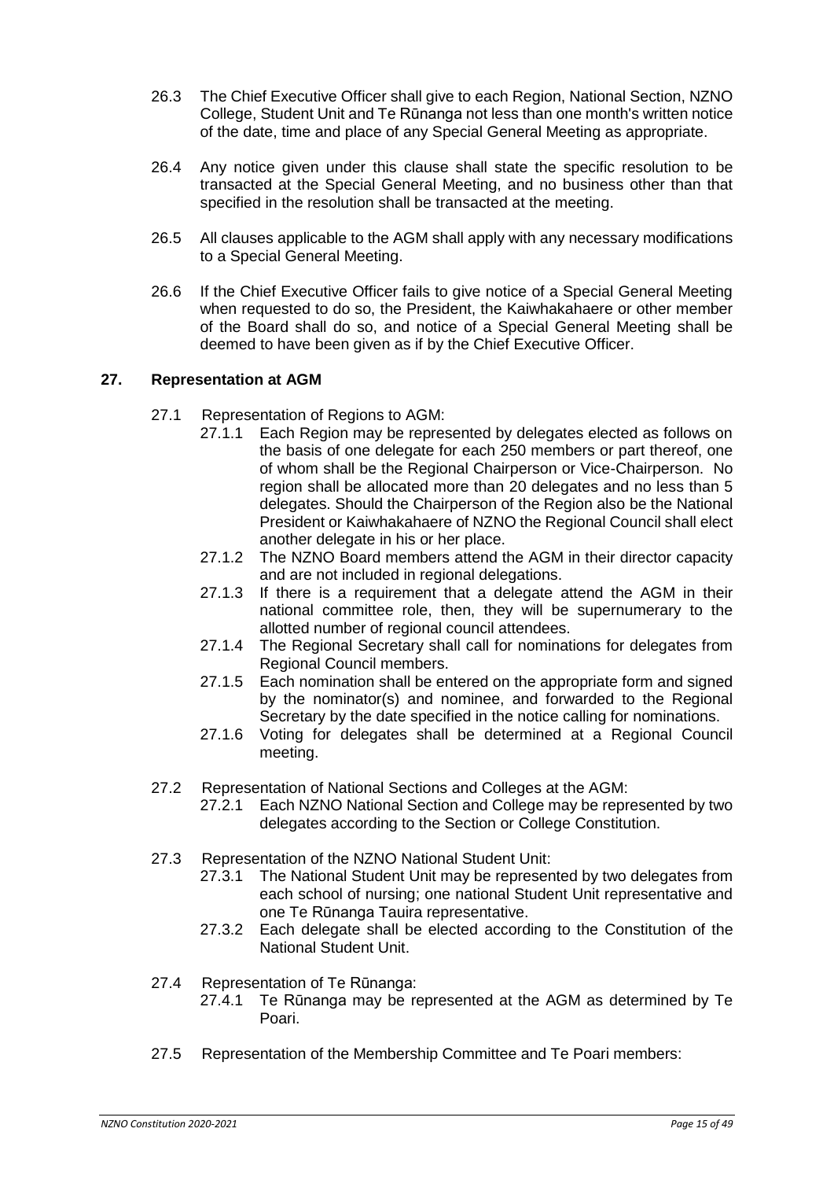26.3 The Chief Executive Officer shall give to each Region, National Section, NZNO College, Student Unit and Te Rūnanga not less than one month's written notice of the date, time and place of any Special General Meeting as appropriate.

26.4 Any notice given under this clause shall state the specific resolution to be transacted at the Special General Meeting, and no business other than that specified in the resolution shall be transacted at the meeting.

26.5 All clauses applicable to the AGM shall apply with any necessary modifications to a Special General Meeting.

26.6 If the Chief Executive Officer fails to give notice of a Special General Meeting when requested to do so, the President, the Kaiwhakahaere or other member of the Board shall do so, and notice of a Special General Meeting shall be deemed to have been given as if by the Chief Executive Officer.

## 27. Representation at AGM

27.1 Representation of Regions to AGM:

27.1.1 Each Region may be represented by delegates elected as follows on the basis of one delegate for each 250 members or part thereof, one of whom shall be the Regional Chairperson or Vice-Chairperson. No region shall be allocated more than 20 delegates and no less than 5 delegates. Should the Chairperson of the Region also be the National President or Kaiwhakahaere of NZNO the Regional Council shall elect another delegate in his or her place.

27.1.2 The NZNO Board members attend the AGM in their director capacity and are not included in regional delegations.

27.1.3 If there is a requirement that a delegate attend the AGM in their national committee role, then, they will be supernumerary to the allotted number of regional council attendees.

27.1.4 The Regional Secretary shall call for nominations for delegates from Regional Council members.

27.1.5 Each nomination shall be entered on the appropriate form and signed by the nominator(s) and nominee, and forwarded to the Regional Secretary by the date specified in the notice calling for nominations.

27.1.6 Voting for delegates shall be determined at a Regional Council meeting.

27.2 Representation of National Sections and Colleges at the AGM:

27.2.1 Each NZNO National Section and College may be represented by two delegates according to the Section or College Constitution.

27.3 Representation of the NZNO National Student Unit:

27.3.1 The National Student Unit may be represented by two delegates from each school of nursing; one national Student Unit representative and one Te Rūnanga Tauira representative.

27.3.2 Each delegate shall be elected according to the Constitution of the National Student Unit.

27.4 Representation of Te Rūnanga:

27.4.1 Te Rūnanga may be represented at the AGM as determined by Te Poari.

27.5 Representation of the Membership Committee and Te Poari members: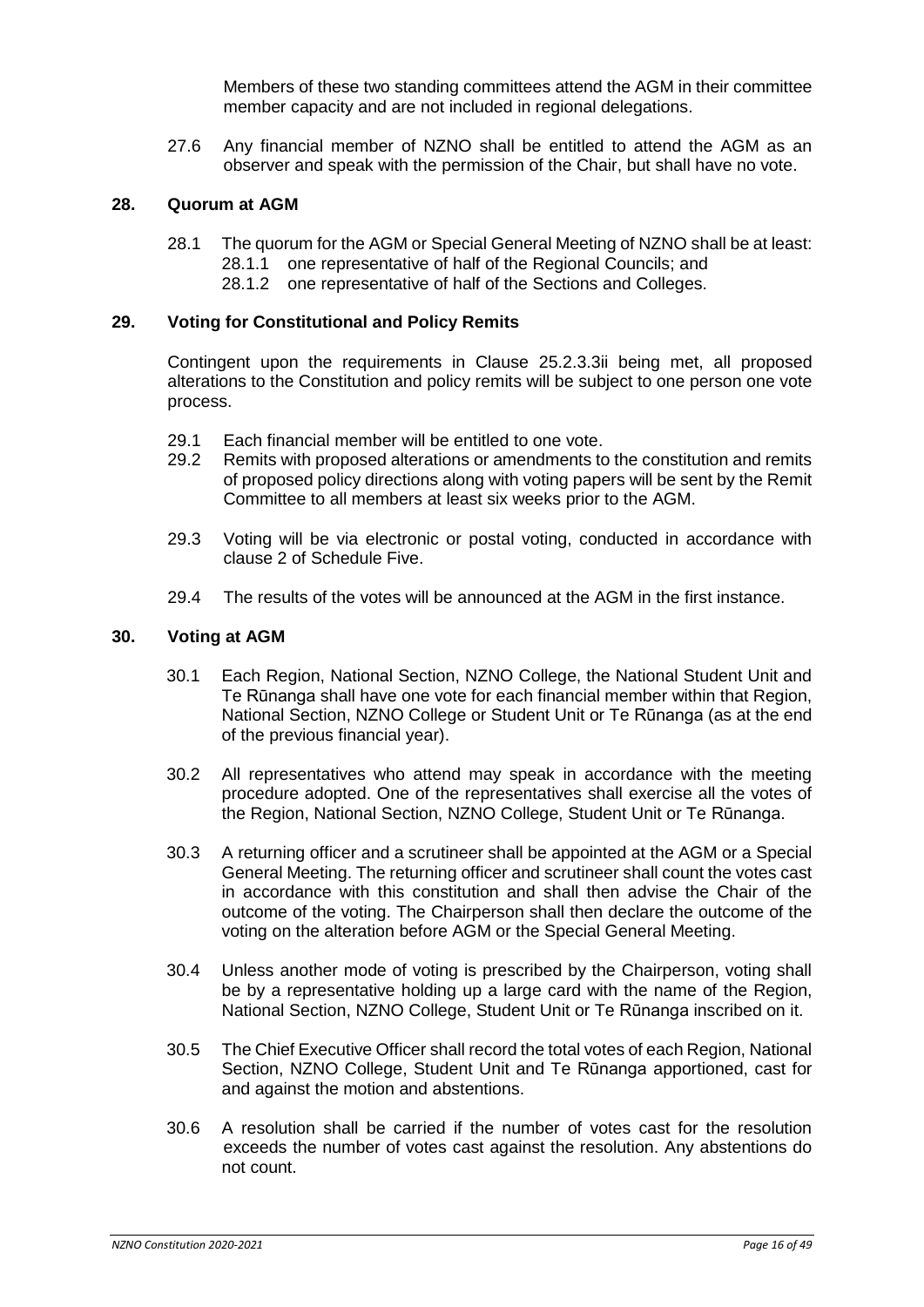Members of these two standing committees attend the AGM in their committee member capacity and are not included in regional delegations.

27.6 Any financial member of NZNO shall be entitled to attend the AGM as an observer and speak with the permission of the Chair, but shall have no vote.

## 28. Quorum at AGM

28.1 The quorum for the AGM or Special General Meeting of NZNO shall be at least:

- 28.1.1 one representative of half of the Regional Councils; and
- 28.1.2 one representative of half of the Sections and Colleges.

## 29. Voting for Constitutional and Policy Remits

Contingent upon the requirements in Clause 25.2.3.3ii being met, all proposed alterations to the Constitution and policy remits will be subject to one person one vote process.

29.1 Each financial member will be entitled to one vote.

29.2 Remits with proposed alterations or amendments to the constitution and remits of proposed policy directions along with voting papers will be sent by the Remit Committee to all members at least six weeks prior to the AGM.

29.3 Voting will be via electronic or postal voting, conducted in accordance with clause 2 of Schedule Five.

29.4 The results of the votes will be announced at the AGM in the first instance.

## 30. Voting at AGM

30.1 Each Region, National Section, NZNO College, the National Student Unit and Te Rūnanga shall have one vote for each financial member within that Region, National Section, NZNO College or Student Unit or Te Rūnanga (as at the end of the previous financial year).

30.2 All representatives who attend may speak in accordance with the meeting procedure adopted. One of the representatives shall exercise all the votes of the Region, National Section, NZNO College, Student Unit or Te Rūnanga.

30.3 A returning officer and a scrutineer shall be appointed at the AGM or a Special General Meeting. The returning officer and scrutineer shall count the votes cast in accordance with this constitution and shall then advise the Chair of the outcome of the voting. The Chairperson shall then declare the outcome of the voting on the alteration before AGM or the Special General Meeting.

30.4 Unless another mode of voting is prescribed by the Chairperson, voting shall be by a representative holding up a large card with the name of the Region, National Section, NZNO College, Student Unit or Te Rūnanga inscribed on it.

30.5 The Chief Executive Officer shall record the total votes of each Region, National Section, NZNO College, Student Unit and Te Rūnanga apportioned, cast for and against the motion and abstentions.

30.6 A resolution shall be carried if the number of votes cast for the resolution exceeds the number of votes cast against the resolution. Any abstentions do not count.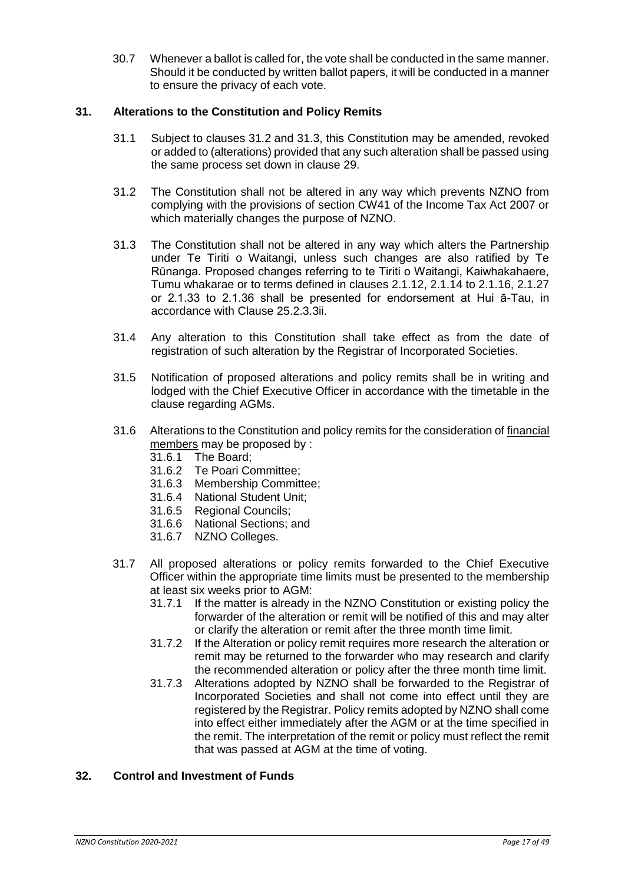30.7 Whenever a ballot is called for, the vote shall be conducted in the same manner. Should it be conducted by written ballot papers, it will be conducted in a manner to ensure the privacy of each vote.

## 31. Alterations to the Constitution and Policy Remits

31.1 Subject to clauses 31.2 and 31.3, this Constitution may be amended, revoked or added to (alterations) provided that any such alteration shall be passed using the same process set down in clause 29.

31.2 The Constitution shall not be altered in any way which prevents NZNO from complying with the provisions of section CW41 of the Income Tax Act 2007 or which materially changes the purpose of NZNO.

31.3 The Constitution shall not be altered in any way which alters the Partnership under Te Tiriti o Waitangi, unless such changes are also ratified by Te Rūnanga. Proposed changes referring to te Tiriti o Waitangi, Kaiwhakahaere, Tumu whakarae or to terms defined in clauses 2.1.12, 2.1.14 to 2.1.16, 2.1.27 or 2.1.33 to 2.1.36 shall be presented for endorsement at Hui ā-Tau, in accordance with Clause 25.2.3.3ii.

31.4 Any alteration to this Constitution shall take effect as from the date of registration of such alteration by the Registrar of Incorporated Societies.

31.5 Notification of proposed alterations and policy remits shall be in writing and lodged with the Chief Executive Officer in accordance with the timetable in the clause regarding AGMs.

31.6 Alterations to the Constitution and policy remits for the consideration of <u>financial members</u> may be proposed by :

- 31.6.1 The Board;
- 31.6.2 Te Poari Committee;
- 31.6.3 Membership Committee;
- 31.6.4 National Student Unit;
- 31.6.5 Regional Councils;
- 31.6.6 National Sections; and
- 31.6.7 NZNO Colleges.

31.7 All proposed alterations or policy remits forwarded to the Chief Executive Officer within the appropriate time limits must be presented to the membership at least six weeks prior to AGM:

- 31.7.1 If the matter is already in the NZNO Constitution or existing policy the forwarder of the alteration or remit will be notified of this and may alter or clarify the alteration or remit after the three month time limit.
- 31.7.2 If the Alteration or policy remit requires more research the alteration or remit may be returned to the forwarder who may research and clarify the recommended alteration or policy after the three month time limit.
- 31.7.3 Alterations adopted by NZNO shall be forwarded to the Registrar of Incorporated Societies and shall not come into effect until they are registered by the Registrar. Policy remits adopted by NZNO shall come into effect either immediately after the AGM or at the time specified in the remit. The interpretation of the remit or policy must reflect the remit that was passed at AGM at the time of voting.

## 32. Control and Investment of Funds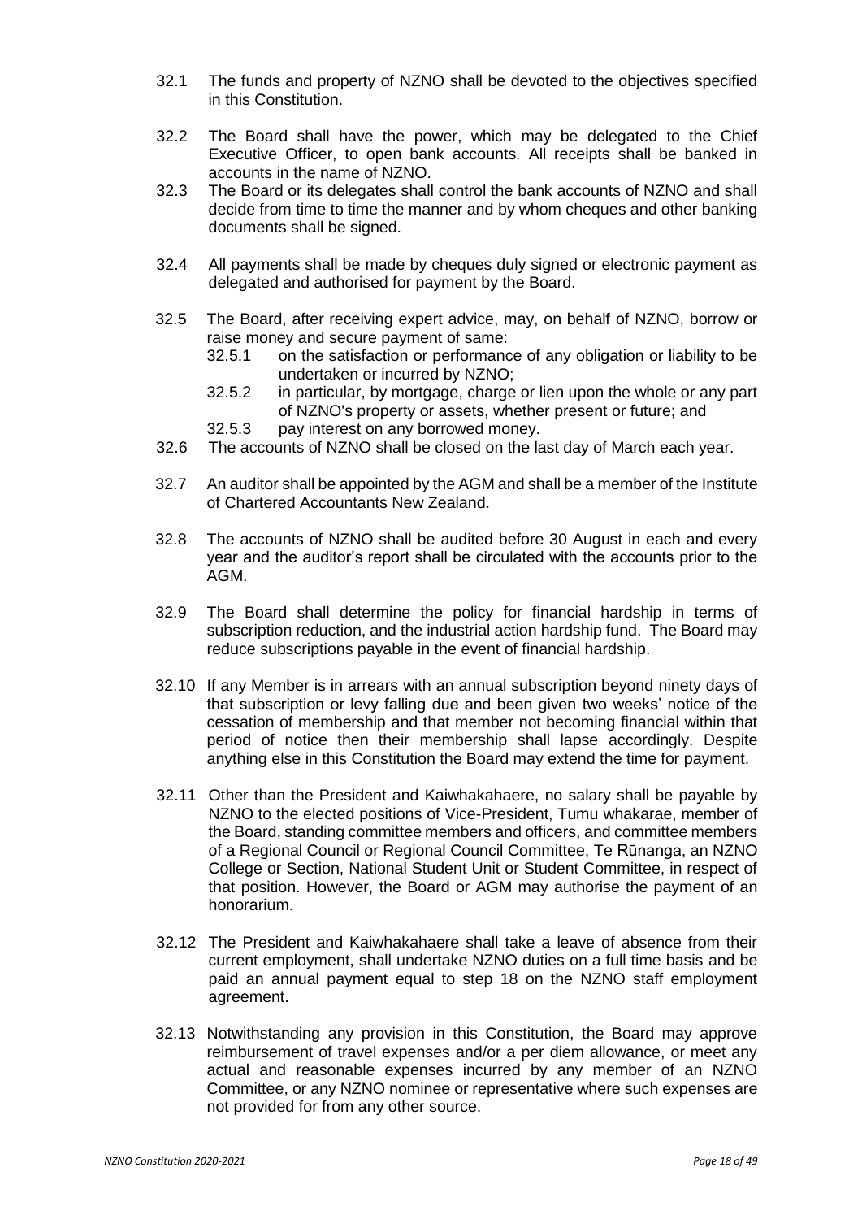32.1 The funds and property of NZNO shall be devoted to the objectives specified in this Constitution.

32.2 The Board shall have the power, which may be delegated to the Chief Executive Officer, to open bank accounts. All receipts shall be banked in accounts in the name of NZNO.

32.3 The Board or its delegates shall control the bank accounts of NZNO and shall decide from time to time the manner and by whom cheques and other banking documents shall be signed.

32.4 All payments shall be made by cheques duly signed or electronic payment as delegated and authorised for payment by the Board.

32.5 The Board, after receiving expert advice, may, on behalf of NZNO, borrow or raise money and secure payment of same:

32.5.1 on the satisfaction or performance of any obligation or liability to be undertaken or incurred by NZNO;

32.5.2 in particular, by mortgage, charge or lien upon the whole or any part of NZNO's property or assets, whether present or future; and

32.5.3 pay interest on any borrowed money.

32.6 The accounts of NZNO shall be closed on the last day of March each year.

32.7 An auditor shall be appointed by the AGM and shall be a member of the Institute of Chartered Accountants New Zealand.

32.8 The accounts of NZNO shall be audited before 30 August in each and every year and the auditor's report shall be circulated with the accounts prior to the AGM.

32.9 The Board shall determine the policy for financial hardship in terms of subscription reduction, and the industrial action hardship fund. The Board may reduce subscriptions payable in the event of financial hardship.

32.10 If any Member is in arrears with an annual subscription beyond ninety days of that subscription or levy falling due and been given two weeks' notice of the cessation of membership and that member not becoming financial within that period of notice then their membership shall lapse accordingly. Despite anything else in this Constitution the Board may extend the time for payment.

32.11 Other than the President and Kaiwhakahaere, no salary shall be payable by NZNO to the elected positions of Vice-President, Tumu whakarae, member of the Board, standing committee members and officers, and committee members of a Regional Council or Regional Council Committee, Te Rūnanga, an NZNO College or Section, National Student Unit or Student Committee, in respect of that position. However, the Board or AGM may authorise the payment of an honorarium.

32.12 The President and Kaiwhakahaere shall take a leave of absence from their current employment, shall undertake NZNO duties on a full time basis and be paid an annual payment equal to step 18 on the NZNO staff employment agreement.

32.13 Notwithstanding any provision in this Constitution, the Board may approve reimbursement of travel expenses and/or a per diem allowance, or meet any actual and reasonable expenses incurred by any member of an NZNO Committee, or any NZNO nominee or representative where such expenses are not provided for from any other source.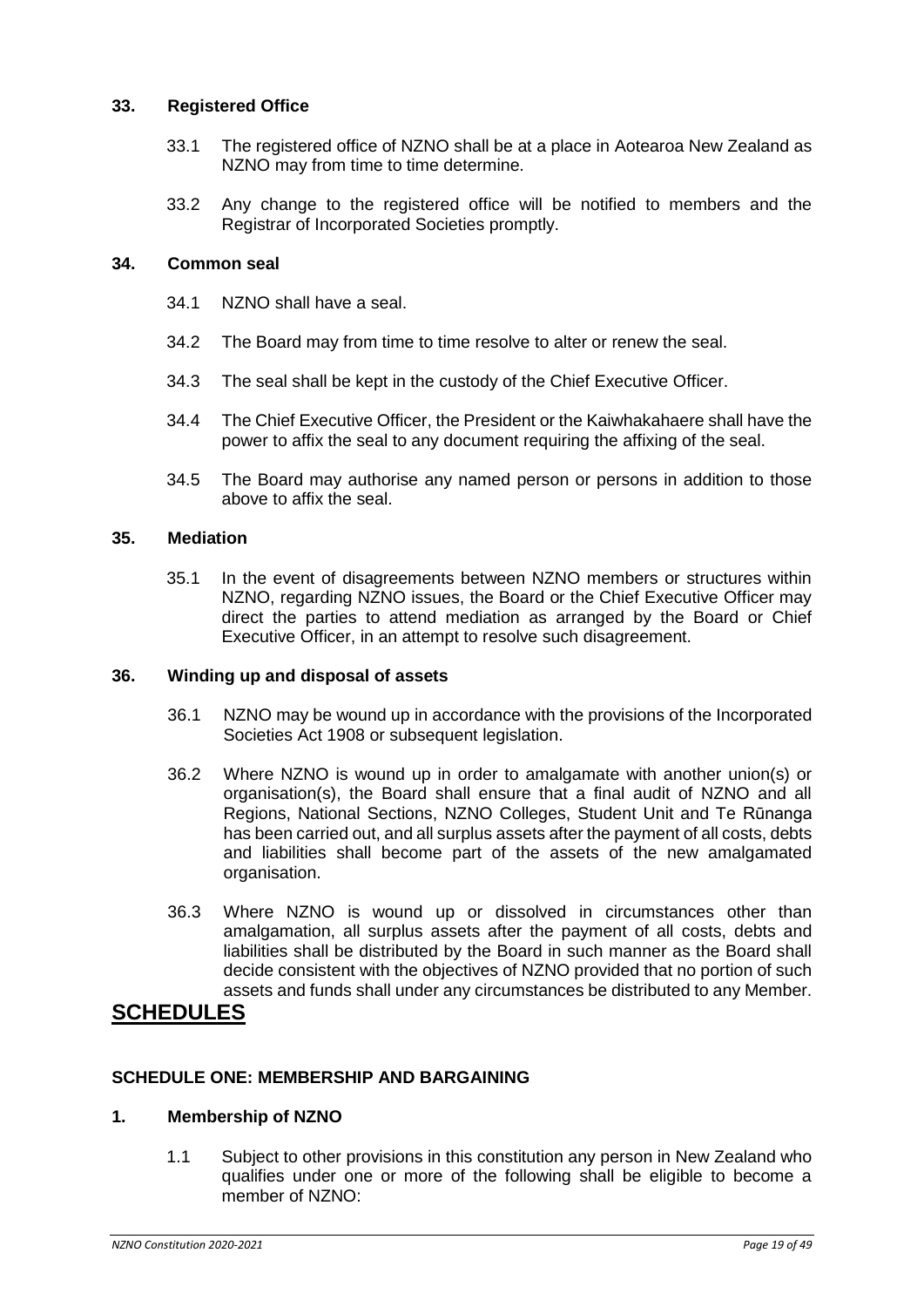### 33. Registered Office

33.1 The registered office of NZNO shall be at a place in Aotearoa New Zealand as NZNO may from time to time determine.

33.2 Any change to the registered office will be notified to members and the Registrar of Incorporated Societies promptly.

### 34. Common seal

34.1 NZNO shall have a seal.

34.2 The Board may from time to time resolve to alter or renew the seal.

34.3 The seal shall be kept in the custody of the Chief Executive Officer.

34.4 The Chief Executive Officer, the President or the Kaiwhakahaere shall have the power to affix the seal to any document requiring the affixing of the seal.

34.5 The Board may authorise any named person or persons in addition to those above to affix the seal.

### 35. Mediation

35.1 In the event of disagreements between NZNO members or structures within NZNO, regarding NZNO issues, the Board or the Chief Executive Officer may direct the parties to attend mediation as arranged by the Board or Chief Executive Officer, in an attempt to resolve such disagreement.

### 36. Winding up and disposal of assets

36.1 NZNO may be wound up in accordance with the provisions of the Incorporated Societies Act 1908 or subsequent legislation.

36.2 Where NZNO is wound up in order to amalgamate with another union(s) or organisation(s), the Board shall ensure that a final audit of NZNO and all Regions, National Sections, NZNO Colleges, Student Unit and Te Rūnanga has been carried out, and all surplus assets after the payment of all costs, debts and liabilities shall become part of the assets of the new amalgamated organisation.

36.3 Where NZNO is wound up or dissolved in circumstances other than amalgamation, all surplus assets after the payment of all costs, debts and liabilities shall be distributed by the Board in such manner as the Board shall decide consistent with the objectives of NZNO provided that no portion of such assets and funds shall under any circumstances be distributed to any Member.

# SCHEDULES

## SCHEDULE ONE: MEMBERSHIP AND BARGAINING

### 1. Membership of NZNO

1.1 Subject to other provisions in this constitution any person in New Zealand who qualifies under one or more of the following shall be eligible to become a member of NZNO: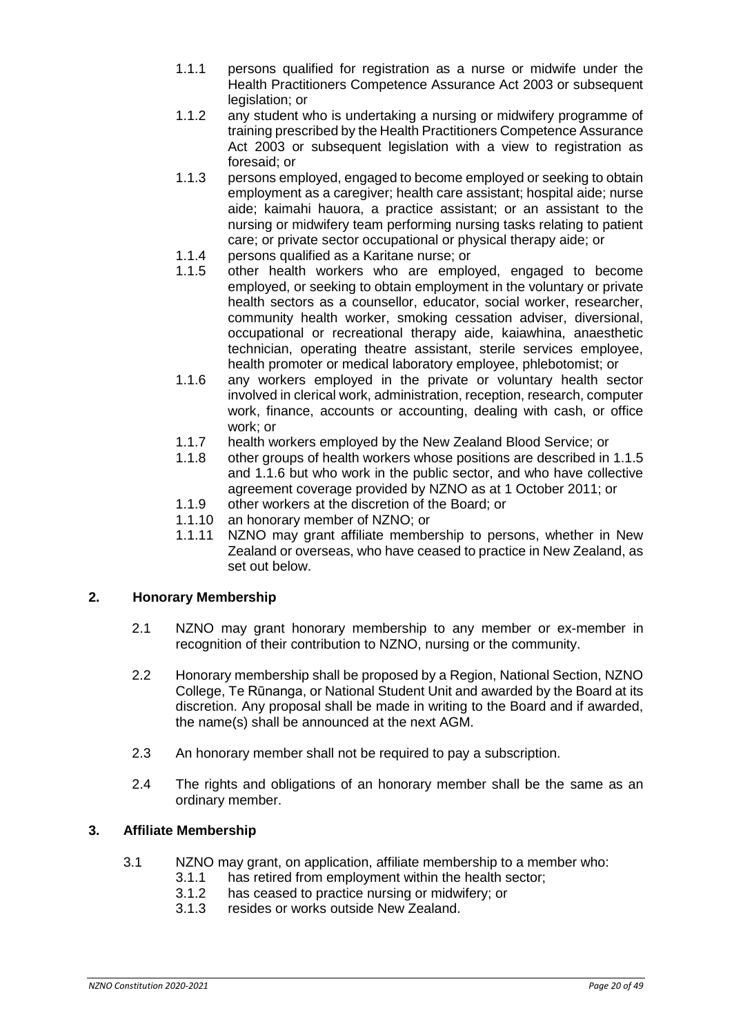1.1.1 persons qualified for registration as a nurse or midwife under the Health Practitioners Competence Assurance Act 2003 or subsequent legislation; or

1.1.2 any student who is undertaking a nursing or midwifery programme of training prescribed by the Health Practitioners Competence Assurance Act 2003 or subsequent legislation with a view to registration as foresaid; or

1.1.3 persons employed, engaged to become employed or seeking to obtain employment as a caregiver; health care assistant; hospital aide; nurse aide; kaimahi hauora, a practice assistant; or an assistant to the nursing or midwifery team performing nursing tasks relating to patient care; or private sector occupational or physical therapy aide; or

1.1.4 persons qualified as a Karitane nurse; or

1.1.5 other health workers who are employed, engaged to become employed, or seeking to obtain employment in the voluntary or private health sectors as a counsellor, educator, social worker, researcher, community health worker, smoking cessation adviser, diversional, occupational or recreational therapy aide, kaiawhina, anaesthetic technician, operating theatre assistant, sterile services employee, health promoter or medical laboratory employee, phlebotomist; or

1.1.6 any workers employed in the private or voluntary health sector involved in clerical work, administration, reception, research, computer work, finance, accounts or accounting, dealing with cash, or office work; or

1.1.7 health workers employed by the New Zealand Blood Service; or

1.1.8 other groups of health workers whose positions are described in 1.1.5 and 1.1.6 but who work in the public sector, and who have collective agreement coverage provided by NZNO as at 1 October 2011; or

1.1.9 other workers at the discretion of the Board; or

1.1.10 an honorary member of NZNO; or

1.1.11 NZNO may grant affiliate membership to persons, whether in New Zealand or overseas, who have ceased to practice in New Zealand, as set out below.

## 2. Honorary Membership

2.1 NZNO may grant honorary membership to any member or ex-member in recognition of their contribution to NZNO, nursing or the community.

2.2 Honorary membership shall be proposed by a Region, National Section, NZNO College, Te Rūnanga, or National Student Unit and awarded by the Board at its discretion. Any proposal shall be made in writing to the Board and if awarded, the name(s) shall be announced at the next AGM.

2.3 An honorary member shall not be required to pay a subscription.

2.4 The rights and obligations of an honorary member shall be the same as an ordinary member.

## 3. Affiliate Membership

3.1 NZNO may grant, on application, affiliate membership to a member who:

3.1.1 has retired from employment within the health sector;

3.1.2 has ceased to practice nursing or midwifery; or

3.1.3 resides or works outside New Zealand.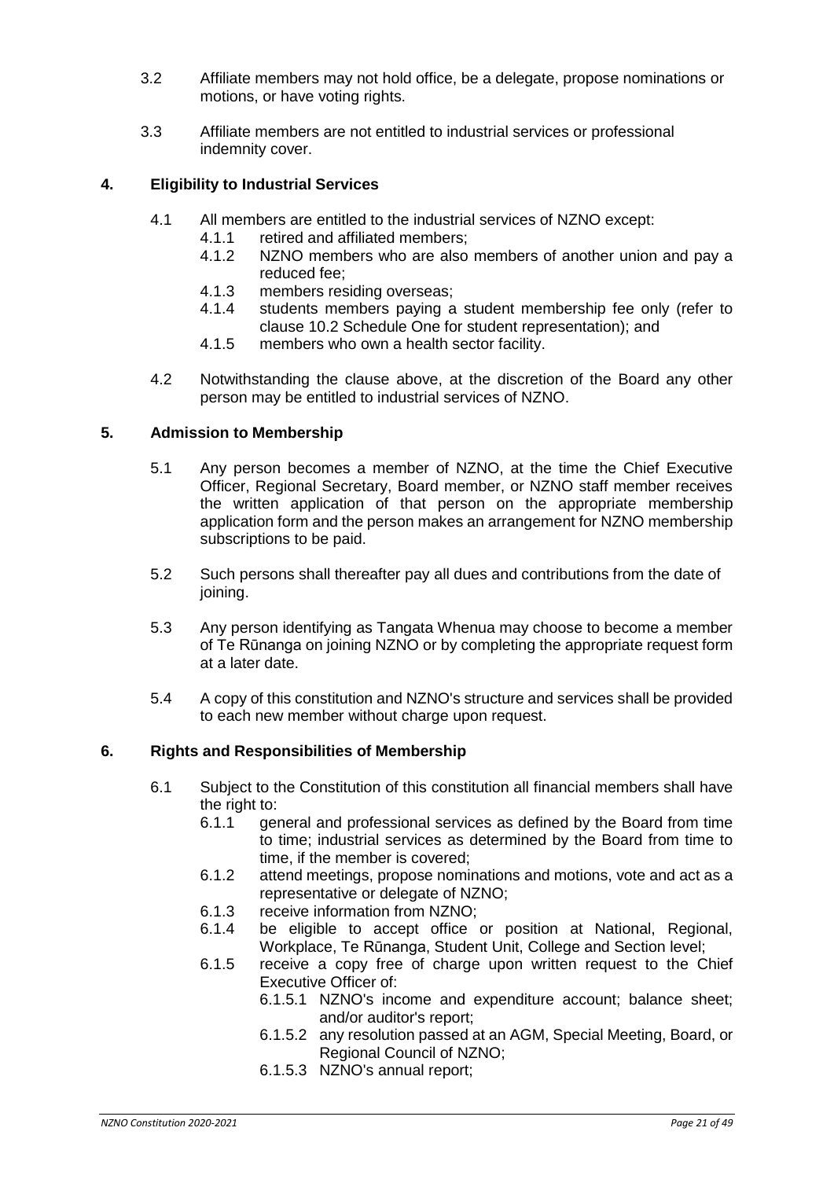3.2 Affiliate members may not hold office, be a delegate, propose nominations or motions, or have voting rights.

3.3 Affiliate members are not entitled to industrial services or professional indemnity cover.

## 4. Eligibility to Industrial Services

4.1 All members are entitled to the industrial services of NZNO except:

- 4.1.1 retired and affiliated members;
- 4.1.2 NZNO members who are also members of another union and pay a reduced fee;
- 4.1.3 members residing overseas;
- 4.1.4 students members paying a student membership fee only (refer to clause 10.2 Schedule One for student representation); and
- 4.1.5 members who own a health sector facility.

4.2 Notwithstanding the clause above, at the discretion of the Board any other person may be entitled to industrial services of NZNO.

## 5. Admission to Membership

5.1 Any person becomes a member of NZNO, at the time the Chief Executive Officer, Regional Secretary, Board member, or NZNO staff member receives the written application of that person on the appropriate membership application form and the person makes an arrangement for NZNO membership subscriptions to be paid.

5.2 Such persons shall thereafter pay all dues and contributions from the date of joining.

5.3 Any person identifying as Tangata Whenua may choose to become a member of Te Rūnanga on joining NZNO or by completing the appropriate request form at a later date.

5.4 A copy of this constitution and NZNO's structure and services shall be provided to each new member without charge upon request.

## 6. Rights and Responsibilities of Membership

6.1 Subject to the Constitution of this constitution all financial members shall have the right to:

- 6.1.1 general and professional services as defined by the Board from time to time; industrial services as determined by the Board from time to time, if the member is covered;
- 6.1.2 attend meetings, propose nominations and motions, vote and act as a representative or delegate of NZNO;
- 6.1.3 receive information from NZNO;
- 6.1.4 be eligible to accept office or position at National, Regional, Workplace, Te Rūnanga, Student Unit, College and Section level;
- 6.1.5 receive a copy free of charge upon written request to the Chief Executive Officer of:
  - 6.1.5.1 NZNO's income and expenditure account; balance sheet; and/or auditor's report;
  - 6.1.5.2 any resolution passed at an AGM, Special Meeting, Board, or Regional Council of NZNO;
  - 6.1.5.3 NZNO's annual report;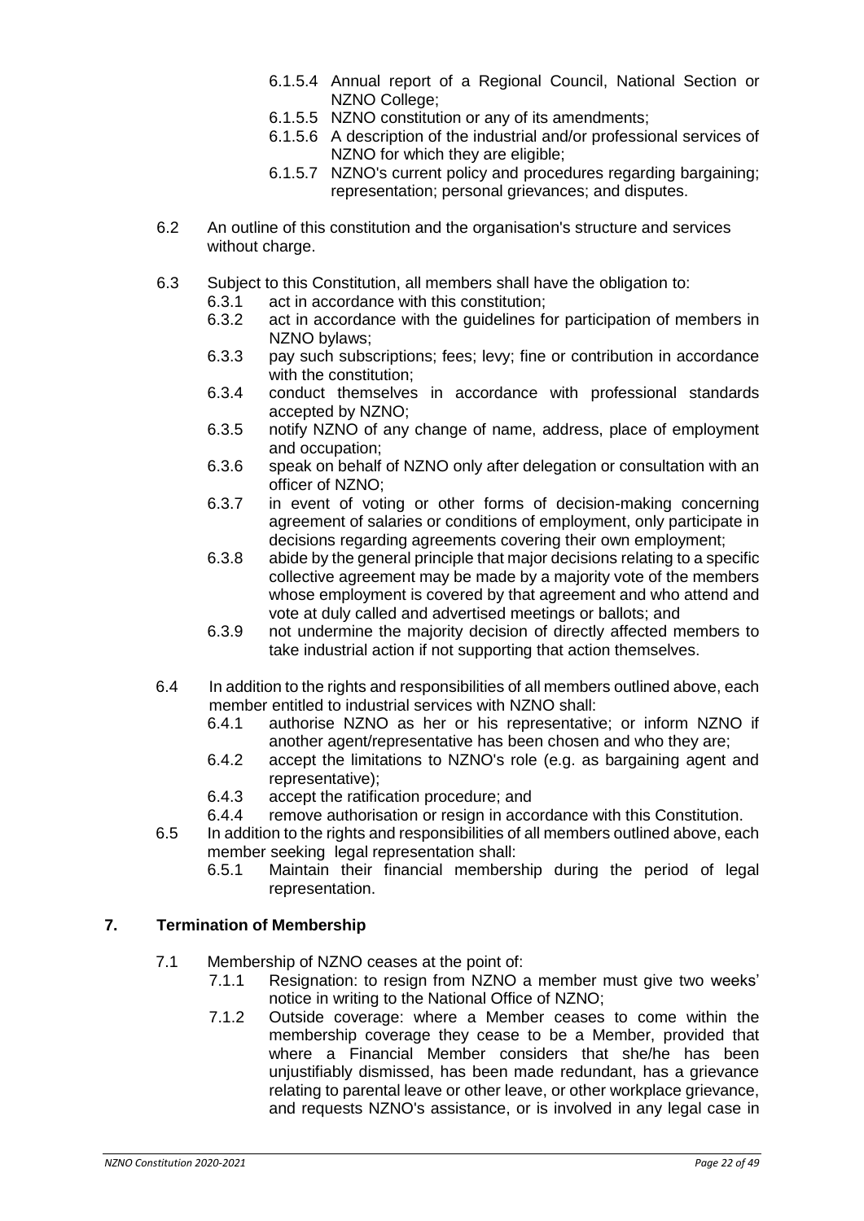6.1.5.4 Annual report of a Regional Council, National Section or NZNO College;
6.1.5.5 NZNO constitution or any of its amendments;
6.1.5.6 A description of the industrial and/or professional services of NZNO for which they are eligible;
6.1.5.7 NZNO's current policy and procedures regarding bargaining; representation; personal grievances; and disputes.

6.2 An outline of this constitution and the organisation's structure and services without charge.

6.3 Subject to this Constitution, all members shall have the obligation to:
   6.3.1 act in accordance with this constitution;
   6.3.2 act in accordance with the guidelines for participation of members in NZNO bylaws;
   6.3.3 pay such subscriptions; fees; levy; fine or contribution in accordance with the constitution;
   6.3.4 conduct themselves in accordance with professional standards accepted by NZNO;
   6.3.5 notify NZNO of any change of name, address, place of employment and occupation;
   6.3.6 speak on behalf of NZNO only after delegation or consultation with an officer of NZNO;
   6.3.7 in event of voting or other forms of decision-making concerning agreement of salaries or conditions of employment, only participate in decisions regarding agreements covering their own employment;
   6.3.8 abide by the general principle that major decisions relating to a specific collective agreement may be made by a majority vote of the members whose employment is covered by that agreement and who attend and vote at duly called and advertised meetings or ballots; and
   6.3.9 not undermine the majority decision of directly affected members to take industrial action if not supporting that action themselves.

6.4 In addition to the rights and responsibilities of all members outlined above, each member entitled to industrial services with NZNO shall:
   6.4.1 authorise NZNO as her or his representative; or inform NZNO if another agent/representative has been chosen and who they are;
   6.4.2 accept the limitations to NZNO's role (e.g. as bargaining agent and representative);
   6.4.3 accept the ratification procedure; and
   6.4.4 remove authorisation or resign in accordance with this Constitution.

6.5 In addition to the rights and responsibilities of all members outlined above, each member seeking legal representation shall:
   6.5.1 Maintain their financial membership during the period of legal representation.

## 7. Termination of Membership

7.1 Membership of NZNO ceases at the point of:
   7.1.1 Resignation: to resign from NZNO a member must give two weeks' notice in writing to the National Office of NZNO;
   7.1.2 Outside coverage: where a Member ceases to come within the membership coverage they cease to be a Member, provided that where a Financial Member considers that she/he has been unjustifiably dismissed, has been made redundant, has a grievance relating to parental leave or other leave, or other workplace grievance, and requests NZNO's assistance, or is involved in any legal case in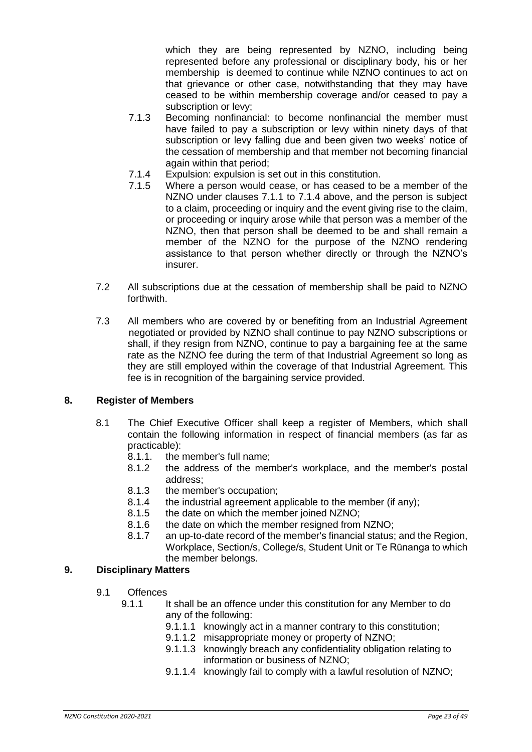which they are being represented by NZNO, including being represented before any professional or disciplinary body, his or her membership is deemed to continue while NZNO continues to act on that grievance or other case, notwithstanding that they may have ceased to be within membership coverage and/or ceased to pay a subscription or levy;

7.1.3 Becoming nonfinancial: to become nonfinancial the member must have failed to pay a subscription or levy within ninety days of that subscription or levy falling due and been given two weeks' notice of the cessation of membership and that member not becoming financial again within that period;

7.1.4 Expulsion: expulsion is set out in this constitution.

7.1.5 Where a person would cease, or has ceased to be a member of the NZNO under clauses 7.1.1 to 7.1.4 above, and the person is subject to a claim, proceeding or inquiry and the event giving rise to the claim, or proceeding or inquiry arose while that person was a member of the NZNO, then that person shall be deemed to be and shall remain a member of the NZNO for the purpose of the NZNO rendering assistance to that person whether directly or through the NZNO's insurer.

7.2 All subscriptions due at the cessation of membership shall be paid to NZNO forthwith.

7.3 All members who are covered by or benefiting from an Industrial Agreement negotiated or provided by NZNO shall continue to pay NZNO subscriptions or shall, if they resign from NZNO, continue to pay a bargaining fee at the same rate as the NZNO fee during the term of that Industrial Agreement so long as they are still employed within the coverage of that Industrial Agreement. This fee is in recognition of the bargaining service provided.

## 8. Register of Members

8.1 The Chief Executive Officer shall keep a register of Members, which shall contain the following information in respect of financial members (as far as practicable):

8.1.1. the member's full name;

8.1.2 the address of the member's workplace, and the member's postal address;

8.1.3 the member's occupation;

8.1.4 the industrial agreement applicable to the member (if any);

8.1.5 the date on which the member joined NZNO;

8.1.6 the date on which the member resigned from NZNO;

8.1.7 an up-to-date record of the member's financial status; and the Region, Workplace, Section/s, College/s, Student Unit or Te Rūnanga to which the member belongs.

## 9. Disciplinary Matters

9.1 Offences

9.1.1 It shall be an offence under this constitution for any Member to do any of the following:

9.1.1.1 knowingly act in a manner contrary to this constitution;

9.1.1.2 misappropriate money or property of NZNO;

9.1.1.3 knowingly breach any confidentiality obligation relating to information or business of NZNO;

9.1.1.4 knowingly fail to comply with a lawful resolution of NZNO;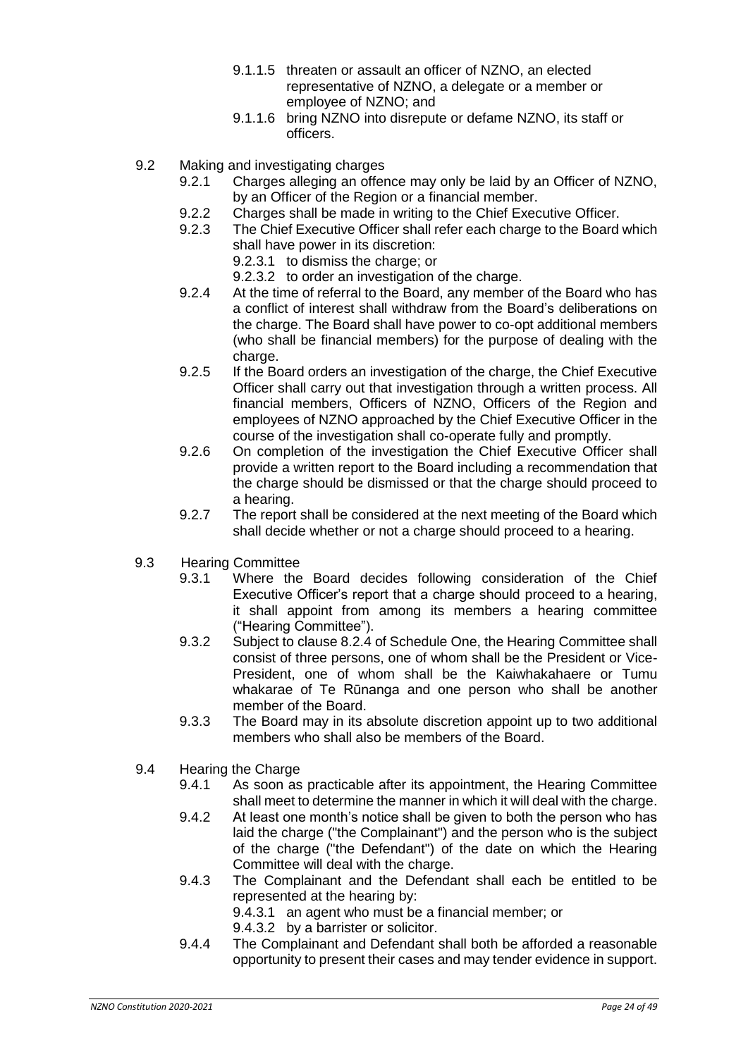9.1.1.5 threaten or assault an officer of NZNO, an elected representative of NZNO, a delegate or a member or employee of NZNO; and

9.1.1.6 bring NZNO into disrepute or defame NZNO, its staff or officers.

9.2 Making and investigating charges

9.2.1 Charges alleging an offence may only be laid by an Officer of NZNO, by an Officer of the Region or a financial member.

9.2.2 Charges shall be made in writing to the Chief Executive Officer.

9.2.3 The Chief Executive Officer shall refer each charge to the Board which shall have power in its discretion:

9.2.3.1 to dismiss the charge; or

9.2.3.2 to order an investigation of the charge.

9.2.4 At the time of referral to the Board, any member of the Board who has a conflict of interest shall withdraw from the Board's deliberations on the charge. The Board shall have power to co-opt additional members (who shall be financial members) for the purpose of dealing with the charge.

9.2.5 If the Board orders an investigation of the charge, the Chief Executive Officer shall carry out that investigation through a written process. All financial members, Officers of NZNO, Officers of the Region and employees of NZNO approached by the Chief Executive Officer in the course of the investigation shall co-operate fully and promptly.

9.2.6 On completion of the investigation the Chief Executive Officer shall provide a written report to the Board including a recommendation that the charge should be dismissed or that the charge should proceed to a hearing.

9.2.7 The report shall be considered at the next meeting of the Board which shall decide whether or not a charge should proceed to a hearing.

9.3 Hearing Committee

9.3.1 Where the Board decides following consideration of the Chief Executive Officer's report that a charge should proceed to a hearing, it shall appoint from among its members a hearing committee ("Hearing Committee").

9.3.2 Subject to clause 8.2.4 of Schedule One, the Hearing Committee shall consist of three persons, one of whom shall be the President or Vice-President, one of whom shall be the Kaiwhakahaere or Tumu whakarae of Te Rūnanga and one person who shall be another member of the Board.

9.3.3 The Board may in its absolute discretion appoint up to two additional members who shall also be members of the Board.

9.4 Hearing the Charge

9.4.1 As soon as practicable after its appointment, the Hearing Committee shall meet to determine the manner in which it will deal with the charge.

9.4.2 At least one month's notice shall be given to both the person who has laid the charge ("the Complainant") and the person who is the subject of the charge ("the Defendant") of the date on which the Hearing Committee will deal with the charge.

9.4.3 The Complainant and the Defendant shall each be entitled to be represented at the hearing by:

9.4.3.1 an agent who must be a financial member; or

9.4.3.2 by a barrister or solicitor.

9.4.4 The Complainant and Defendant shall both be afforded a reasonable opportunity to present their cases and may tender evidence in support.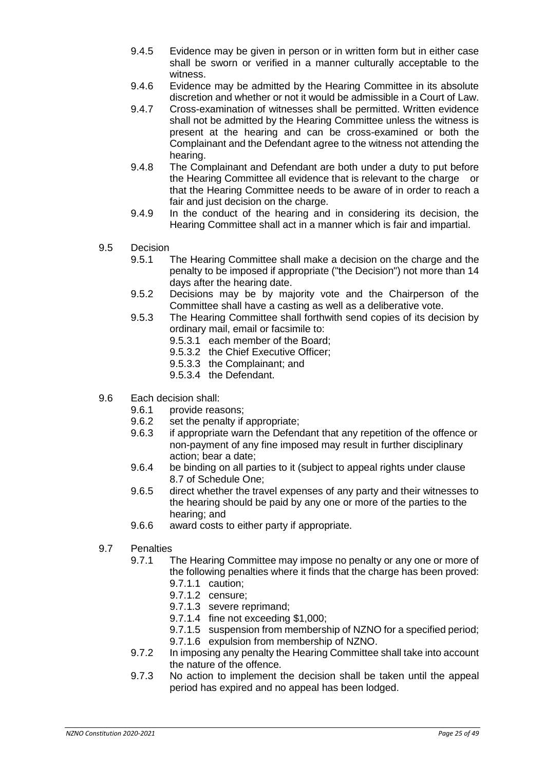9.4.5 Evidence may be given in person or in written form but in either case shall be sworn or verified in a manner culturally acceptable to the witness.

9.4.6 Evidence may be admitted by the Hearing Committee in its absolute discretion and whether or not it would be admissible in a Court of Law.

9.4.7 Cross-examination of witnesses shall be permitted. Written evidence shall not be admitted by the Hearing Committee unless the witness is present at the hearing and can be cross-examined or both the Complainant and the Defendant agree to the witness not attending the hearing.

9.4.8 The Complainant and Defendant are both under a duty to put before the Hearing Committee all evidence that is relevant to the charge or that the Hearing Committee needs to be aware of in order to reach a fair and just decision on the charge.

9.4.9 In the conduct of the hearing and in considering its decision, the Hearing Committee shall act in a manner which is fair and impartial.

9.5 Decision

9.5.1 The Hearing Committee shall make a decision on the charge and the penalty to be imposed if appropriate ("the Decision") not more than 14 days after the hearing date.

9.5.2 Decisions may be by majority vote and the Chairperson of the Committee shall have a casting as well as a deliberative vote.

9.5.3 The Hearing Committee shall forthwith send copies of its decision by ordinary mail, email or facsimile to:

- 9.5.3.1 each member of the Board;
- 9.5.3.2 the Chief Executive Officer;
- 9.5.3.3 the Complainant; and
- 9.5.3.4 the Defendant.

9.6 Each decision shall:

- 9.6.1 provide reasons;
- 9.6.2 set the penalty if appropriate;
- 9.6.3 if appropriate warn the Defendant that any repetition of the offence or non-payment of any fine imposed may result in further disciplinary action; bear a date;
- 9.6.4 be binding on all parties to it (subject to appeal rights under clause 8.7 of Schedule One;
- 9.6.5 direct whether the travel expenses of any party and their witnesses to the hearing should be paid by any one or more of the parties to the hearing; and
- 9.6.6 award costs to either party if appropriate.

9.7 Penalties

9.7.1 The Hearing Committee may impose no penalty or any one or more of the following penalties where it finds that the charge has been proved:

- 9.7.1.1 caution;
- 9.7.1.2 censure;
- 9.7.1.3 severe reprimand;
- 9.7.1.4 fine not exceeding $1,000;
- 9.7.1.5 suspension from membership of NZNO for a specified period;
- 9.7.1.6 expulsion from membership of NZNO.

9.7.2 In imposing any penalty the Hearing Committee shall take into account the nature of the offence.

9.7.3 No action to implement the decision shall be taken until the appeal period has expired and no appeal has been lodged.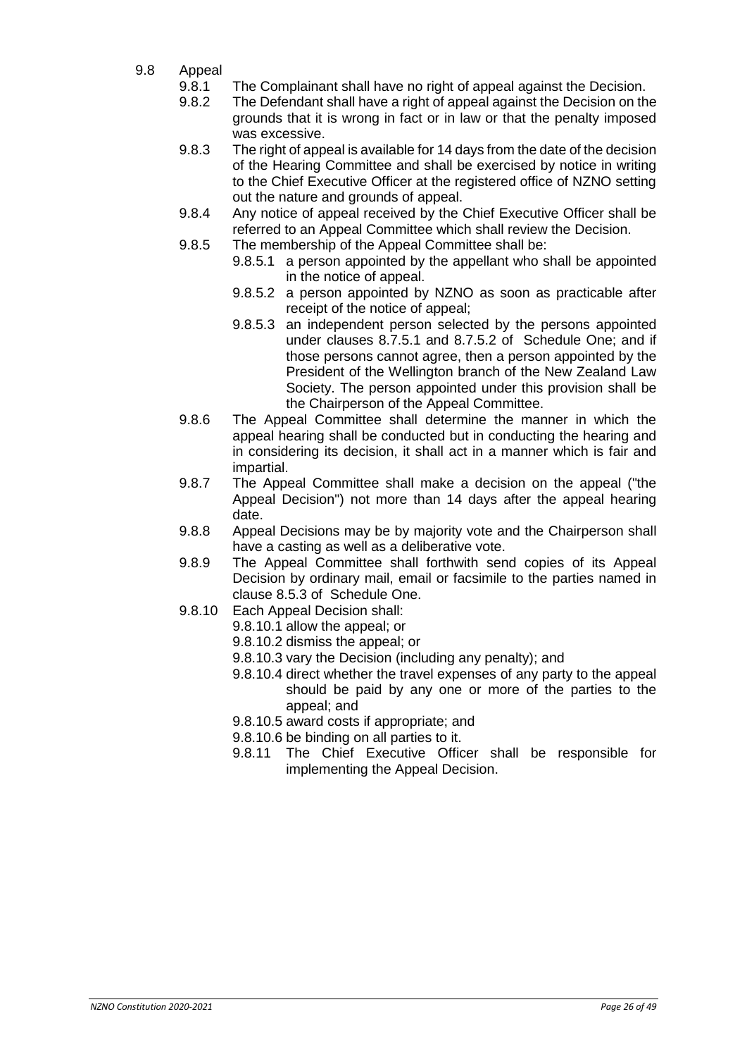9.8 Appeal

9.8.1 The Complainant shall have no right of appeal against the Decision.

9.8.2 The Defendant shall have a right of appeal against the Decision on the grounds that it is wrong in fact or in law or that the penalty imposed was excessive.

9.8.3 The right of appeal is available for 14 days from the date of the decision of the Hearing Committee and shall be exercised by notice in writing to the Chief Executive Officer at the registered office of NZNO setting out the nature and grounds of appeal.

9.8.4 Any notice of appeal received by the Chief Executive Officer shall be referred to an Appeal Committee which shall review the Decision.

9.8.5 The membership of the Appeal Committee shall be:

- 9.8.5.1 a person appointed by the appellant who shall be appointed in the notice of appeal.
- 9.8.5.2 a person appointed by NZNO as soon as practicable after receipt of the notice of appeal;
- 9.8.5.3 an independent person selected by the persons appointed under clauses 8.7.5.1 and 8.7.5.2 of Schedule One; and if those persons cannot agree, then a person appointed by the President of the Wellington branch of the New Zealand Law Society. The person appointed under this provision shall be the Chairperson of the Appeal Committee.

9.8.6 The Appeal Committee shall determine the manner in which the appeal hearing shall be conducted but in conducting the hearing and in considering its decision, it shall act in a manner which is fair and impartial.

9.8.7 The Appeal Committee shall make a decision on the appeal ("the Appeal Decision") not more than 14 days after the appeal hearing date.

9.8.8 Appeal Decisions may be by majority vote and the Chairperson shall have a casting as well as a deliberative vote.

9.8.9 The Appeal Committee shall forthwith send copies of its Appeal Decision by ordinary mail, email or facsimile to the parties named in clause 8.5.3 of Schedule One.

9.8.10 Each Appeal Decision shall:

- 9.8.10.1 allow the appeal; or
- 9.8.10.2 dismiss the appeal; or
- 9.8.10.3 vary the Decision (including any penalty); and
- 9.8.10.4 direct whether the travel expenses of any party to the appeal should be paid by any one or more of the parties to the appeal; and
- 9.8.10.5 award costs if appropriate; and
- 9.8.10.6 be binding on all parties to it.

9.8.11 The Chief Executive Officer shall be responsible for implementing the Appeal Decision.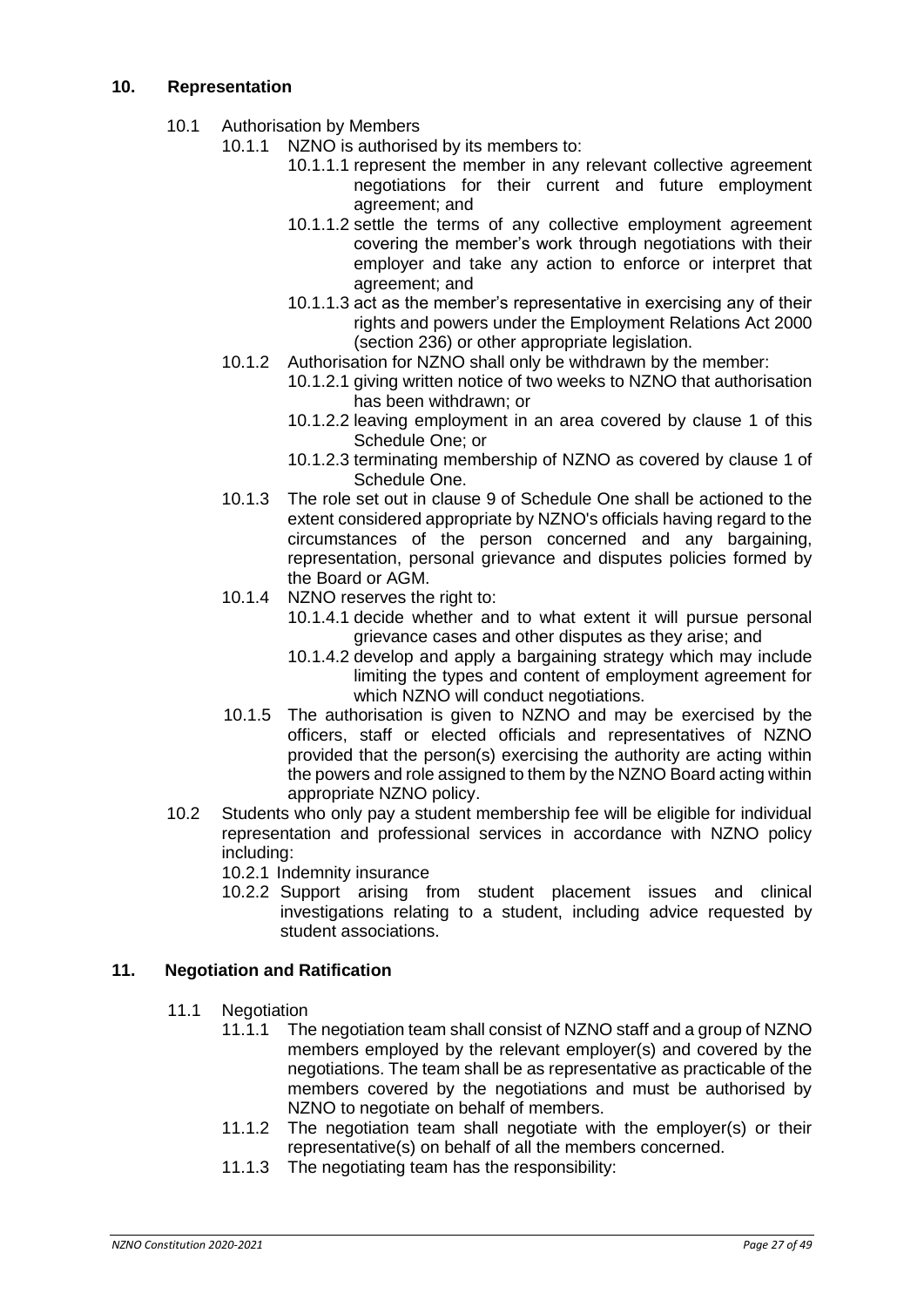## 10. Representation

10.1 Authorisation by Members

10.1.1 NZNO is authorised by its members to:

10.1.1.1 represent the member in any relevant collective agreement negotiations for their current and future employment agreement; and

10.1.1.2 settle the terms of any collective employment agreement covering the member's work through negotiations with their employer and take any action to enforce or interpret that agreement; and

10.1.1.3 act as the member's representative in exercising any of their rights and powers under the Employment Relations Act 2000 (section 236) or other appropriate legislation.

10.1.2 Authorisation for NZNO shall only be withdrawn by the member:

10.1.2.1 giving written notice of two weeks to NZNO that authorisation has been withdrawn; or

10.1.2.2 leaving employment in an area covered by clause 1 of this Schedule One; or

10.1.2.3 terminating membership of NZNO as covered by clause 1 of Schedule One.

10.1.3 The role set out in clause 9 of Schedule One shall be actioned to the extent considered appropriate by NZNO's officials having regard to the circumstances of the person concerned and any bargaining, representation, personal grievance and disputes policies formed by the Board or AGM.

10.1.4 NZNO reserves the right to:

10.1.4.1 decide whether and to what extent it will pursue personal grievance cases and other disputes as they arise; and

10.1.4.2 develop and apply a bargaining strategy which may include limiting the types and content of employment agreement for which NZNO will conduct negotiations.

10.1.5 The authorisation is given to NZNO and may be exercised by the officers, staff or elected officials and representatives of NZNO provided that the person(s) exercising the authority are acting within the powers and role assigned to them by the NZNO Board acting within appropriate NZNO policy.

10.2 Students who only pay a student membership fee will be eligible for individual representation and professional services in accordance with NZNO policy including:

10.2.1 Indemnity insurance

10.2.2 Support arising from student placement issues and clinical investigations relating to a student, including advice requested by student associations.

## 11. Negotiation and Ratification

11.1 Negotiation

11.1.1 The negotiation team shall consist of NZNO staff and a group of NZNO members employed by the relevant employer(s) and covered by the negotiations. The team shall be as representative as practicable of the members covered by the negotiations and must be authorised by NZNO to negotiate on behalf of members.

11.1.2 The negotiation team shall negotiate with the employer(s) or their representative(s) on behalf of all the members concerned.

11.1.3 The negotiating team has the responsibility: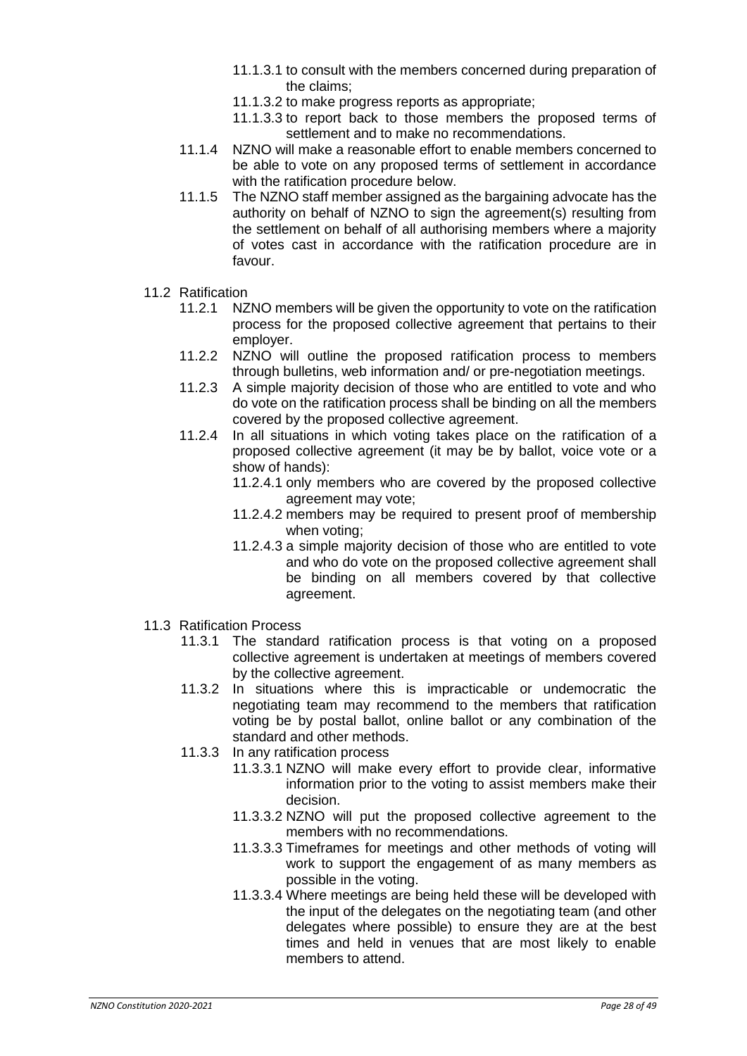- 11.1.3.1 to consult with the members concerned during preparation of the claims;
- 11.1.3.2 to make progress reports as appropriate;
- 11.1.3.3 to report back to those members the proposed terms of settlement and to make no recommendations.

11.1.4 NZNO will make a reasonable effort to enable members concerned to be able to vote on any proposed terms of settlement in accordance with the ratification procedure below.

11.1.5 The NZNO staff member assigned as the bargaining advocate has the authority on behalf of NZNO to sign the agreement(s) resulting from the settlement on behalf of all authorising members where a majority of votes cast in accordance with the ratification procedure are in favour.

11.2 Ratification

11.2.1 NZNO members will be given the opportunity to vote on the ratification process for the proposed collective agreement that pertains to their employer.

11.2.2 NZNO will outline the proposed ratification process to members through bulletins, web information and/ or pre-negotiation meetings.

11.2.3 A simple majority decision of those who are entitled to vote and who do vote on the ratification process shall be binding on all the members covered by the proposed collective agreement.

11.2.4 In all situations in which voting takes place on the ratification of a proposed collective agreement (it may be by ballot, voice vote or a show of hands):

- 11.2.4.1 only members who are covered by the proposed collective agreement may vote;
- 11.2.4.2 members may be required to present proof of membership when voting;
- 11.2.4.3 a simple majority decision of those who are entitled to vote and who do vote on the proposed collective agreement shall be binding on all members covered by that collective agreement.

11.3 Ratification Process

11.3.1 The standard ratification process is that voting on a proposed collective agreement is undertaken at meetings of members covered by the collective agreement.

11.3.2 In situations where this is impracticable or undemocratic the negotiating team may recommend to the members that ratification voting be by postal ballot, online ballot or any combination of the standard and other methods.

11.3.3 In any ratification process

- 11.3.3.1 NZNO will make every effort to provide clear, informative information prior to the voting to assist members make their decision.
- 11.3.3.2 NZNO will put the proposed collective agreement to the members with no recommendations.
- 11.3.3.3 Timeframes for meetings and other methods of voting will work to support the engagement of as many members as possible in the voting.
- 11.3.3.4 Where meetings are being held these will be developed with the input of the delegates on the negotiating team (and other delegates where possible) to ensure they are at the best times and held in venues that are most likely to enable members to attend.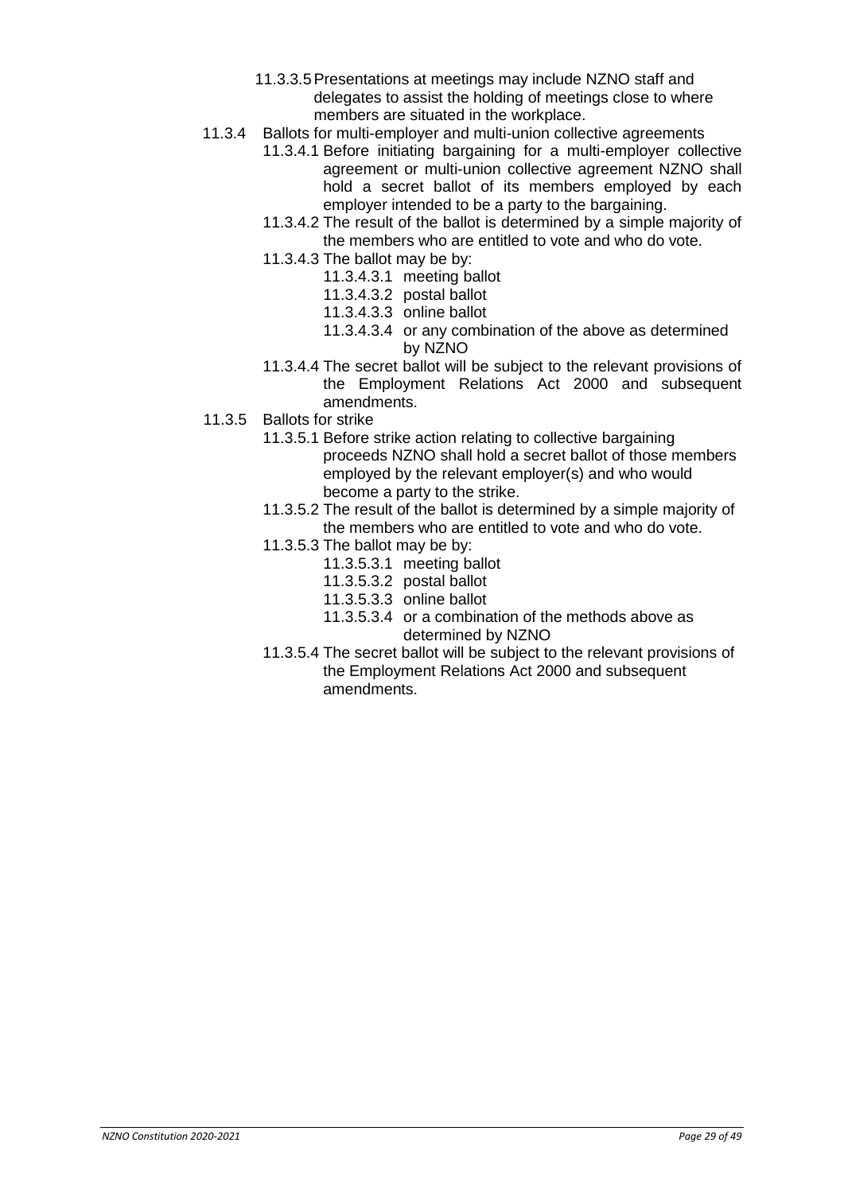11.3.3.5 Presentations at meetings may include NZNO staff and delegates to assist the holding of meetings close to where members are situated in the workplace.

11.3.4 Ballots for multi-employer and multi-union collective agreements

11.3.4.1 Before initiating bargaining for a multi-employer collective agreement or multi-union collective agreement NZNO shall hold a secret ballot of its members employed by each employer intended to be a party to the bargaining.

11.3.4.2 The result of the ballot is determined by a simple majority of the members who are entitled to vote and who do vote.

11.3.4.3 The ballot may be by:

- 11.3.4.3.1 meeting ballot
- 11.3.4.3.2 postal ballot
- 11.3.4.3.3 online ballot
- 11.3.4.3.4 or any combination of the above as determined by NZNO

11.3.4.4 The secret ballot will be subject to the relevant provisions of the Employment Relations Act 2000 and subsequent amendments.

11.3.5 Ballots for strike

11.3.5.1 Before strike action relating to collective bargaining proceeds NZNO shall hold a secret ballot of those members employed by the relevant employer(s) and who would become a party to the strike.

11.3.5.2 The result of the ballot is determined by a simple majority of the members who are entitled to vote and who do vote.

11.3.5.3 The ballot may be by:

- 11.3.5.3.1 meeting ballot
- 11.3.5.3.2 postal ballot
- 11.3.5.3.3 online ballot
- 11.3.5.3.4 or a combination of the methods above as determined by NZNO

11.3.5.4 The secret ballot will be subject to the relevant provisions of the Employment Relations Act 2000 and subsequent amendments.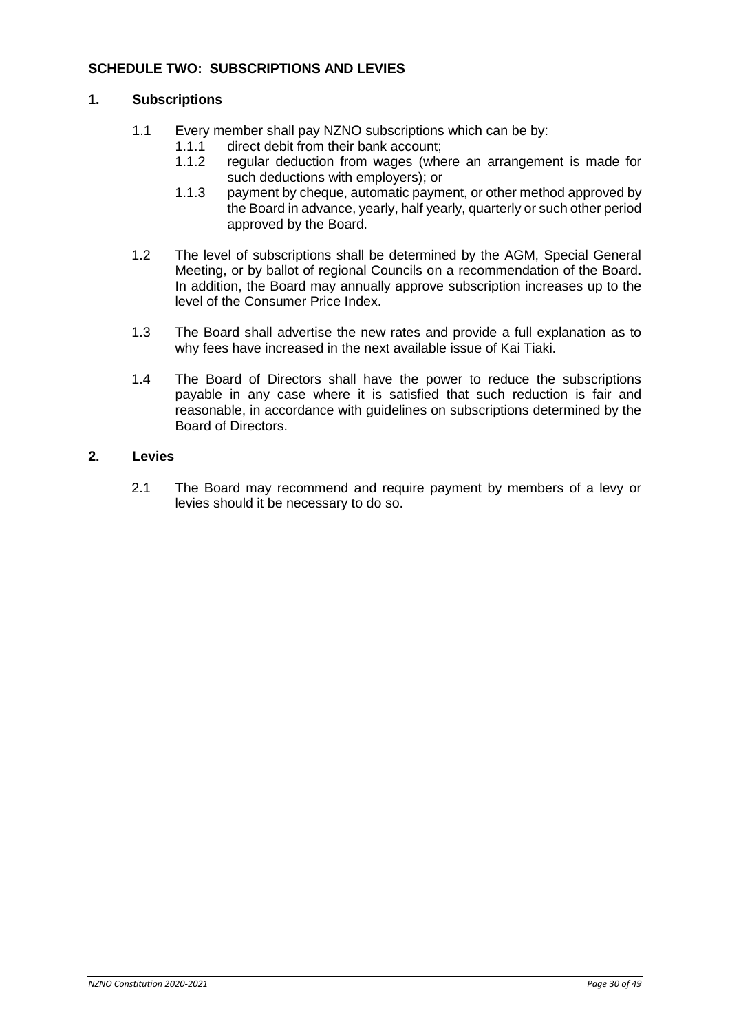## SCHEDULE TWO: SUBSCRIPTIONS AND LEVIES

### 1. Subscriptions

1.1 Every member shall pay NZNO subscriptions which can be by:

- 1.1.1 direct debit from their bank account;
- 1.1.2 regular deduction from wages (where an arrangement is made for such deductions with employers); or
- 1.1.3 payment by cheque, automatic payment, or other method approved by the Board in advance, yearly, half yearly, quarterly or such other period approved by the Board.

1.2 The level of subscriptions shall be determined by the AGM, Special General Meeting, or by ballot of regional Councils on a recommendation of the Board. In addition, the Board may annually approve subscription increases up to the level of the Consumer Price Index.

1.3 The Board shall advertise the new rates and provide a full explanation as to why fees have increased in the next available issue of Kai Tiaki.

1.4 The Board of Directors shall have the power to reduce the subscriptions payable in any case where it is satisfied that such reduction is fair and reasonable, in accordance with guidelines on subscriptions determined by the Board of Directors.

### 2. Levies

2.1 The Board may recommend and require payment by members of a levy or levies should it be necessary to do so.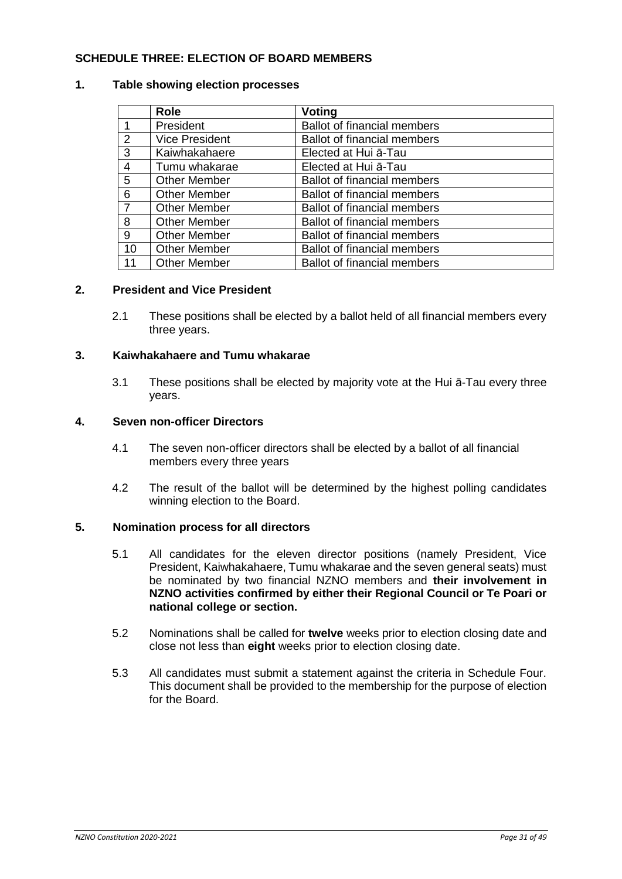## SCHEDULE THREE: ELECTION OF BOARD MEMBERS

### 1. Table showing election processes

| | Role | Voting |
|---|---|---|
| 1 | President | Ballot of financial members |
| 2 | Vice President | Ballot of financial members |
| 3 | Kaiwhakahaere | Elected at Hui ā-Tau |
| 4 | Tumu whakarae | Elected at Hui ā-Tau |
| 5 | Other Member | Ballot of financial members |
| 6 | Other Member | Ballot of financial members |
| 7 | Other Member | Ballot of financial members |
| 8 | Other Member | Ballot of financial members |
| 9 | Other Member | Ballot of financial members |
| 10 | Other Member | Ballot of financial members |
| 11 | Other Member | Ballot of financial members |

### 2. President and Vice President

2.1 These positions shall be elected by a ballot held of all financial members every three years.

### 3. Kaiwhakahaere and Tumu whakarae

3.1 These positions shall be elected by majority vote at the Hui ā-Tau every three years.

### 4. Seven non-officer Directors

4.1 The seven non-officer directors shall be elected by a ballot of all financial members every three years

4.2 The result of the ballot will be determined by the highest polling candidates winning election to the Board.

### 5. Nomination process for all directors

5.1 All candidates for the eleven director positions (namely President, Vice President, Kaiwhakahaere, Tumu whakarae and the seven general seats) must be nominated by two financial NZNO members and **their involvement in NZNO activities confirmed by either their Regional Council or Te Poari or national college or section.**

5.2 Nominations shall be called for **twelve** weeks prior to election closing date and close not less than **eight** weeks prior to election closing date.

5.3 All candidates must submit a statement against the criteria in Schedule Four. This document shall be provided to the membership for the purpose of election for the Board.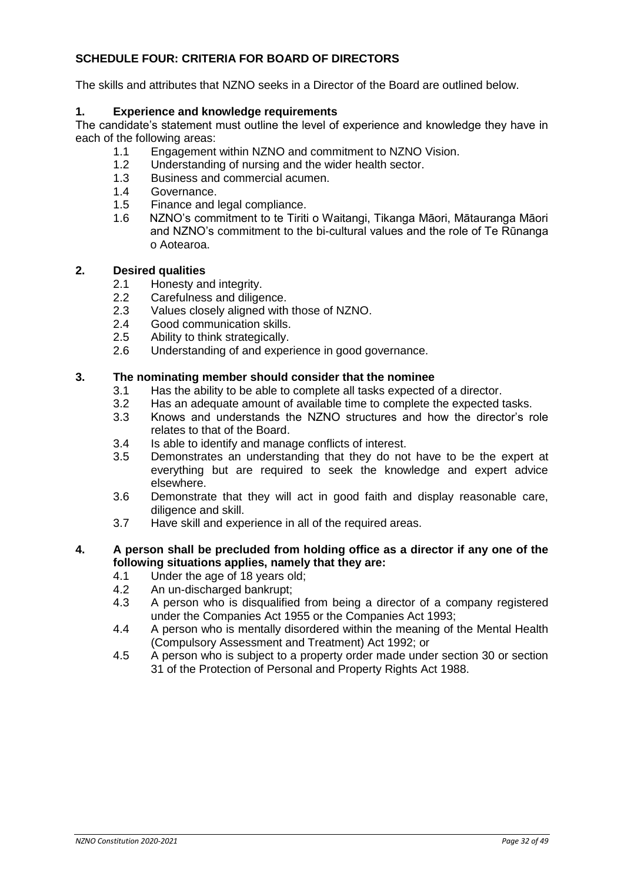## SCHEDULE FOUR: CRITERIA FOR BOARD OF DIRECTORS

The skills and attributes that NZNO seeks in a Director of the Board are outlined below.

### 1. Experience and knowledge requirements

The candidate's statement must outline the level of experience and knowledge they have in each of the following areas:

- 1.1 Engagement within NZNO and commitment to NZNO Vision.
- 1.2 Understanding of nursing and the wider health sector.
- 1.3 Business and commercial acumen.
- 1.4 Governance.
- 1.5 Finance and legal compliance.
- 1.6 NZNO's commitment to te Tiriti o Waitangi, Tikanga Māori, Mātauranga Māori and NZNO's commitment to the bi-cultural values and the role of Te Rūnanga o Aotearoa.

### 2. Desired qualities

- 2.1 Honesty and integrity.
- 2.2 Carefulness and diligence.
- 2.3 Values closely aligned with those of NZNO.
- 2.4 Good communication skills.
- 2.5 Ability to think strategically.
- 2.6 Understanding of and experience in good governance.

### 3. The nominating member should consider that the nominee

- 3.1 Has the ability to be able to complete all tasks expected of a director.
- 3.2 Has an adequate amount of available time to complete the expected tasks.
- 3.3 Knows and understands the NZNO structures and how the director's role relates to that of the Board.
- 3.4 Is able to identify and manage conflicts of interest.
- 3.5 Demonstrates an understanding that they do not have to be the expert at everything but are required to seek the knowledge and expert advice elsewhere.
- 3.6 Demonstrate that they will act in good faith and display reasonable care, diligence and skill.
- 3.7 Have skill and experience in all of the required areas.

### 4. A person shall be precluded from holding office as a director if any one of the following situations applies, namely that they are:

- 4.1 Under the age of 18 years old;
- 4.2 An un-discharged bankrupt;
- 4.3 A person who is disqualified from being a director of a company registered under the Companies Act 1955 or the Companies Act 1993;
- 4.4 A person who is mentally disordered within the meaning of the Mental Health (Compulsory Assessment and Treatment) Act 1992; or
- 4.5 A person who is subject to a property order made under section 30 or section 31 of the Protection of Personal and Property Rights Act 1988.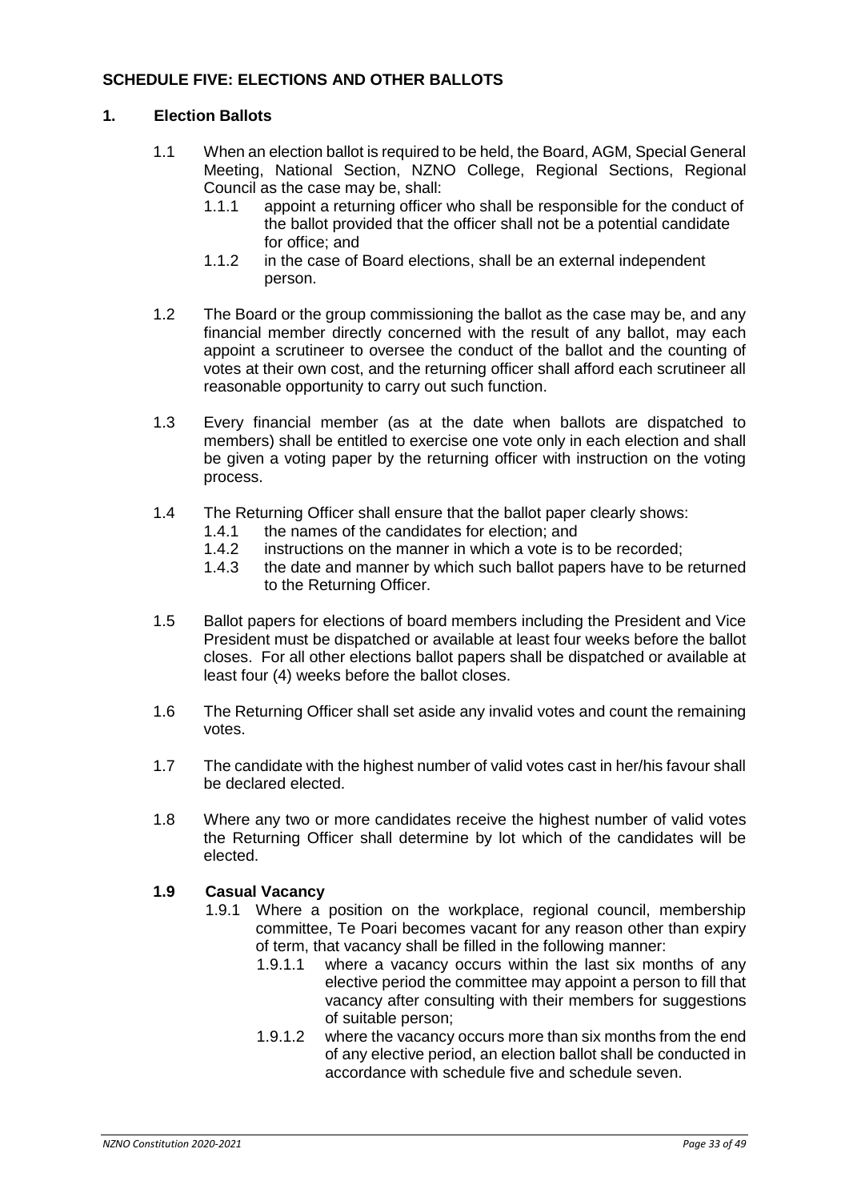## SCHEDULE FIVE: ELECTIONS AND OTHER BALLOTS

### 1. Election Ballots

1.1 When an election ballot is required to be held, the Board, AGM, Special General Meeting, National Section, NZNO College, Regional Sections, Regional Council as the case may be, shall:

- 1.1.1 appoint a returning officer who shall be responsible for the conduct of the ballot provided that the officer shall not be a potential candidate for office; and
- 1.1.2 in the case of Board elections, shall be an external independent person.

1.2 The Board or the group commissioning the ballot as the case may be, and any financial member directly concerned with the result of any ballot, may each appoint a scrutineer to oversee the conduct of the ballot and the counting of votes at their own cost, and the returning officer shall afford each scrutineer all reasonable opportunity to carry out such function.

1.3 Every financial member (as at the date when ballots are dispatched to members) shall be entitled to exercise one vote only in each election and shall be given a voting paper by the returning officer with instruction on the voting process.

1.4 The Returning Officer shall ensure that the ballot paper clearly shows:

- 1.4.1 the names of the candidates for election; and
- 1.4.2 instructions on the manner in which a vote is to be recorded;
- 1.4.3 the date and manner by which such ballot papers have to be returned to the Returning Officer.

1.5 Ballot papers for elections of board members including the President and Vice President must be dispatched or available at least four weeks before the ballot closes. For all other elections ballot papers shall be dispatched or available at least four (4) weeks before the ballot closes.

1.6 The Returning Officer shall set aside any invalid votes and count the remaining votes.

1.7 The candidate with the highest number of valid votes cast in her/his favour shall be declared elected.

1.8 Where any two or more candidates receive the highest number of valid votes the Returning Officer shall determine by lot which of the candidates will be elected.

**1.9 Casual Vacancy**

1.9.1 Where a position on the workplace, regional council, membership committee, Te Poari becomes vacant for any reason other than expiry of term, that vacancy shall be filled in the following manner:

- 1.9.1.1 where a vacancy occurs within the last six months of any elective period the committee may appoint a person to fill that vacancy after consulting with their members for suggestions of suitable person;
- 1.9.1.2 where the vacancy occurs more than six months from the end of any elective period, an election ballot shall be conducted in accordance with schedule five and schedule seven.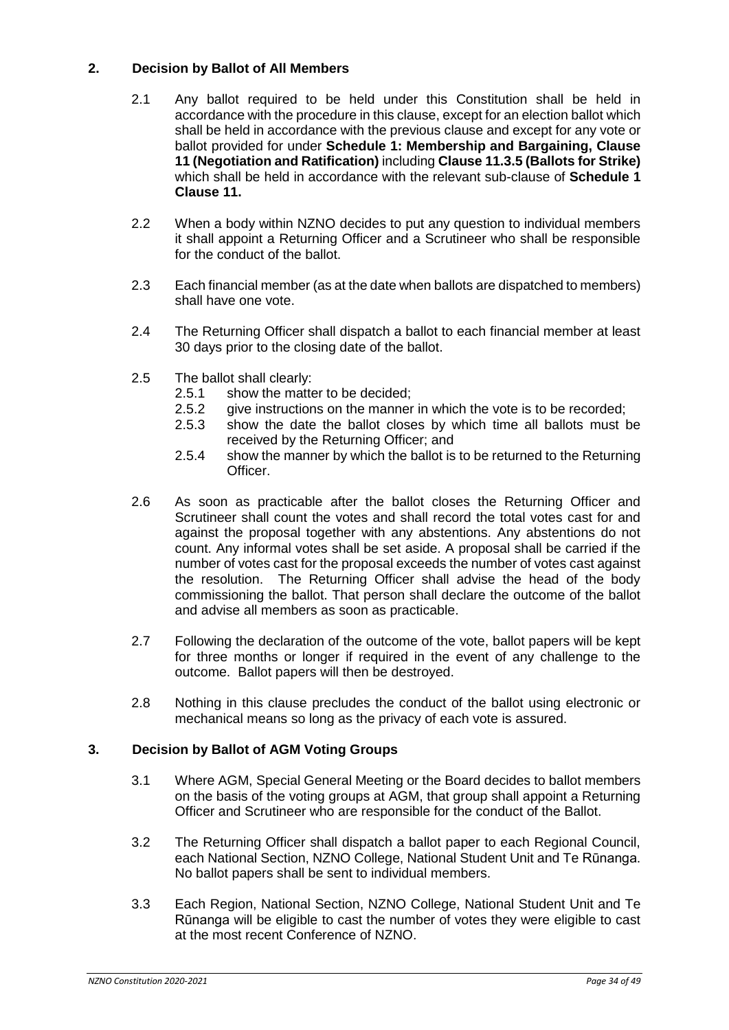## 2. Decision by Ballot of All Members

2.1 Any ballot required to be held under this Constitution shall be held in accordance with the procedure in this clause, except for an election ballot which shall be held in accordance with the previous clause and except for any vote or ballot provided for under **Schedule 1: Membership and Bargaining, Clause 11 (Negotiation and Ratification)** including **Clause 11.3.5 (Ballots for Strike)** which shall be held in accordance with the relevant sub-clause of **Schedule 1 Clause 11.**

2.2 When a body within NZNO decides to put any question to individual members it shall appoint a Returning Officer and a Scrutineer who shall be responsible for the conduct of the ballot.

2.3 Each financial member (as at the date when ballots are dispatched to members) shall have one vote.

2.4 The Returning Officer shall dispatch a ballot to each financial member at least 30 days prior to the closing date of the ballot.

2.5 The ballot shall clearly:

- 2.5.1 show the matter to be decided;
- 2.5.2 give instructions on the manner in which the vote is to be recorded;
- 2.5.3 show the date the ballot closes by which time all ballots must be received by the Returning Officer; and
- 2.5.4 show the manner by which the ballot is to be returned to the Returning Officer.

2.6 As soon as practicable after the ballot closes the Returning Officer and Scrutineer shall count the votes and shall record the total votes cast for and against the proposal together with any abstentions. Any abstentions do not count. Any informal votes shall be set aside. A proposal shall be carried if the number of votes cast for the proposal exceeds the number of votes cast against the resolution. The Returning Officer shall advise the head of the body commissioning the ballot. That person shall declare the outcome of the ballot and advise all members as soon as practicable.

2.7 Following the declaration of the outcome of the vote, ballot papers will be kept for three months or longer if required in the event of any challenge to the outcome. Ballot papers will then be destroyed.

2.8 Nothing in this clause precludes the conduct of the ballot using electronic or mechanical means so long as the privacy of each vote is assured.

## 3. Decision by Ballot of AGM Voting Groups

3.1 Where AGM, Special General Meeting or the Board decides to ballot members on the basis of the voting groups at AGM, that group shall appoint a Returning Officer and Scrutineer who are responsible for the conduct of the Ballot.

3.2 The Returning Officer shall dispatch a ballot paper to each Regional Council, each National Section, NZNO College, National Student Unit and Te Rūnanga. No ballot papers shall be sent to individual members.

3.3 Each Region, National Section, NZNO College, National Student Unit and Te Rūnanga will be eligible to cast the number of votes they were eligible to cast at the most recent Conference of NZNO.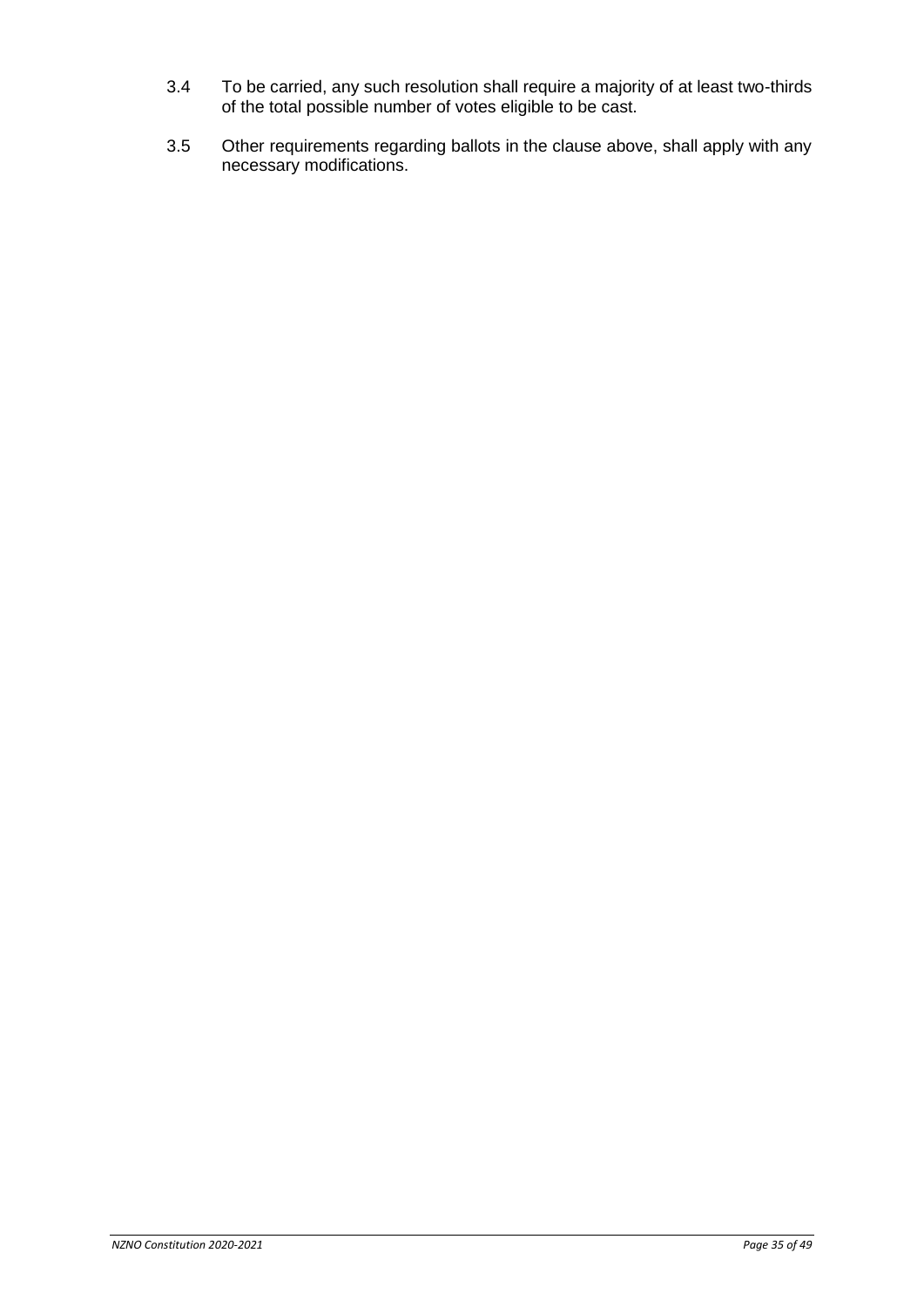3.4 To be carried, any such resolution shall require a majority of at least two-thirds of the total possible number of votes eligible to be cast.

3.5 Other requirements regarding ballots in the clause above, shall apply with any necessary modifications.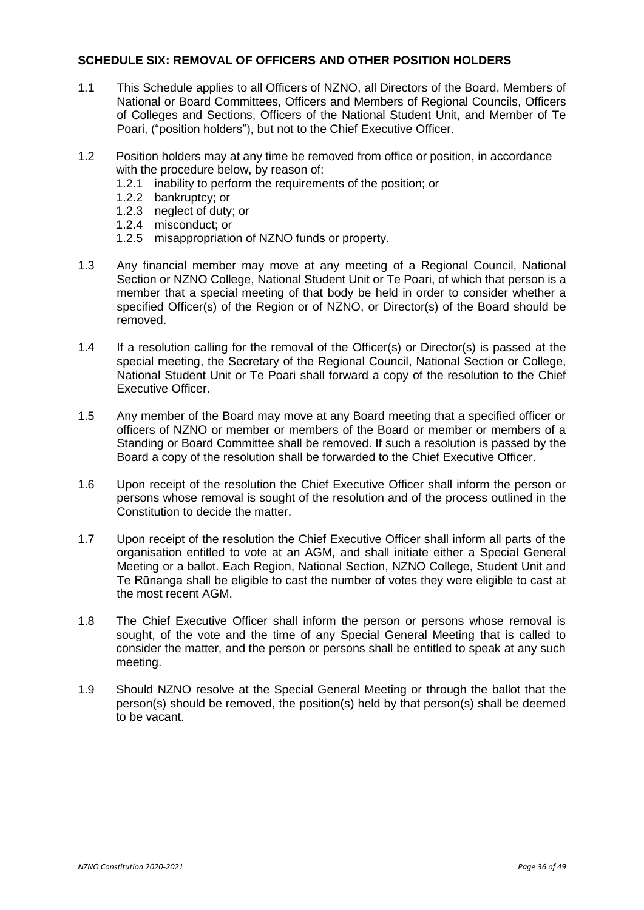## SCHEDULE SIX: REMOVAL OF OFFICERS AND OTHER POSITION HOLDERS

1.1 This Schedule applies to all Officers of NZNO, all Directors of the Board, Members of National or Board Committees, Officers and Members of Regional Councils, Officers of Colleges and Sections, Officers of the National Student Unit, and Member of Te Poari, ("position holders"), but not to the Chief Executive Officer.

1.2 Position holders may at any time be removed from office or position, in accordance with the procedure below, by reason of:

- 1.2.1 inability to perform the requirements of the position; or
- 1.2.2 bankruptcy; or
- 1.2.3 neglect of duty; or
- 1.2.4 misconduct; or
- 1.2.5 misappropriation of NZNO funds or property.

1.3 Any financial member may move at any meeting of a Regional Council, National Section or NZNO College, National Student Unit or Te Poari, of which that person is a member that a special meeting of that body be held in order to consider whether a specified Officer(s) of the Region or of NZNO, or Director(s) of the Board should be removed.

1.4 If a resolution calling for the removal of the Officer(s) or Director(s) is passed at the special meeting, the Secretary of the Regional Council, National Section or College, National Student Unit or Te Poari shall forward a copy of the resolution to the Chief Executive Officer.

1.5 Any member of the Board may move at any Board meeting that a specified officer or officers of NZNO or member or members of the Board or member or members of a Standing or Board Committee shall be removed. If such a resolution is passed by the Board a copy of the resolution shall be forwarded to the Chief Executive Officer.

1.6 Upon receipt of the resolution the Chief Executive Officer shall inform the person or persons whose removal is sought of the resolution and of the process outlined in the Constitution to decide the matter.

1.7 Upon receipt of the resolution the Chief Executive Officer shall inform all parts of the organisation entitled to vote at an AGM, and shall initiate either a Special General Meeting or a ballot. Each Region, National Section, NZNO College, Student Unit and Te Rūnanga shall be eligible to cast the number of votes they were eligible to cast at the most recent AGM.

1.8 The Chief Executive Officer shall inform the person or persons whose removal is sought, of the vote and the time of any Special General Meeting that is called to consider the matter, and the person or persons shall be entitled to speak at any such meeting.

1.9 Should NZNO resolve at the Special General Meeting or through the ballot that the person(s) should be removed, the position(s) held by that person(s) shall be deemed to be vacant.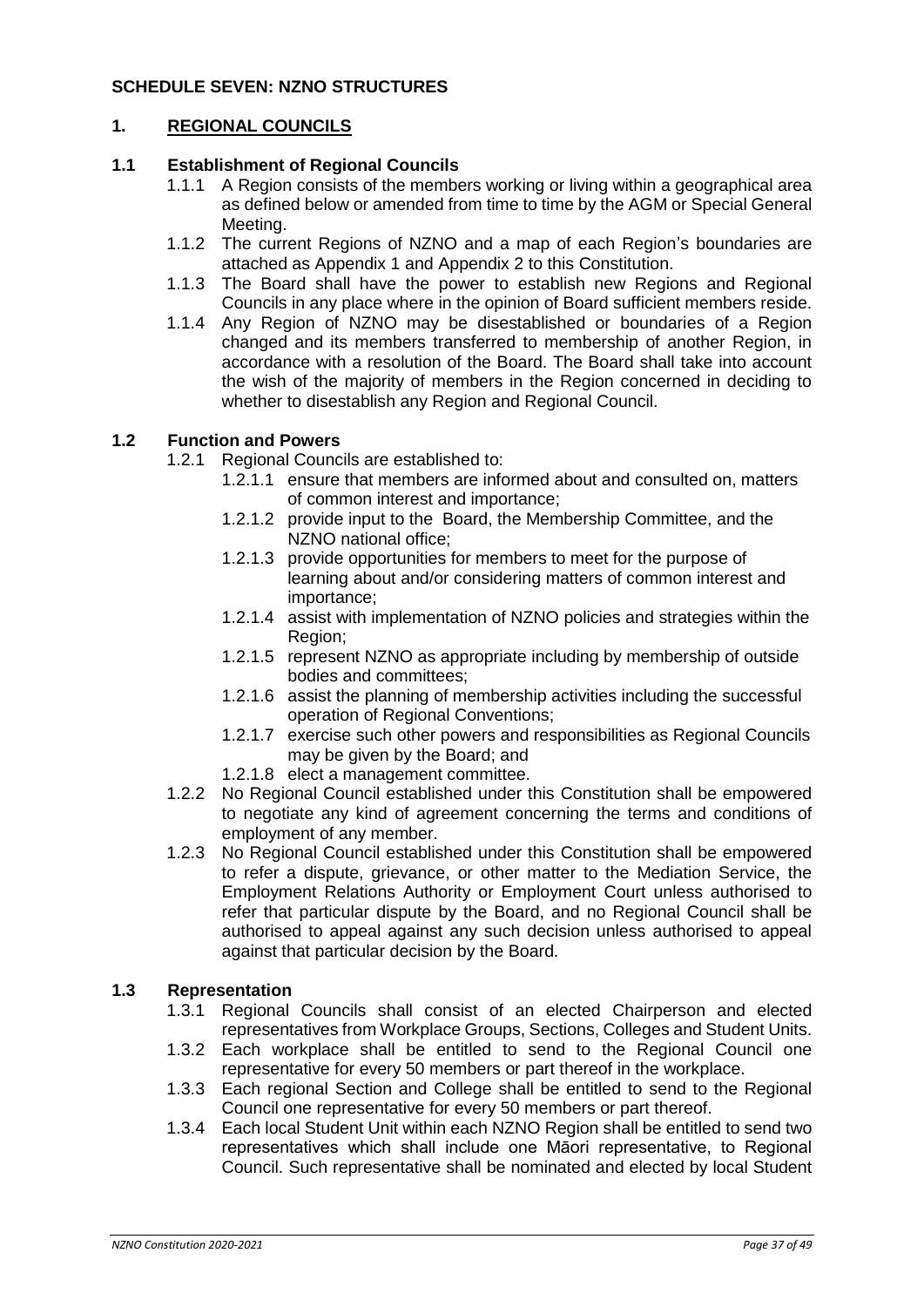## SCHEDULE SEVEN: NZNO STRUCTURES

### 1. REGIONAL COUNCILS

#### 1.1 Establishment of Regional Councils

1.1.1 A Region consists of the members working or living within a geographical area as defined below or amended from time to time by the AGM or Special General Meeting.

1.1.2 The current Regions of NZNO and a map of each Region's boundaries are attached as Appendix 1 and Appendix 2 to this Constitution.

1.1.3 The Board shall have the power to establish new Regions and Regional Councils in any place where in the opinion of Board sufficient members reside.

1.1.4 Any Region of NZNO may be disestablished or boundaries of a Region changed and its members transferred to membership of another Region, in accordance with a resolution of the Board. The Board shall take into account the wish of the majority of members in the Region concerned in deciding to whether to disestablish any Region and Regional Council.

#### 1.2 Function and Powers

1.2.1 Regional Councils are established to:

1.2.1.1 ensure that members are informed about and consulted on, matters of common interest and importance;

1.2.1.2 provide input to the Board, the Membership Committee, and the NZNO national office;

1.2.1.3 provide opportunities for members to meet for the purpose of learning about and/or considering matters of common interest and importance;

1.2.1.4 assist with implementation of NZNO policies and strategies within the Region;

1.2.1.5 represent NZNO as appropriate including by membership of outside bodies and committees;

1.2.1.6 assist the planning of membership activities including the successful operation of Regional Conventions;

1.2.1.7 exercise such other powers and responsibilities as Regional Councils may be given by the Board; and

1.2.1.8 elect a management committee.

1.2.2 No Regional Council established under this Constitution shall be empowered to negotiate any kind of agreement concerning the terms and conditions of employment of any member.

1.2.3 No Regional Council established under this Constitution shall be empowered to refer a dispute, grievance, or other matter to the Mediation Service, the Employment Relations Authority or Employment Court unless authorised to refer that particular dispute by the Board, and no Regional Council shall be authorised to appeal against any such decision unless authorised to appeal against that particular decision by the Board.

#### 1.3 Representation

1.3.1 Regional Councils shall consist of an elected Chairperson and elected representatives from Workplace Groups, Sections, Colleges and Student Units.

1.3.2 Each workplace shall be entitled to send to the Regional Council one representative for every 50 members or part thereof in the workplace.

1.3.3 Each regional Section and College shall be entitled to send to the Regional Council one representative for every 50 members or part thereof.

1.3.4 Each local Student Unit within each NZNO Region shall be entitled to send two representatives which shall include one Māori representative, to Regional Council. Such representative shall be nominated and elected by local Student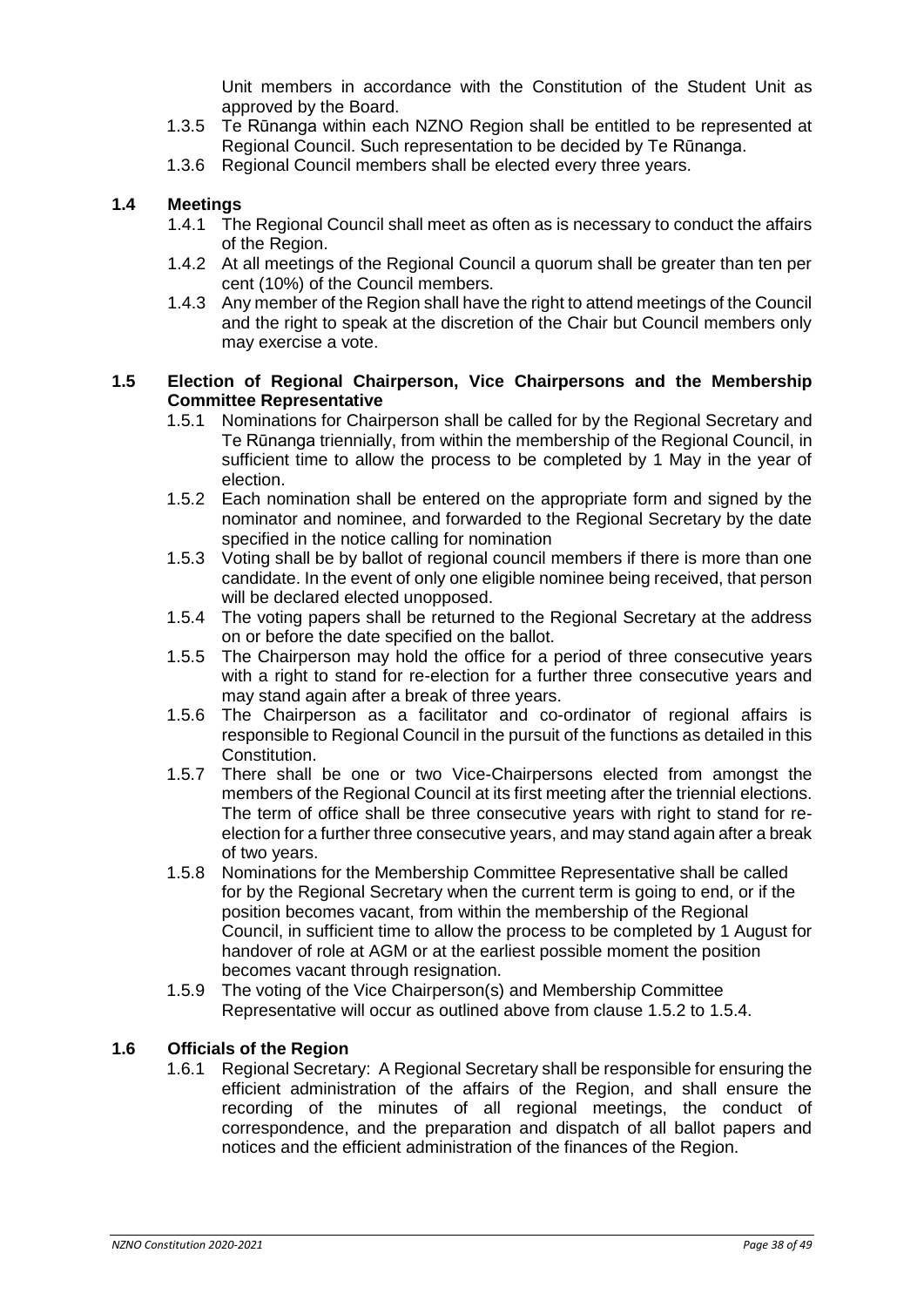Unit members in accordance with the Constitution of the Student Unit as approved by the Board.

1.3.5 Te Rūnanga within each NZNO Region shall be entitled to be represented at Regional Council. Such representation to be decided by Te Rūnanga.

1.3.6 Regional Council members shall be elected every three years.

### 1.4 Meetings

1.4.1 The Regional Council shall meet as often as is necessary to conduct the affairs of the Region.

1.4.2 At all meetings of the Regional Council a quorum shall be greater than ten per cent (10%) of the Council members.

1.4.3 Any member of the Region shall have the right to attend meetings of the Council and the right to speak at the discretion of the Chair but Council members only may exercise a vote.

### 1.5 Election of Regional Chairperson, Vice Chairpersons and the Membership Committee Representative

1.5.1 Nominations for Chairperson shall be called for by the Regional Secretary and Te Rūnanga triennially, from within the membership of the Regional Council, in sufficient time to allow the process to be completed by 1 May in the year of election.

1.5.2 Each nomination shall be entered on the appropriate form and signed by the nominator and nominee, and forwarded to the Regional Secretary by the date specified in the notice calling for nomination

1.5.3 Voting shall be by ballot of regional council members if there is more than one candidate. In the event of only one eligible nominee being received, that person will be declared elected unopposed.

1.5.4 The voting papers shall be returned to the Regional Secretary at the address on or before the date specified on the ballot.

1.5.5 The Chairperson may hold the office for a period of three consecutive years with a right to stand for re-election for a further three consecutive years and may stand again after a break of three years.

1.5.6 The Chairperson as a facilitator and co-ordinator of regional affairs is responsible to Regional Council in the pursuit of the functions as detailed in this Constitution.

1.5.7 There shall be one or two Vice-Chairpersons elected from amongst the members of the Regional Council at its first meeting after the triennial elections. The term of office shall be three consecutive years with right to stand for re-election for a further three consecutive years, and may stand again after a break of two years.

1.5.8 Nominations for the Membership Committee Representative shall be called for by the Regional Secretary when the current term is going to end, or if the position becomes vacant, from within the membership of the Regional Council, in sufficient time to allow the process to be completed by 1 August for handover of role at AGM or at the earliest possible moment the position becomes vacant through resignation.

1.5.9 The voting of the Vice Chairperson(s) and Membership Committee Representative will occur as outlined above from clause 1.5.2 to 1.5.4.

### 1.6 Officials of the Region

1.6.1 Regional Secretary: A Regional Secretary shall be responsible for ensuring the efficient administration of the affairs of the Region, and shall ensure the recording of the minutes of all regional meetings, the conduct of correspondence, and the preparation and dispatch of all ballot papers and notices and the efficient administration of the finances of the Region.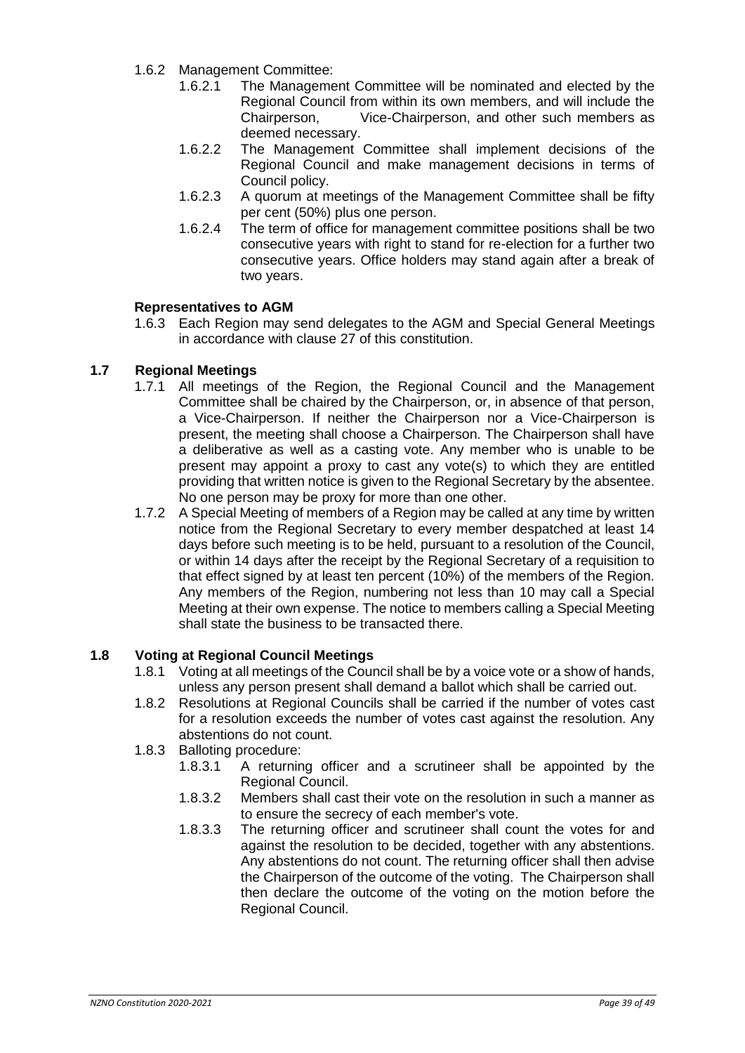1.6.2 Management Committee:

- 1.6.2.1 The Management Committee will be nominated and elected by the Regional Council from within its own members, and will include the Chairperson, Vice-Chairperson, and other such members as deemed necessary.
- 1.6.2.2 The Management Committee shall implement decisions of the Regional Council and make management decisions in terms of Council policy.
- 1.6.2.3 A quorum at meetings of the Management Committee shall be fifty per cent (50%) plus one person.
- 1.6.2.4 The term of office for management committee positions shall be two consecutive years with right to stand for re-election for a further two consecutive years. Office holders may stand again after a break of two years.

**Representatives to AGM**

1.6.3 Each Region may send delegates to the AGM and Special General Meetings in accordance with clause 27 of this constitution.

## 1.7 Regional Meetings

1.7.1 All meetings of the Region, the Regional Council and the Management Committee shall be chaired by the Chairperson, or, in absence of that person, a Vice-Chairperson. If neither the Chairperson nor a Vice-Chairperson is present, the meeting shall choose a Chairperson. The Chairperson shall have a deliberative as well as a casting vote. Any member who is unable to be present may appoint a proxy to cast any vote(s) to which they are entitled providing that written notice is given to the Regional Secretary by the absentee. No one person may be proxy for more than one other.

1.7.2 A Special Meeting of members of a Region may be called at any time by written notice from the Regional Secretary to every member despatched at least 14 days before such meeting is to be held, pursuant to a resolution of the Council, or within 14 days after the receipt by the Regional Secretary of a requisition to that effect signed by at least ten percent (10%) of the members of the Region. Any members of the Region, numbering not less than 10 may call a Special Meeting at their own expense. The notice to members calling a Special Meeting shall state the business to be transacted there.

## 1.8 Voting at Regional Council Meetings

1.8.1 Voting at all meetings of the Council shall be by a voice vote or a show of hands, unless any person present shall demand a ballot which shall be carried out.

1.8.2 Resolutions at Regional Councils shall be carried if the number of votes cast for a resolution exceeds the number of votes cast against the resolution. Any abstentions do not count.

1.8.3 Balloting procedure:

- 1.8.3.1 A returning officer and a scrutineer shall be appointed by the Regional Council.
- 1.8.3.2 Members shall cast their vote on the resolution in such a manner as to ensure the secrecy of each member's vote.
- 1.8.3.3 The returning officer and scrutineer shall count the votes for and against the resolution to be decided, together with any abstentions. Any abstentions do not count. The returning officer shall then advise the Chairperson of the outcome of the voting. The Chairperson shall then declare the outcome of the voting on the motion before the Regional Council.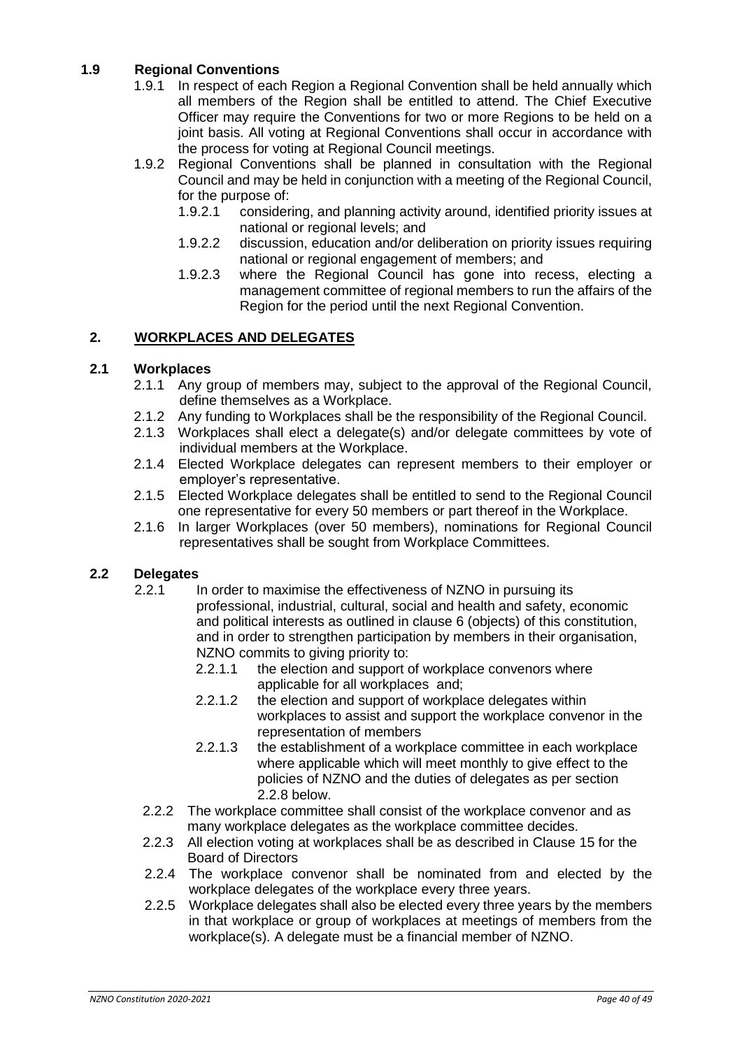### 1.9 Regional Conventions

1.9.1 In respect of each Region a Regional Convention shall be held annually which all members of the Region shall be entitled to attend. The Chief Executive Officer may require the Conventions for two or more Regions to be held on a joint basis. All voting at Regional Conventions shall occur in accordance with the process for voting at Regional Council meetings.

1.9.2 Regional Conventions shall be planned in consultation with the Regional Council and may be held in conjunction with a meeting of the Regional Council, for the purpose of:

1.9.2.1 considering, and planning activity around, identified priority issues at national or regional levels; and

1.9.2.2 discussion, education and/or deliberation on priority issues requiring national or regional engagement of members; and

1.9.2.3 where the Regional Council has gone into recess, electing a management committee of regional members to run the affairs of the Region for the period until the next Regional Convention.

## 2. WORKPLACES AND DELEGATES

### 2.1 Workplaces

2.1.1 Any group of members may, subject to the approval of the Regional Council, define themselves as a Workplace.

2.1.2 Any funding to Workplaces shall be the responsibility of the Regional Council.

2.1.3 Workplaces shall elect a delegate(s) and/or delegate committees by vote of individual members at the Workplace.

2.1.4 Elected Workplace delegates can represent members to their employer or employer's representative.

2.1.5 Elected Workplace delegates shall be entitled to send to the Regional Council one representative for every 50 members or part thereof in the Workplace.

2.1.6 In larger Workplaces (over 50 members), nominations for Regional Council representatives shall be sought from Workplace Committees.

### 2.2 Delegates

2.2.1 In order to maximise the effectiveness of NZNO in pursuing its professional, industrial, cultural, social and health and safety, economic and political interests as outlined in clause 6 (objects) of this constitution, and in order to strengthen participation by members in their organisation, NZNO commits to giving priority to:

2.2.1.1 the election and support of workplace convenors where applicable for all workplaces and;

2.2.1.2 the election and support of workplace delegates within workplaces to assist and support the workplace convenor in the representation of members

2.2.1.3 the establishment of a workplace committee in each workplace where applicable which will meet monthly to give effect to the policies of NZNO and the duties of delegates as per section 2.2.8 below.

2.2.2 The workplace committee shall consist of the workplace convenor and as many workplace delegates as the workplace committee decides.

2.2.3 All election voting at workplaces shall be as described in Clause 15 for the Board of Directors

2.2.4 The workplace convenor shall be nominated from and elected by the workplace delegates of the workplace every three years.

2.2.5 Workplace delegates shall also be elected every three years by the members in that workplace or group of workplaces at meetings of members from the workplace(s). A delegate must be a financial member of NZNO.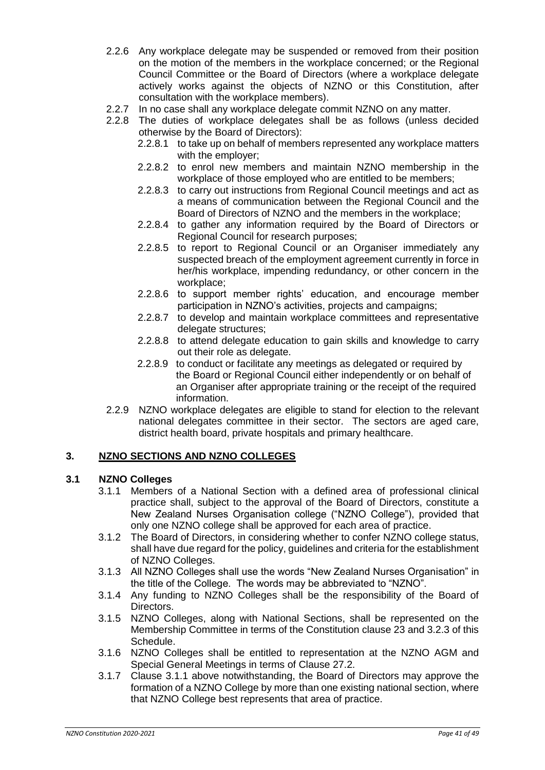2.2.6 Any workplace delegate may be suspended or removed from their position on the motion of the members in the workplace concerned; or the Regional Council Committee or the Board of Directors (where a workplace delegate actively works against the objects of NZNO or this Constitution, after consultation with the workplace members).

2.2.7 In no case shall any workplace delegate commit NZNO on any matter.

2.2.8 The duties of workplace delegates shall be as follows (unless decided otherwise by the Board of Directors):

- 2.2.8.1 to take up on behalf of members represented any workplace matters with the employer;
- 2.2.8.2 to enrol new members and maintain NZNO membership in the workplace of those employed who are entitled to be members;
- 2.2.8.3 to carry out instructions from Regional Council meetings and act as a means of communication between the Regional Council and the Board of Directors of NZNO and the members in the workplace;
- 2.2.8.4 to gather any information required by the Board of Directors or Regional Council for research purposes;
- 2.2.8.5 to report to Regional Council or an Organiser immediately any suspected breach of the employment agreement currently in force in her/his workplace, impending redundancy, or other concern in the workplace;
- 2.2.8.6 to support member rights' education, and encourage member participation in NZNO's activities, projects and campaigns;
- 2.2.8.7 to develop and maintain workplace committees and representative delegate structures;
- 2.2.8.8 to attend delegate education to gain skills and knowledge to carry out their role as delegate.
- 2.2.8.9 to conduct or facilitate any meetings as delegated or required by the Board or Regional Council either independently or on behalf of an Organiser after appropriate training or the receipt of the required information.

2.2.9 NZNO workplace delegates are eligible to stand for election to the relevant national delegates committee in their sector. The sectors are aged care, district health board, private hospitals and primary healthcare.

## 3. NZNO SECTIONS AND NZNO COLLEGES

### 3.1 NZNO Colleges

3.1.1 Members of a National Section with a defined area of professional clinical practice shall, subject to the approval of the Board of Directors, constitute a New Zealand Nurses Organisation college ("NZNO College"), provided that only one NZNO college shall be approved for each area of practice.

3.1.2 The Board of Directors, in considering whether to confer NZNO college status, shall have due regard for the policy, guidelines and criteria for the establishment of NZNO Colleges.

3.1.3 All NZNO Colleges shall use the words "New Zealand Nurses Organisation" in the title of the College. The words may be abbreviated to "NZNO".

3.1.4 Any funding to NZNO Colleges shall be the responsibility of the Board of Directors.

3.1.5 NZNO Colleges, along with National Sections, shall be represented on the Membership Committee in terms of the Constitution clause 23 and 3.2.3 of this Schedule.

3.1.6 NZNO Colleges shall be entitled to representation at the NZNO AGM and Special General Meetings in terms of Clause 27.2.

3.1.7 Clause 3.1.1 above notwithstanding, the Board of Directors may approve the formation of a NZNO College by more than one existing national section, where that NZNO College best represents that area of practice.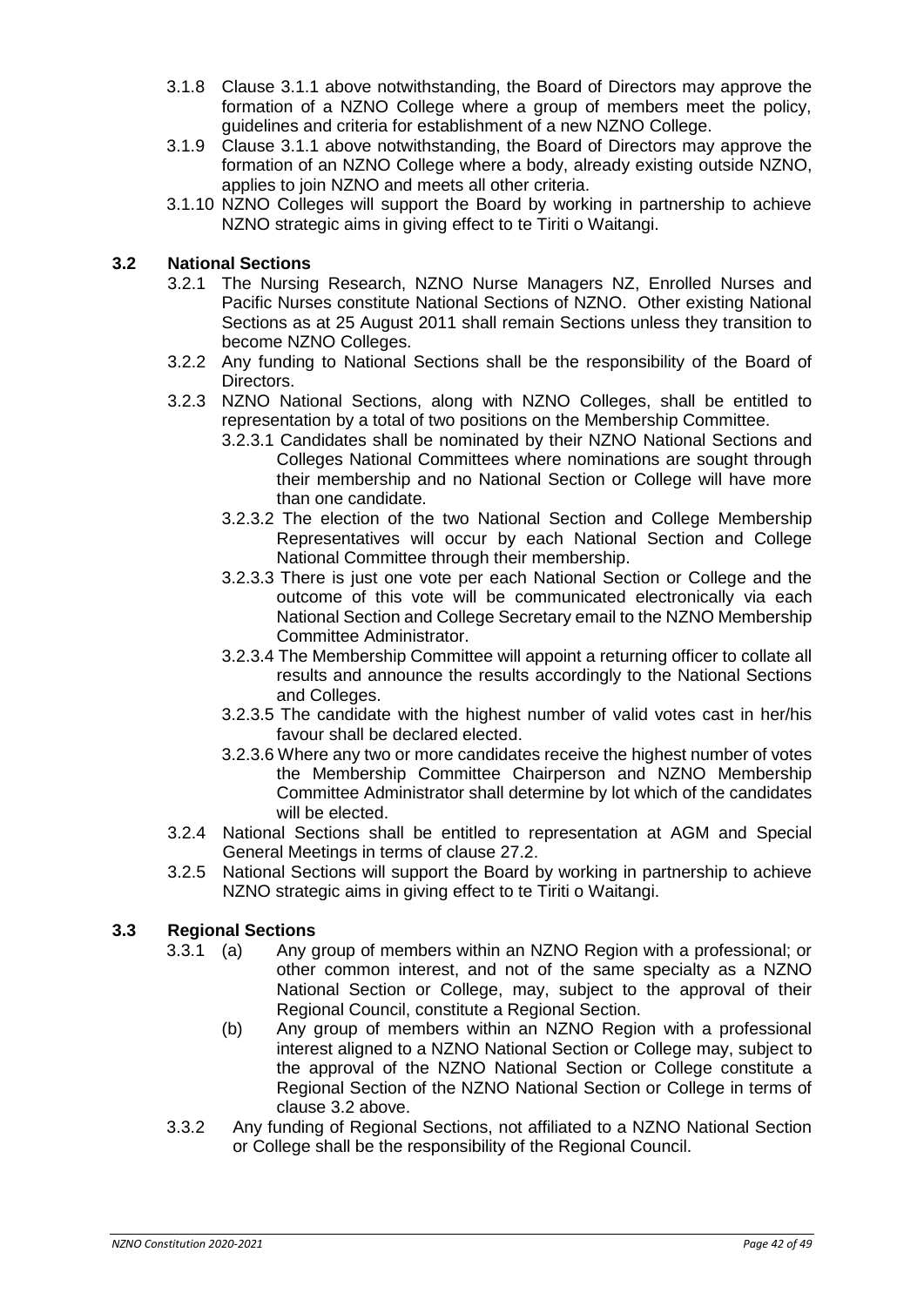3.1.8 Clause 3.1.1 above notwithstanding, the Board of Directors may approve the formation of a NZNO College where a group of members meet the policy, guidelines and criteria for establishment of a new NZNO College.

3.1.9 Clause 3.1.1 above notwithstanding, the Board of Directors may approve the formation of an NZNO College where a body, already existing outside NZNO, applies to join NZNO and meets all other criteria.

3.1.10 NZNO Colleges will support the Board by working in partnership to achieve NZNO strategic aims in giving effect to te Tiriti o Waitangi.

### 3.2 National Sections

3.2.1 The Nursing Research, NZNO Nurse Managers NZ, Enrolled Nurses and Pacific Nurses constitute National Sections of NZNO. Other existing National Sections as at 25 August 2011 shall remain Sections unless they transition to become NZNO Colleges.

3.2.2 Any funding to National Sections shall be the responsibility of the Board of Directors.

3.2.3 NZNO National Sections, along with NZNO Colleges, shall be entitled to representation by a total of two positions on the Membership Committee.

3.2.3.1 Candidates shall be nominated by their NZNO National Sections and Colleges National Committees where nominations are sought through their membership and no National Section or College will have more than one candidate.

3.2.3.2 The election of the two National Section and College Membership Representatives will occur by each National Section and College National Committee through their membership.

3.2.3.3 There is just one vote per each National Section or College and the outcome of this vote will be communicated electronically via each National Section and College Secretary email to the NZNO Membership Committee Administrator.

3.2.3.4 The Membership Committee will appoint a returning officer to collate all results and announce the results accordingly to the National Sections and Colleges.

3.2.3.5 The candidate with the highest number of valid votes cast in her/his favour shall be declared elected.

3.2.3.6 Where any two or more candidates receive the highest number of votes the Membership Committee Chairperson and NZNO Membership Committee Administrator shall determine by lot which of the candidates will be elected.

3.2.4 National Sections shall be entitled to representation at AGM and Special General Meetings in terms of clause 27.2.

3.2.5 National Sections will support the Board by working in partnership to achieve NZNO strategic aims in giving effect to te Tiriti o Waitangi.

### 3.3 Regional Sections

3.3.1 (a) Any group of members within an NZNO Region with a professional; or other common interest, and not of the same specialty as a NZNO National Section or College, may, subject to the approval of their Regional Council, constitute a Regional Section.

(b) Any group of members within an NZNO Region with a professional interest aligned to a NZNO National Section or College may, subject to the approval of the NZNO National Section or College constitute a Regional Section of the NZNO National Section or College in terms of clause 3.2 above.

3.3.2 Any funding of Regional Sections, not affiliated to a NZNO National Section or College shall be the responsibility of the Regional Council.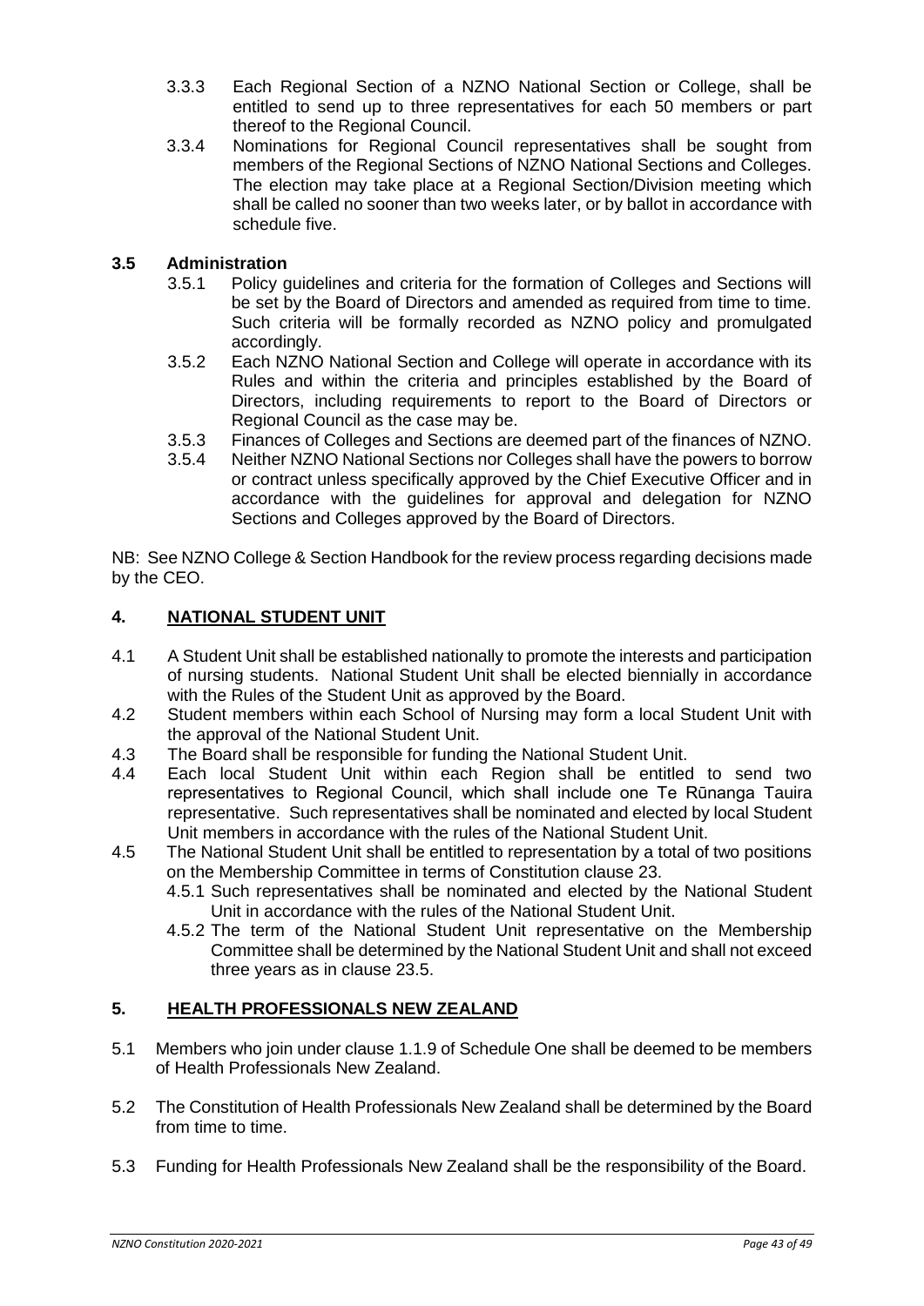3.3.3 Each Regional Section of a NZNO National Section or College, shall be entitled to send up to three representatives for each 50 members or part thereof to the Regional Council.

3.3.4 Nominations for Regional Council representatives shall be sought from members of the Regional Sections of NZNO National Sections and Colleges. The election may take place at a Regional Section/Division meeting which shall be called no sooner than two weeks later, or by ballot in accordance with schedule five.

### 3.5 Administration

3.5.1 Policy guidelines and criteria for the formation of Colleges and Sections will be set by the Board of Directors and amended as required from time to time. Such criteria will be formally recorded as NZNO policy and promulgated accordingly.

3.5.2 Each NZNO National Section and College will operate in accordance with its Rules and within the criteria and principles established by the Board of Directors, including requirements to report to the Board of Directors or Regional Council as the case may be.

3.5.3 Finances of Colleges and Sections are deemed part of the finances of NZNO.

3.5.4 Neither NZNO National Sections nor Colleges shall have the powers to borrow or contract unless specifically approved by the Chief Executive Officer and in accordance with the guidelines for approval and delegation for NZNO Sections and Colleges approved by the Board of Directors.

NB: See NZNO College & Section Handbook for the review process regarding decisions made by the CEO.

## 4. <u>NATIONAL STUDENT UNIT</u>

4.1 A Student Unit shall be established nationally to promote the interests and participation of nursing students. National Student Unit shall be elected biennially in accordance with the Rules of the Student Unit as approved by the Board.

4.2 Student members within each School of Nursing may form a local Student Unit with the approval of the National Student Unit.

4.3 The Board shall be responsible for funding the National Student Unit.

4.4 Each local Student Unit within each Region shall be entitled to send two representatives to Regional Council, which shall include one Te Rūnanga Tauira representative. Such representatives shall be nominated and elected by local Student Unit members in accordance with the rules of the National Student Unit.

4.5 The National Student Unit shall be entitled to representation by a total of two positions on the Membership Committee in terms of Constitution clause 23.

4.5.1 Such representatives shall be nominated and elected by the National Student Unit in accordance with the rules of the National Student Unit.

4.5.2 The term of the National Student Unit representative on the Membership Committee shall be determined by the National Student Unit and shall not exceed three years as in clause 23.5.

## 5. <u>HEALTH PROFESSIONALS NEW ZEALAND</u>

5.1 Members who join under clause 1.1.9 of Schedule One shall be deemed to be members of Health Professionals New Zealand.

5.2 The Constitution of Health Professionals New Zealand shall be determined by the Board from time to time.

5.3 Funding for Health Professionals New Zealand shall be the responsibility of the Board.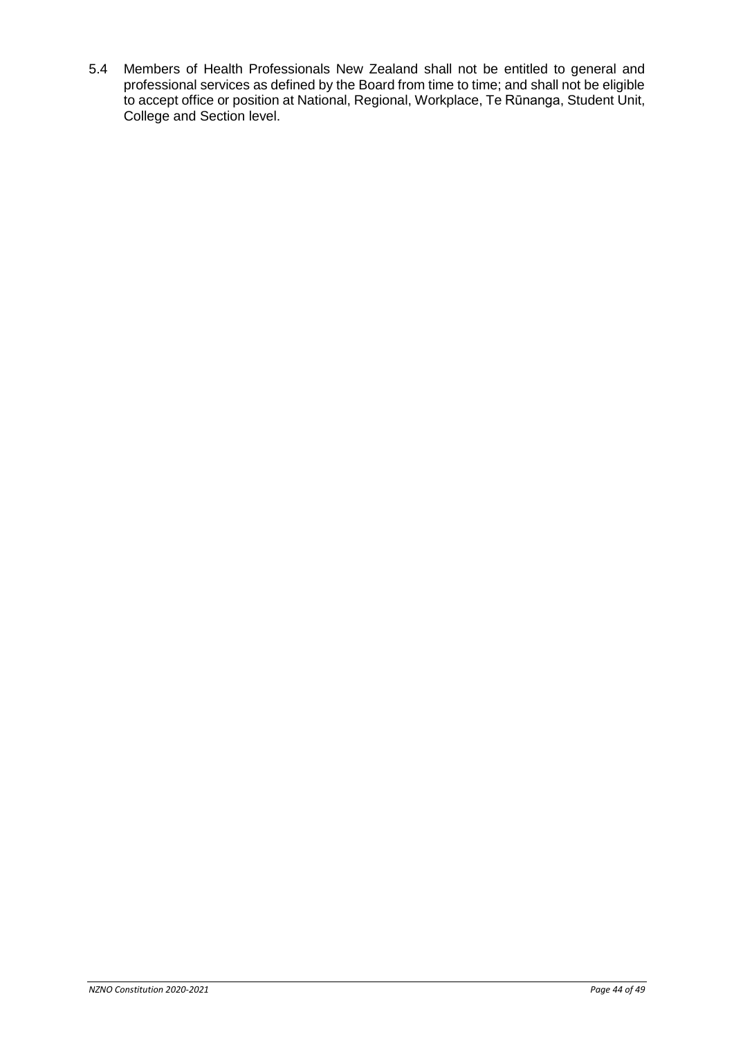5.4 Members of Health Professionals New Zealand shall not be entitled to general and professional services as defined by the Board from time to time; and shall not be eligible to accept office or position at National, Regional, Workplace, Te Rūnanga, Student Unit, College and Section level.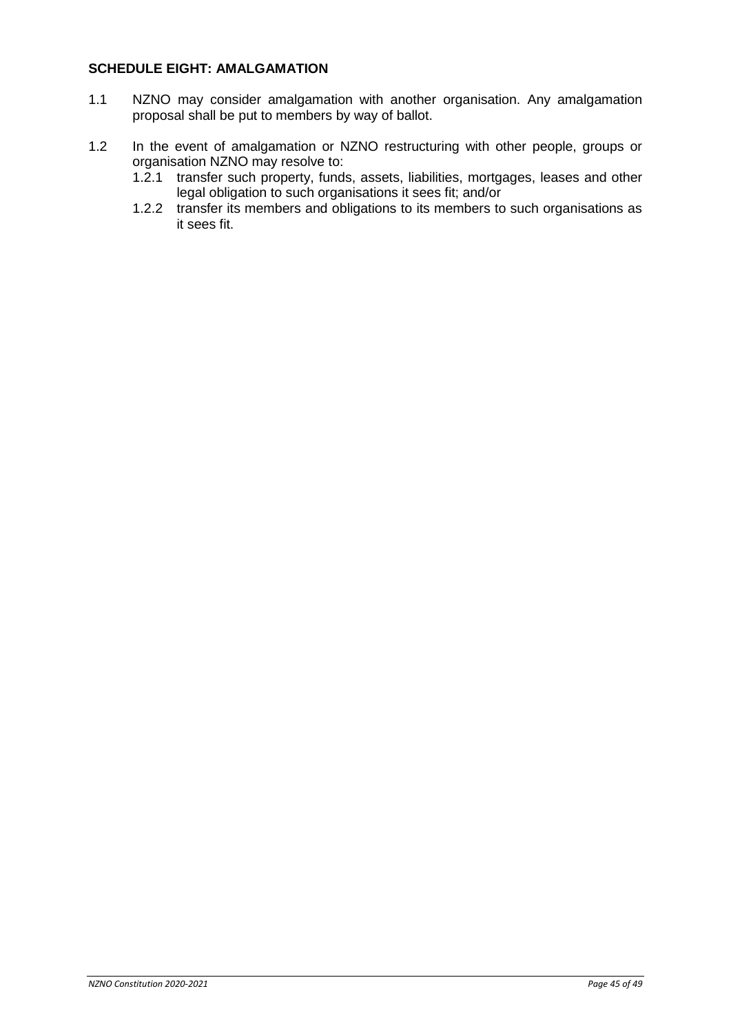## SCHEDULE EIGHT: AMALGAMATION

1.1 NZNO may consider amalgamation with another organisation. Any amalgamation proposal shall be put to members by way of ballot.

1.2 In the event of amalgamation or NZNO restructuring with other people, groups or organisation NZNO may resolve to:

   1.2.1 transfer such property, funds, assets, liabilities, mortgages, leases and other legal obligation to such organisations it sees fit; and/or

   1.2.2 transfer its members and obligations to its members to such organisations as it sees fit.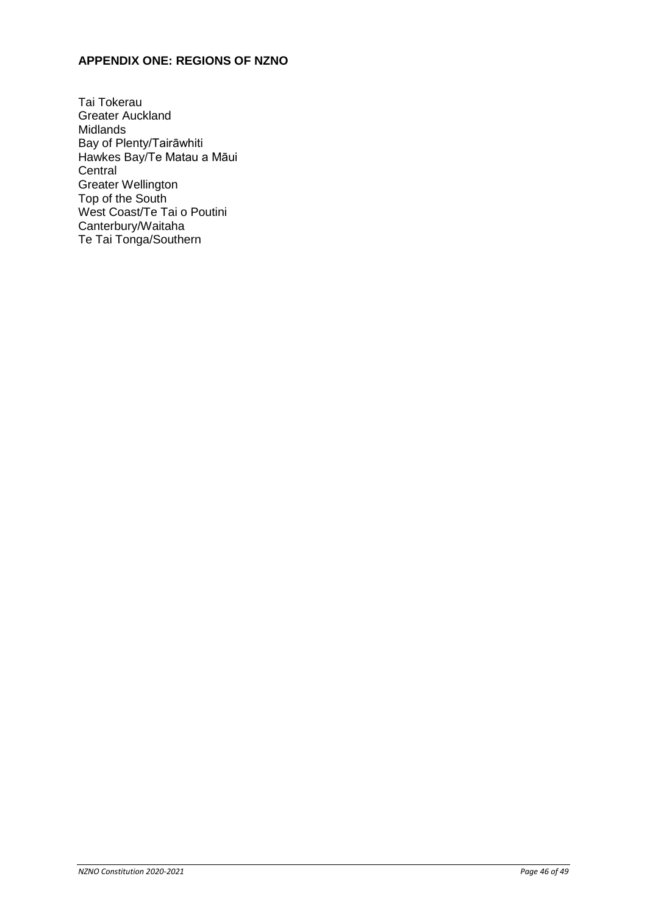## APPENDIX ONE: REGIONS OF NZNO

Tai Tokerau
Greater Auckland
Midlands
Bay of Plenty/Tairāwhiti
Hawkes Bay/Te Matau a Māui
Central
Greater Wellington
Top of the South
West Coast/Te Tai o Poutini
Canterbury/Waitaha
Te Tai Tonga/Southern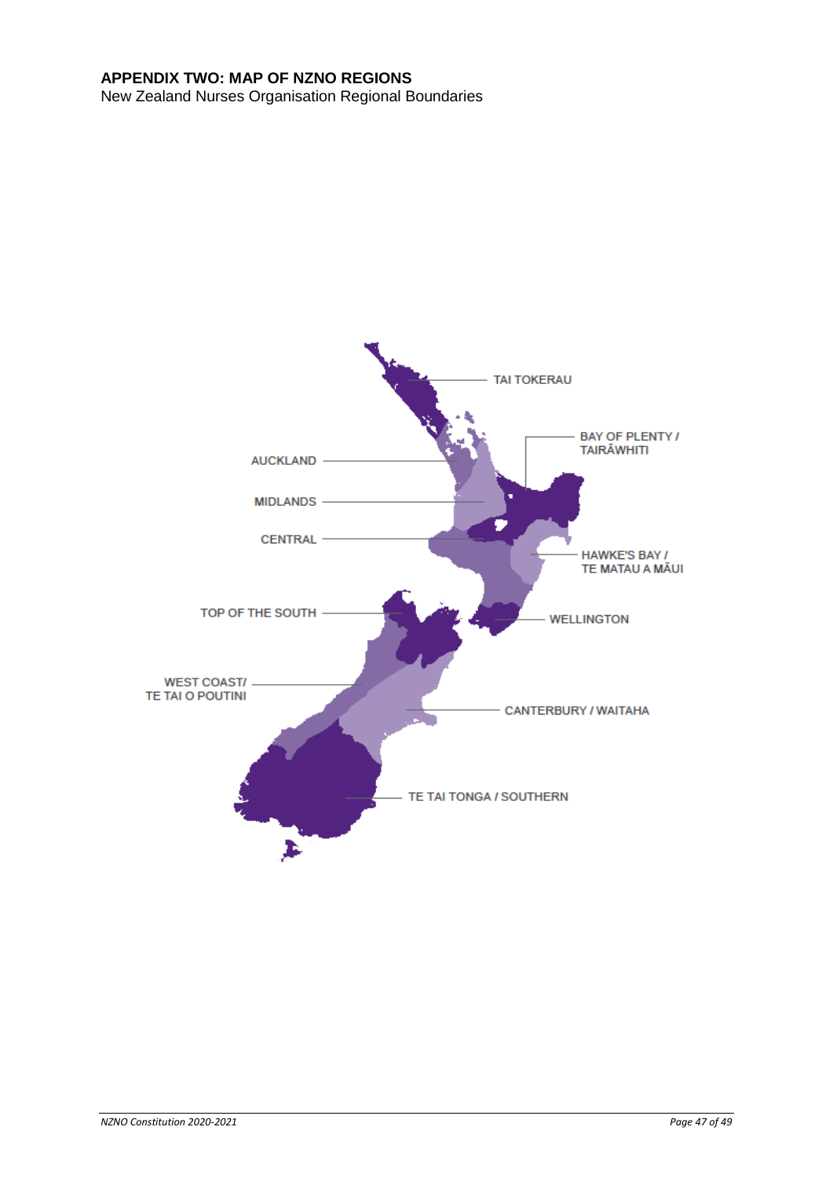**APPENDIX TWO: MAP OF NZNO REGIONS**

New Zealand Nurses Organisation Regional Boundaries

TAI TOKERAU

BAY OF PLENTY / TAIRĀWHITI

AUCKLAND

MIDLANDS

CENTRAL

HAWKE'S BAY / TE MATAU A MĀUI

TOP OF THE SOUTH

WELLINGTON

WEST COAST/ TE TAI O POUTINI

CANTERBURY / WAITAHA

TE TAI TONGA / SOUTHERN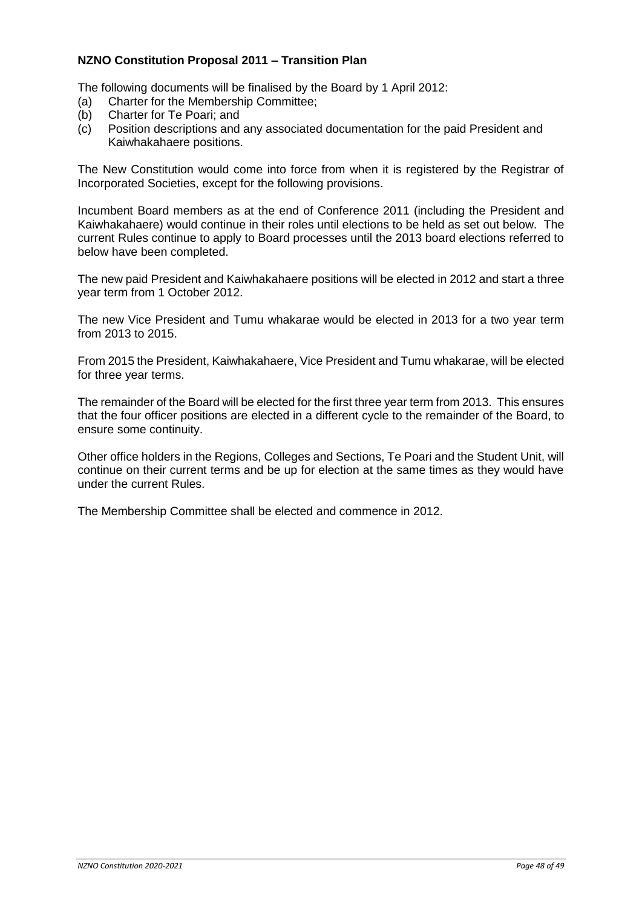**NZNO Constitution Proposal 2011 – Transition Plan**

The following documents will be finalised by the Board by 1 April 2012:

(a) Charter for the Membership Committee;
(b) Charter for Te Poari; and
(c) Position descriptions and any associated documentation for the paid President and Kaiwhakahaere positions.

The New Constitution would come into force from when it is registered by the Registrar of Incorporated Societies, except for the following provisions.

Incumbent Board members as at the end of Conference 2011 (including the President and Kaiwhakahaere) would continue in their roles until elections to be held as set out below. The current Rules continue to apply to Board processes until the 2013 board elections referred to below have been completed.

The new paid President and Kaiwhakahaere positions will be elected in 2012 and start a three year term from 1 October 2012.

The new Vice President and Tumu whakarae would be elected in 2013 for a two year term from 2013 to 2015.

From 2015 the President, Kaiwhakahaere, Vice President and Tumu whakarae, will be elected for three year terms.

The remainder of the Board will be elected for the first three year term from 2013. This ensures that the four officer positions are elected in a different cycle to the remainder of the Board, to ensure some continuity.

Other office holders in the Regions, Colleges and Sections, Te Poari and the Student Unit, will continue on their current terms and be up for election at the same times as they would have under the current Rules.

The Membership Committee shall be elected and commence in 2012.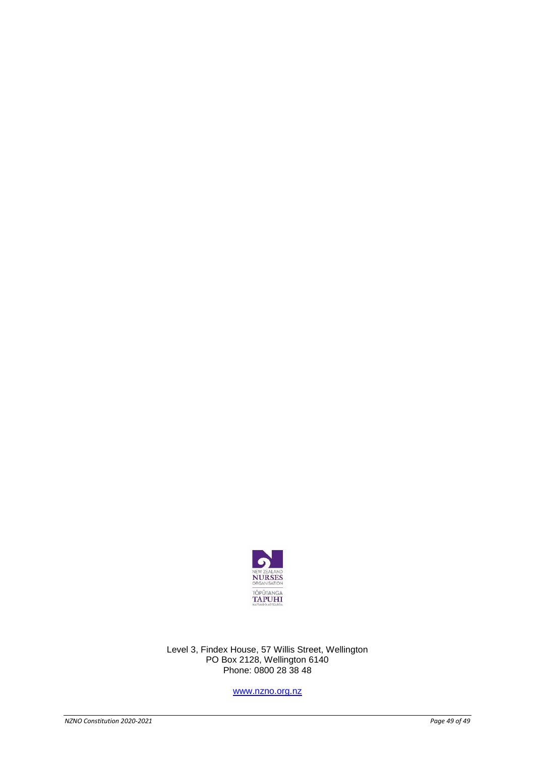NEW ZEALAND
NURSES
ORGANISATION
TŌPŪTANGA
TAPUHI
KAITIAKI O AOTEAROA

Level 3, Findex House, 57 Willis Street, Wellington
PO Box 2128, Wellington 6140
Phone: 0800 28 38 48

www.nzno.org.nz